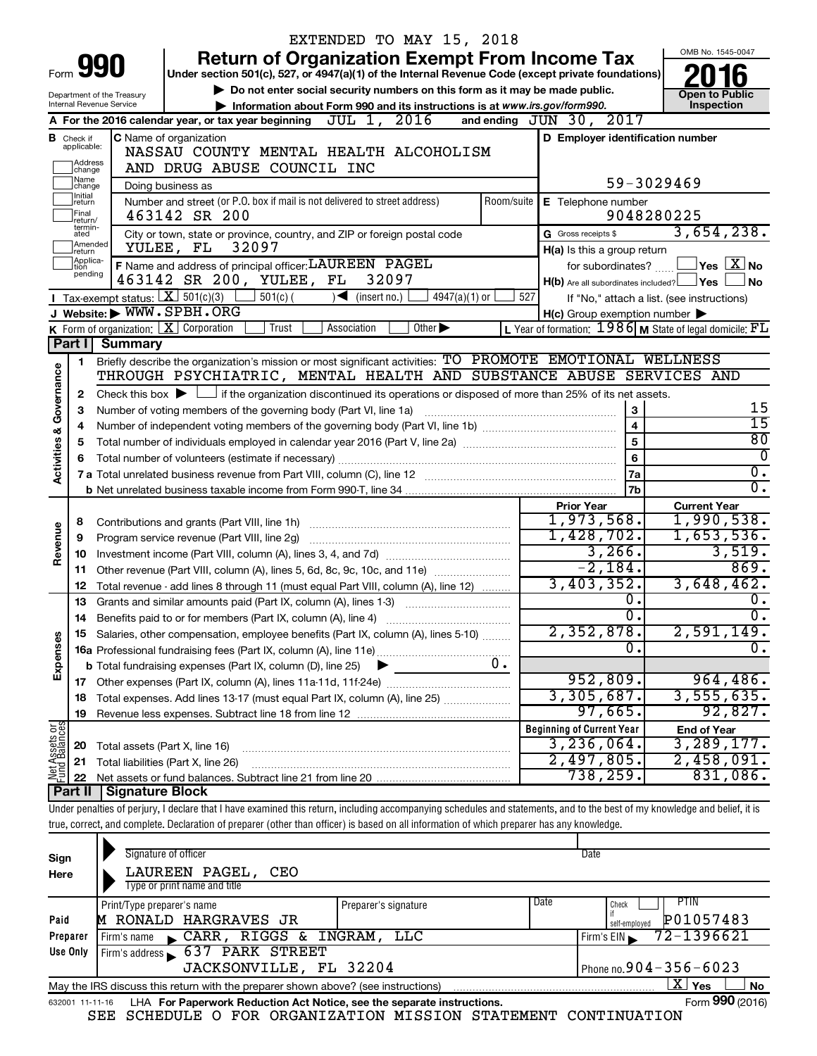EXTENDED TO MAY 15, 2018

# Form 990 — Return of Organization Exempt From Income Tax — 2016

Under section 501(c), 527, or 4947(a)(1) of the Internal Revenue Code (except private foundations)

▶ Do not enter social security numbers on this form as it may be made public.

▶ Information about Form 990 and its instructions is at www.irs.gov/form990.

Department of the Treasury
Internal Revenue Service

OMB No. 1545-0047

**Open to Public Inspection**

**A** For the 2016 calendar year, or tax year beginning JUL 1, 2016 and ending JUN 30, 2017

**B** Check if applicable: Address change, Name change, Initial return, Final return/terminated, Amended return, Application pending

**C** Name of organization: NASSAU COUNTY MENTAL HEALTH ALCOHOLISM AND DRUG ABUSE COUNCIL INC

Doing business as

Number and street (or P.O. box if mail is not delivered to street address): 463142 SR 200 | Room/suite

City or town, state or province, country, and ZIP or foreign postal code: YULEE, FL 32097

**D** Employer identification number: 59-3029469

**E** Telephone number: 9048280225

**G** Gross receipts $ 3,654,238.

**F** Name and address of principal officer: LAUREEN PAGEL, 463142 SR 200, YULEE, FL 32097

**H(a)** Is this a group return for subordinates? Yes [ ] No [X]

**H(b)** Are all subordinates included? Yes [ ] No [ ] If "No," attach a list. (see instructions)

**H(c)** Group exemption number ▶

**I** Tax-exempt status: [X] 501(c)(3) [ ] 501(c) ( ) ◀ (insert no.) [ ] 4947(a)(1) or [ ] 527

**J** Website: ▶ WWW.SPBH.ORG

**K** Form of organization: [X] Corporation [ ] Trust [ ] Association [ ] Other ▶

**L** Year of formation: 1986 **M** State of legal domicile: FL

## Part I Summary

**Activities & Governance**

1 Briefly describe the organization's mission or most significant activities: TO PROMOTE EMOTIONAL WELLNESS THROUGH PSYCHIATRIC, MENTAL HEALTH AND SUBSTANCE ABUSE SERVICES AND

2 Check this box ▶ [ ] if the organization discontinued its operations or disposed of more than 25% of its net assets.

| Line | Description | | Value |
|---|---|---|---|
| 3 | Number of voting members of the governing body (Part VI, line 1a) | 3 | 15 |
| 4 | Number of independent voting members of the governing body (Part VI, line 1b) | 4 | 15 |
| 5 | Total number of individuals employed in calendar year 2016 (Part V, line 2a) | 5 | 80 |
| 6 | Total number of volunteers (estimate if necessary) | 6 | 0 |
| 7a | Total unrelated business revenue from Part VIII, column (C), line 12 | 7a | 0. |
| 7b | Net unrelated business taxable income from Form 990-T, line 34 | 7b | 0. |

| Line | Description | Prior Year | Current Year |
|---|---|---|---|
| **Revenue** | | | |
| 8 | Contributions and grants (Part VIII, line 1h) | 1,973,568. | 1,990,538. |
| 9 | Program service revenue (Part VIII, line 2g) | 1,428,702. | 1,653,536. |
| 10 | Investment income (Part VIII, column (A), lines 3, 4, and 7d) | 3,266. | 3,519. |
| 11 | Other revenue (Part VIII, column (A), lines 5, 6d, 8c, 9c, 10c, and 11e) | -2,184. | 869. |
| 12 | Total revenue - add lines 8 through 11 (must equal Part VIII, column (A), line 12) | 3,403,352. | 3,648,462. |
| **Expenses** | | | |
| 13 | Grants and similar amounts paid (Part IX, column (A), lines 1-3) | 0. | 0. |
| 14 | Benefits paid to or for members (Part IX, column (A), line 4) | 0. | 0. |
| 15 | Salaries, other compensation, employee benefits (Part IX, column (A), lines 5-10) | 2,352,878. | 2,591,149. |
| 16a | Professional fundraising fees (Part IX, column (A), line 11e) | 0. | 0. |
| b | Total fundraising expenses (Part IX, column (D), line 25) ▶ 0. | | |
| 17 | Other expenses (Part IX, column (A), lines 11a-11d, 11f-24e) | 952,809. | 964,486. |
| 18 | Total expenses. Add lines 13-17 (must equal Part IX, column (A), line 25) | 3,305,687. | 3,555,635. |
| 19 | Revenue less expenses. Subtract line 18 from line 12 | 97,665. | 92,827. |

| Line | Net Assets or Fund Balances | Beginning of Current Year | End of Year |
|---|---|---|---|
| 20 | Total assets (Part X, line 16) | 3,236,064. | 3,289,177. |
| 21 | Total liabilities (Part X, line 26) | 2,497,805. | 2,458,091. |
| 22 | Net assets or fund balances. Subtract line 21 from line 20 | 738,259. | 831,086. |

## Part II Signature Block

Under penalties of perjury, I declare that I have examined this return, including accompanying schedules and statements, and to the best of my knowledge and belief, it is true, correct, and complete. Declaration of preparer (other than officer) is based on all information of which preparer has any knowledge.

**Sign Here**

Signature of officer | Date

LAUREEN PAGEL, CEO
Type or print name and title

**Paid Preparer Use Only**

| Print/Type preparer's name | Preparer's signature | Date | Check if self-employed | PTIN |
|---|---|---|---|---|
| M RONALD HARGRAVES JR | | | | P01057483 |

Firm's name ▶ CARR, RIGGS & INGRAM, LLC | Firm's EIN ▶ 72-1396621

Firm's address ▶ 637 PARK STREET, JACKSONVILLE, FL 32204 | Phone no. 904-356-6023

May the IRS discuss this return with the preparer shown above? (see instructions) [X] Yes [ ] No

632001 11-11-16 LHA For Paperwork Reduction Act Notice, see the separate instructions. Form **990** (2016)

SEE SCHEDULE O FOR ORGANIZATION MISSION STATEMENT CONTINUATION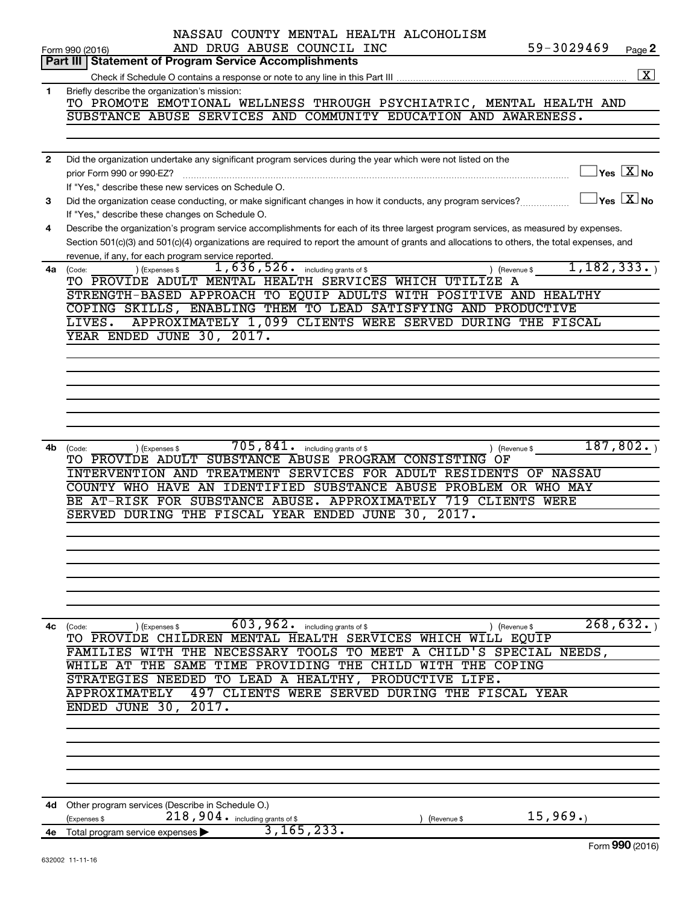NASSAU COUNTY MENTAL HEALTH ALCOHOLISM AND DRUG ABUSE COUNCIL INC 59-3029469

Form 990 (2016) Page 2

## Part III Statement of Program Service Accomplishments

Check if Schedule O contains a response or note to any line in this Part III [X]

**1** Briefly describe the organization's mission:

TO PROMOTE EMOTIONAL WELLNESS THROUGH PSYCHIATRIC, MENTAL HEALTH AND SUBSTANCE ABUSE SERVICES AND COMMUNITY EDUCATION AND AWARENESS.

**2** Did the organization undertake any significant program services during the year which were not listed on the prior Form 990 or 990-EZ? [ ] Yes [X] No

If "Yes," describe these new services on Schedule O.

**3** Did the organization cease conducting, or make significant changes in how it conducts, any program services? [ ] Yes [X] No

If "Yes," describe these changes on Schedule O.

**4** Describe the organization's program service accomplishments for each of its three largest program services, as measured by expenses. Section 501(c)(3) and 501(c)(4) organizations are required to report the amount of grants and allocations to others, the total expenses, and revenue, if any, for each program service reported.

**4a** (Code: ) (Expenses $ 1,636,526. including grants of $ ) (Revenue $ 1,182,333.)

TO PROVIDE ADULT MENTAL HEALTH SERVICES WHICH UTILIZE A STRENGTH-BASED APPROACH TO EQUIP ADULTS WITH POSITIVE AND HEALTHY COPING SKILLS, ENABLING THEM TO LEAD SATISFYING AND PRODUCTIVE LIVES. APPROXIMATELY 1,099 CLIENTS WERE SERVED DURING THE FISCAL YEAR ENDED JUNE 30, 2017.

**4b** (Code: ) (Expenses $ 705,841. including grants of $ ) (Revenue $ 187,802.)

TO PROVIDE ADULT SUBSTANCE ABUSE PROGRAM CONSISTING OF INTERVENTION AND TREATMENT SERVICES FOR ADULT RESIDENTS OF NASSAU COUNTY WHO HAVE AN IDENTIFIED SUBSTANCE ABUSE PROBLEM OR WHO MAY BE AT-RISK FOR SUBSTANCE ABUSE. APPROXIMATELY 719 CLIENTS WERE SERVED DURING THE FISCAL YEAR ENDED JUNE 30, 2017.

**4c** (Code: ) (Expenses $ 603,962. including grants of $ ) (Revenue $ 268,632.)

TO PROVIDE CHILDREN MENTAL HEALTH SERVICES WHICH WILL EQUIP FAMILIES WITH THE NECESSARY TOOLS TO MEET A CHILD'S SPECIAL NEEDS, WHILE AT THE SAME TIME PROVIDING THE CHILD WITH THE COPING STRATEGIES NEEDED TO LEAD A HEALTHY, PRODUCTIVE LIFE. APPROXIMATELY 497 CLIENTS WERE SERVED DURING THE FISCAL YEAR ENDED JUNE 30, 2017.

**4d** Other program services (Describe in Schedule O.)

(Expenses $ 218,904. including grants of $ ) (Revenue $ 15,969.)

**4e** Total program service expenses ▶ 3,165,233.

Form **990** (2016)

632002 11-11-16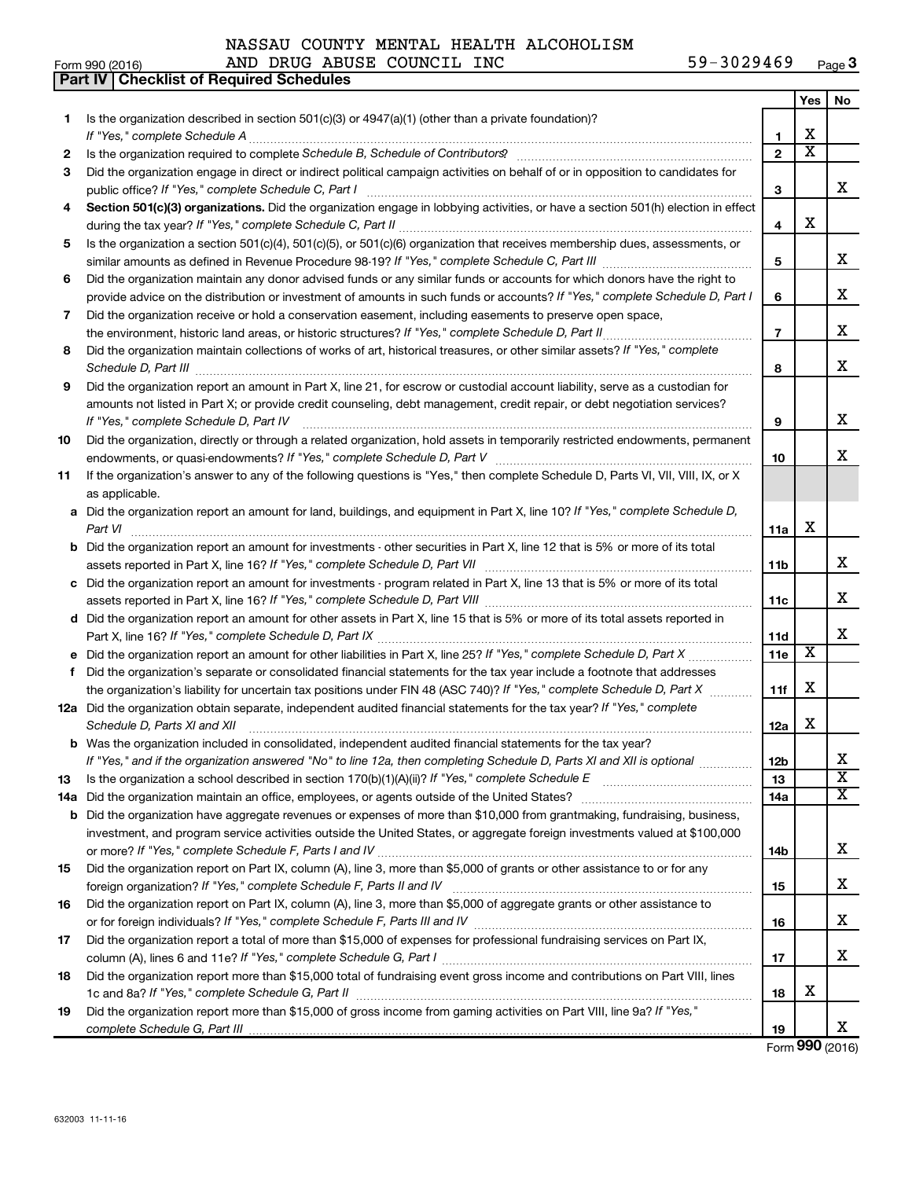NASSAU COUNTY MENTAL HEALTH ALCOHOLISM AND DRUG ABUSE COUNCIL INC 59-3029469

Form 990 (2016)

## Part IV Checklist of Required Schedules

| | | | Yes | No |
|---|---|---|---|---|
| 1 | Is the organization described in section 501(c)(3) or 4947(a)(1) (other than a private foundation)? *If "Yes," complete Schedule A* | 1 | X | |
| 2 | Is the organization required to complete *Schedule B, Schedule of Contributors*? | 2 | X | |
| 3 | Did the organization engage in direct or indirect political campaign activities on behalf of or in opposition to candidates for public office? *If "Yes," complete Schedule C, Part I* | 3 | | X |
| 4 | **Section 501(c)(3) organizations.** Did the organization engage in lobbying activities, or have a section 501(h) election in effect during the tax year? *If "Yes," complete Schedule C, Part II* | 4 | X | |
| 5 | Is the organization a section 501(c)(4), 501(c)(5), or 501(c)(6) organization that receives membership dues, assessments, or similar amounts as defined in Revenue Procedure 98-19? *If "Yes," complete Schedule C, Part III* | 5 | | X |
| 6 | Did the organization maintain any donor advised funds or any similar funds or accounts for which donors have the right to provide advice on the distribution or investment of amounts in such funds or accounts? *If "Yes," complete Schedule D, Part I* | 6 | | X |
| 7 | Did the organization receive or hold a conservation easement, including easements to preserve open space, the environment, historic land areas, or historic structures? *If "Yes," complete Schedule D, Part II* | 7 | | X |
| 8 | Did the organization maintain collections of works of art, historical treasures, or other similar assets? *If "Yes," complete Schedule D, Part III* | 8 | | X |
| 9 | Did the organization report an amount in Part X, line 21, for escrow or custodial account liability, serve as a custodian for amounts not listed in Part X; or provide credit counseling, debt management, credit repair, or debt negotiation services? *If "Yes," complete Schedule D, Part IV* | 9 | | X |
| 10 | Did the organization, directly or through a related organization, hold assets in temporarily restricted endowments, permanent endowments, or quasi-endowments? *If "Yes," complete Schedule D, Part V* | 10 | | X |
| 11 | If the organization's answer to any of the following questions is "Yes," then complete Schedule D, Parts VI, VII, VIII, IX, or X as applicable. | | | |
| a | Did the organization report an amount for land, buildings, and equipment in Part X, line 10? *If "Yes," complete Schedule D, Part VI* | 11a | X | |
| b | Did the organization report an amount for investments - other securities in Part X, line 12 that is 5% or more of its total assets reported in Part X, line 16? *If "Yes," complete Schedule D, Part VII* | 11b | | X |
| c | Did the organization report an amount for investments - program related in Part X, line 13 that is 5% or more of its total assets reported in Part X, line 16? *If "Yes," complete Schedule D, Part VIII* | 11c | | X |
| d | Did the organization report an amount for other assets in Part X, line 15 that is 5% or more of its total assets reported in Part X, line 16? *If "Yes," complete Schedule D, Part IX* | 11d | | X |
| e | Did the organization report an amount for other liabilities in Part X, line 25? *If "Yes," complete Schedule D, Part X* | 11e | X | |
| f | Did the organization's separate or consolidated financial statements for the tax year include a footnote that addresses the organization's liability for uncertain tax positions under FIN 48 (ASC 740)? *If "Yes," complete Schedule D, Part X* | 11f | X | |
| 12a | Did the organization obtain separate, independent audited financial statements for the tax year? *If "Yes," complete Schedule D, Parts XI and XII* | 12a | X | |
| b | Was the organization included in consolidated, independent audited financial statements for the tax year? *If "Yes," and if the organization answered "No" to line 12a, then completing Schedule D, Parts XI and XII is optional* | 12b | | X |
| 13 | Is the organization a school described in section 170(b)(1)(A)(ii)? *If "Yes," complete Schedule E* | 13 | | X |
| 14a | Did the organization maintain an office, employees, or agents outside of the United States? | 14a | | X |
| b | Did the organization have aggregate revenues or expenses of more than $10,000 from grantmaking, fundraising, business, investment, and program service activities outside the United States, or aggregate foreign investments valued at $100,000 or more? *If "Yes," complete Schedule F, Parts I and IV* | 14b | | X |
| 15 | Did the organization report on Part IX, column (A), line 3, more than $5,000 of grants or other assistance to or for any foreign organization? *If "Yes," complete Schedule F, Parts II and IV* | 15 | | X |
| 16 | Did the organization report on Part IX, column (A), line 3, more than $5,000 of aggregate grants or other assistance to or for foreign individuals? *If "Yes," complete Schedule F, Parts III and IV* | 16 | | X |
| 17 | Did the organization report a total of more than $15,000 of expenses for professional fundraising services on Part IX, column (A), lines 6 and 11e? *If "Yes," complete Schedule G, Part I* | 17 | | X |
| 18 | Did the organization report more than $15,000 total of fundraising event gross income and contributions on Part VIII, lines 1c and 8a? *If "Yes," complete Schedule G, Part II* | 18 | X | |
| 19 | Did the organization report more than $15,000 of gross income from gaming activities on Part VIII, line 9a? *If "Yes," complete Schedule G, Part III* | 19 | | X |

Form **990** (2016)

632003 11-11-16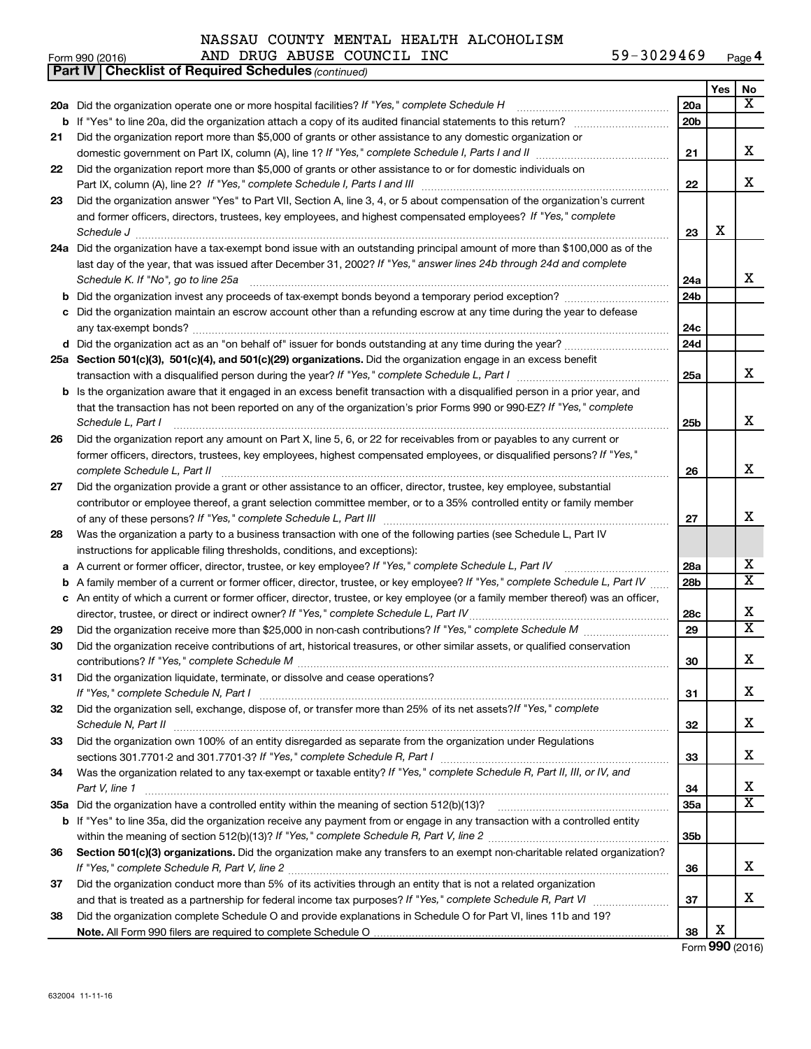NASSAU COUNTY MENTAL HEALTH ALCOHOLISM AND DRUG ABUSE COUNCIL INC 59-3029469

Form 990 (2016) Page 4

**Part IV | Checklist of Required Schedules** *(continued)*

| | | | Yes | No |
|---|---|---|---|---|
| **20a** | Did the organization operate one or more hospital facilities? *If "Yes," complete Schedule H* | 20a | | X |
| **b** | If "Yes" to line 20a, did the organization attach a copy of its audited financial statements to this return? | 20b | | |
| **21** | Did the organization report more than $5,000 of grants or other assistance to any domestic organization or domestic government on Part IX, column (A), line 1? *If "Yes," complete Schedule I, Parts I and II* | 21 | | X |
| **22** | Did the organization report more than $5,000 of grants or other assistance to or for domestic individuals on Part IX, column (A), line 2? *If "Yes," complete Schedule I, Parts I and III* | 22 | | X |
| **23** | Did the organization answer "Yes" to Part VII, Section A, line 3, 4, or 5 about compensation of the organization's current and former officers, directors, trustees, key employees, and highest compensated employees? *If "Yes," complete Schedule J* | 23 | X | |
| **24a** | Did the organization have a tax-exempt bond issue with an outstanding principal amount of more than $100,000 as of the last day of the year, that was issued after December 31, 2002? *If "Yes," answer lines 24b through 24d and complete Schedule K. If "No", go to line 25a* | 24a | | X |
| **b** | Did the organization invest any proceeds of tax-exempt bonds beyond a temporary period exception? | 24b | | |
| **c** | Did the organization maintain an escrow account other than a refunding escrow at any time during the year to defease any tax-exempt bonds? | 24c | | |
| **d** | Did the organization act as an "on behalf of" issuer for bonds outstanding at any time during the year? | 24d | | |
| **25a** | **Section 501(c)(3), 501(c)(4), and 501(c)(29) organizations.** Did the organization engage in an excess benefit transaction with a disqualified person during the year? *If "Yes," complete Schedule L, Part I* | 25a | | X |
| **b** | Is the organization aware that it engaged in an excess benefit transaction with a disqualified person in a prior year, and that the transaction has not been reported on any of the organization's prior Forms 990 or 990-EZ? *If "Yes," complete Schedule L, Part I* | 25b | | X |
| **26** | Did the organization report any amount on Part X, line 5, 6, or 22 for receivables from or payables to any current or former officers, directors, trustees, key employees, highest compensated employees, or disqualified persons? *If "Yes," complete Schedule L, Part II* | 26 | | X |
| **27** | Did the organization provide a grant or other assistance to an officer, director, trustee, key employee, substantial contributor or employee thereof, a grant selection committee member, or to a 35% controlled entity or family member of any of these persons? *If "Yes," complete Schedule L, Part III* | 27 | | X |
| **28** | Was the organization a party to a business transaction with one of the following parties (see Schedule L, Part IV instructions for applicable filing thresholds, conditions, and exceptions): | | | |
| **a** | A current or former officer, director, trustee, or key employee? *If "Yes," complete Schedule L, Part IV* | 28a | | X |
| **b** | A family member of a current or former officer, director, trustee, or key employee? *If "Yes," complete Schedule L, Part IV* | 28b | | X |
| **c** | An entity of which a current or former officer, director, trustee, or key employee (or a family member thereof) was an officer, director, trustee, or direct or indirect owner? *If "Yes," complete Schedule L, Part IV* | 28c | | X |
| **29** | Did the organization receive more than $25,000 in non-cash contributions? *If "Yes," complete Schedule M* | 29 | | X |
| **30** | Did the organization receive contributions of art, historical treasures, or other similar assets, or qualified conservation contributions? *If "Yes," complete Schedule M* | 30 | | X |
| **31** | Did the organization liquidate, terminate, or dissolve and cease operations? *If "Yes," complete Schedule N, Part I* | 31 | | X |
| **32** | Did the organization sell, exchange, dispose of, or transfer more than 25% of its net assets? *If "Yes," complete Schedule N, Part II* | 32 | | X |
| **33** | Did the organization own 100% of an entity disregarded as separate from the organization under Regulations sections 301.7701-2 and 301.7701-3? *If "Yes," complete Schedule R, Part I* | 33 | | X |
| **34** | Was the organization related to any tax-exempt or taxable entity? *If "Yes," complete Schedule R, Part II, III, or IV, and Part V, line 1* | 34 | | X |
| **35a** | Did the organization have a controlled entity within the meaning of section 512(b)(13)? | 35a | | X |
| **b** | If "Yes" to line 35a, did the organization receive any payment from or engage in any transaction with a controlled entity within the meaning of section 512(b)(13)? *If "Yes," complete Schedule R, Part V, line 2* | 35b | | |
| **36** | **Section 501(c)(3) organizations.** Did the organization make any transfers to an exempt non-charitable related organization? *If "Yes," complete Schedule R, Part V, line 2* | 36 | | X |
| **37** | Did the organization conduct more than 5% of its activities through an entity that is not a related organization and that is treated as a partnership for federal income tax purposes? *If "Yes," complete Schedule R, Part VI* | 37 | | X |
| **38** | Did the organization complete Schedule O and provide explanations in Schedule O for Part VI, lines 11b and 19? **Note.** All Form 990 filers are required to complete Schedule O | 38 | X | |

Form **990** (2016)

632004 11-11-16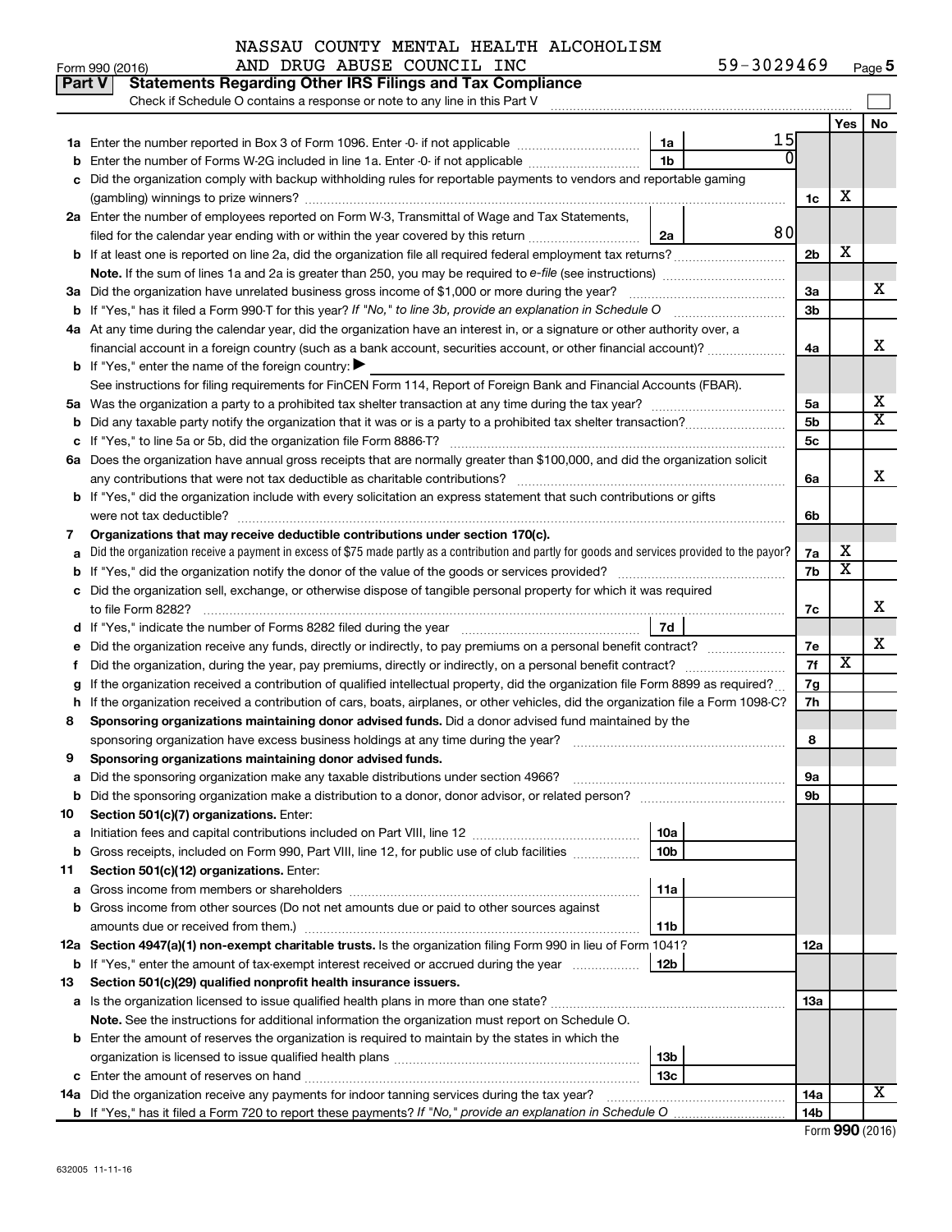NASSAU COUNTY MENTAL HEALTH ALCOHOLISM AND DRUG ABUSE COUNCIL INC 59-3029469

Form 990 (2016)

## Part V Statements Regarding Other IRS Filings and Tax Compliance

Check if Schedule O contains a response or note to any line in this Part V

| | | | | | Yes | No |
|---|---|---|---|---|---|---|
| **1a** | Enter the number reported in Box 3 of Form 1096. Enter -0- if not applicable | 1a | 15 | | | |
| **b** | Enter the number of Forms W-2G included in line 1a. Enter -0- if not applicable | 1b | 0 | | | |
| **c** | Did the organization comply with backup withholding rules for reportable payments to vendors and reportable gaming (gambling) winnings to prize winners? | | | 1c | X | |
| **2a** | Enter the number of employees reported on Form W-3, Transmittal of Wage and Tax Statements, filed for the calendar year ending with or within the year covered by this return | 2a | 80 | | | |
| **b** | If at least one is reported on line 2a, did the organization file all required federal employment tax returns? | | | 2b | X | |
| | **Note.** If the sum of lines 1a and 2a is greater than 250, you may be required to e-file (see instructions) | | | | | |
| **3a** | Did the organization have unrelated business gross income of $1,000 or more during the year? | | | 3a | | X |
| **b** | If "Yes," has it filed a Form 990-T for this year? *If "No," to line 3b, provide an explanation in Schedule O* | | | 3b | | |
| **4a** | At any time during the calendar year, did the organization have an interest in, or a signature or other authority over, a financial account in a foreign country (such as a bank account, securities account, or other financial account)? | | | 4a | | X |
| **b** | If "Yes," enter the name of the foreign country: ▶ | | | | | |
| | See instructions for filing requirements for FinCEN Form 114, Report of Foreign Bank and Financial Accounts (FBAR). | | | | | |
| **5a** | Was the organization a party to a prohibited tax shelter transaction at any time during the tax year? | | | 5a | | X |
| **b** | Did any taxable party notify the organization that it was or is a party to a prohibited tax shelter transaction? | | | 5b | | X |
| **c** | If "Yes," to line 5a or 5b, did the organization file Form 8886-T? | | | 5c | | |
| **6a** | Does the organization have annual gross receipts that are normally greater than $100,000, and did the organization solicit any contributions that were not tax deductible as charitable contributions? | | | 6a | | X |
| **b** | If "Yes," did the organization include with every solicitation an express statement that such contributions or gifts were not tax deductible? | | | 6b | | |
| **7** | **Organizations that may receive deductible contributions under section 170(c).** | | | | | |
| **a** | Did the organization receive a payment in excess of $75 made partly as a contribution and partly for goods and services provided to the payor? | | | 7a | X | |
| **b** | If "Yes," did the organization notify the donor of the value of the goods or services provided? | | | 7b | X | |
| **c** | Did the organization sell, exchange, or otherwise dispose of tangible personal property for which it was required to file Form 8282? | | | 7c | | X |
| **d** | If "Yes," indicate the number of Forms 8282 filed during the year | 7d | | | | |
| **e** | Did the organization receive any funds, directly or indirectly, to pay premiums on a personal benefit contract? | | | 7e | | X |
| **f** | Did the organization, during the year, pay premiums, directly or indirectly, on a personal benefit contract? | | | 7f | X | |
| **g** | If the organization received a contribution of qualified intellectual property, did the organization file Form 8899 as required? | | | 7g | | |
| **h** | If the organization received a contribution of cars, boats, airplanes, or other vehicles, did the organization file a Form 1098-C? | | | 7h | | |
| **8** | **Sponsoring organizations maintaining donor advised funds.** Did a donor advised fund maintained by the sponsoring organization have excess business holdings at any time during the year? | | | 8 | | |
| **9** | **Sponsoring organizations maintaining donor advised funds.** | | | | | |
| **a** | Did the sponsoring organization make any taxable distributions under section 4966? | | | 9a | | |
| **b** | Did the sponsoring organization make a distribution to a donor, donor advisor, or related person? | | | 9b | | |
| **10** | **Section 501(c)(7) organizations.** Enter: | | | | | |
| **a** | Initiation fees and capital contributions included on Part VIII, line 12 | 10a | | | | |
| **b** | Gross receipts, included on Form 990, Part VIII, line 12, for public use of club facilities | 10b | | | | |
| **11** | **Section 501(c)(12) organizations.** Enter: | | | | | |
| **a** | Gross income from members or shareholders | 11a | | | | |
| **b** | Gross income from other sources (Do not net amounts due or paid to other sources against amounts due or received from them.) | 11b | | | | |
| **12a** | **Section 4947(a)(1) non-exempt charitable trusts.** Is the organization filing Form 990 in lieu of Form 1041? | | | 12a | | |
| **b** | If "Yes," enter the amount of tax-exempt interest received or accrued during the year | 12b | | | | |
| **13** | **Section 501(c)(29) qualified nonprofit health insurance issuers.** | | | | | |
| **a** | Is the organization licensed to issue qualified health plans in more than one state? | | | 13a | | |
| | **Note.** See the instructions for additional information the organization must report on Schedule O. | | | | | |
| **b** | Enter the amount of reserves the organization is required to maintain by the states in which the organization is licensed to issue qualified health plans | 13b | | | | |
| **c** | Enter the amount of reserves on hand | 13c | | | | |
| **14a** | Did the organization receive any payments for indoor tanning services during the tax year? | | | 14a | | X |
| **b** | If "Yes," has it filed a Form 720 to report these payments? *If "No," provide an explanation in Schedule O* | | | 14b | | |

Form **990** (2016)

632005 11-11-16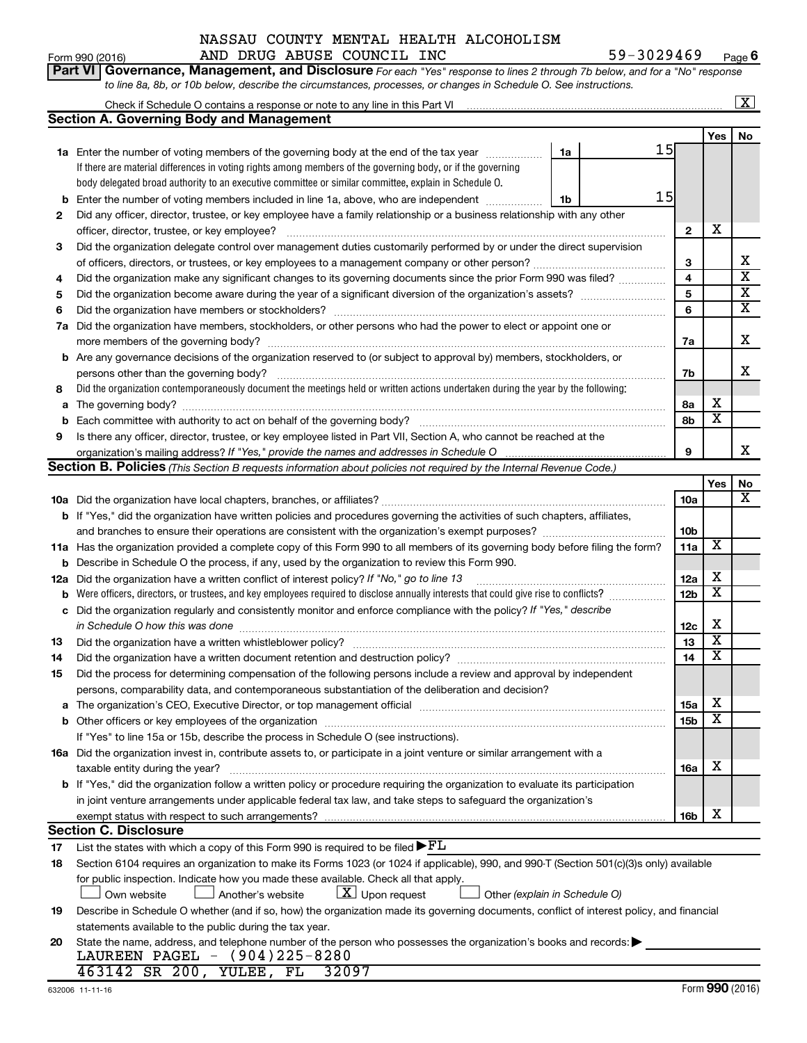NASSAU COUNTY MENTAL HEALTH ALCOHOLISM AND DRUG ABUSE COUNCIL INC 59-3029469

Form 990 (2016) Page 6

**Part VI Governance, Management, and Disclosure** *For each "Yes" response to lines 2 through 7b below, and for a "No" response to line 8a, 8b, or 10b below, describe the circumstances, processes, or changes in Schedule O. See instructions.*

Check if Schedule O contains a response or note to any line in this Part VI [X]

### Section A. Governing Body and Management

| | | | | Yes | No |
|---|---|---|---|---|---|
| **1a** | Enter the number of voting members of the governing body at the end of the tax year. If there are material differences in voting rights among members of the governing body, or if the governing body delegated broad authority to an executive committee or similar committee, explain in Schedule O. | 1a | 15 | | |
| **b** | Enter the number of voting members included in line 1a, above, who are independent | 1b | 15 | | |
| **2** | Did any officer, director, trustee, or key employee have a family relationship or a business relationship with any other officer, director, trustee, or key employee? | 2 | | X | |
| **3** | Did the organization delegate control over management duties customarily performed by or under the direct supervision of officers, directors, or trustees, or key employees to a management company or other person? | 3 | | | X |
| **4** | Did the organization make any significant changes to its governing documents since the prior Form 990 was filed? | 4 | | | X |
| **5** | Did the organization become aware during the year of a significant diversion of the organization's assets? | 5 | | | X |
| **6** | Did the organization have members or stockholders? | 6 | | | X |
| **7a** | Did the organization have members, stockholders, or other persons who had the power to elect or appoint one or more members of the governing body? | 7a | | | X |
| **b** | Are any governance decisions of the organization reserved to (or subject to approval by) members, stockholders, or persons other than the governing body? | 7b | | | X |
| **8** | Did the organization contemporaneously document the meetings held or written actions undertaken during the year by the following: | | | | |
| **a** | The governing body? | 8a | | X | |
| **b** | Each committee with authority to act on behalf of the governing body? | 8b | | X | |
| **9** | Is there any officer, director, trustee, or key employee listed in Part VII, Section A, who cannot be reached at the organization's mailing address? *If "Yes," provide the names and addresses in Schedule O* | 9 | | | X |

### Section B. Policies *(This Section B requests information about policies not required by the Internal Revenue Code.)*

| | | | Yes | No |
|---|---|---|---|---|
| **10a** | Did the organization have local chapters, branches, or affiliates? | 10a | | X |
| **b** | If "Yes," did the organization have written policies and procedures governing the activities of such chapters, affiliates, and branches to ensure their operations are consistent with the organization's exempt purposes? | 10b | | |
| **11a** | Has the organization provided a complete copy of this Form 990 to all members of its governing body before filing the form? | 11a | X | |
| **b** | Describe in Schedule O the process, if any, used by the organization to review this Form 990. | | | |
| **12a** | Did the organization have a written conflict of interest policy? *If "No," go to line 13* | 12a | X | |
| **b** | Were officers, directors, or trustees, and key employees required to disclose annually interests that could give rise to conflicts? | 12b | X | |
| **c** | Did the organization regularly and consistently monitor and enforce compliance with the policy? *If "Yes," describe in Schedule O how this was done* | 12c | X | |
| **13** | Did the organization have a written whistleblower policy? | 13 | X | |
| **14** | Did the organization have a written document retention and destruction policy? | 14 | X | |
| **15** | Did the process for determining compensation of the following persons include a review and approval by independent persons, comparability data, and contemporaneous substantiation of the deliberation and decision? | | | |
| **a** | The organization's CEO, Executive Director, or top management official | 15a | X | |
| **b** | Other officers or key employees of the organization | 15b | X | |
| | If "Yes" to line 15a or 15b, describe the process in Schedule O (see instructions). | | | |
| **16a** | Did the organization invest in, contribute assets to, or participate in a joint venture or similar arrangement with a taxable entity during the year? | 16a | X | |
| **b** | If "Yes," did the organization follow a written policy or procedure requiring the organization to evaluate its participation in joint venture arrangements under applicable federal tax law, and take steps to safeguard the organization's exempt status with respect to such arrangements? | 16b | X | |

### Section C. Disclosure

**17** List the states with which a copy of this Form 990 is required to be filed ▶FL

**18** Section 6104 requires an organization to make its Forms 1023 (or 1024 if applicable), 990, and 990-T (Section 501(c)(3)s only) available for public inspection. Indicate how you made these available. Check all that apply.

[ ] Own website [ ] Another's website [X] Upon request [ ] Other *(explain in Schedule O)*

**19** Describe in Schedule O whether (and if so, how) the organization made its governing documents, conflict of interest policy, and financial statements available to the public during the tax year.

**20** State the name, address, and telephone number of the person who possesses the organization's books and records: ▶

LAUREEN PAGEL - (904)225-8280

463142 SR 200, YULEE, FL 32097

632006 11-11-16 Form **990** (2016)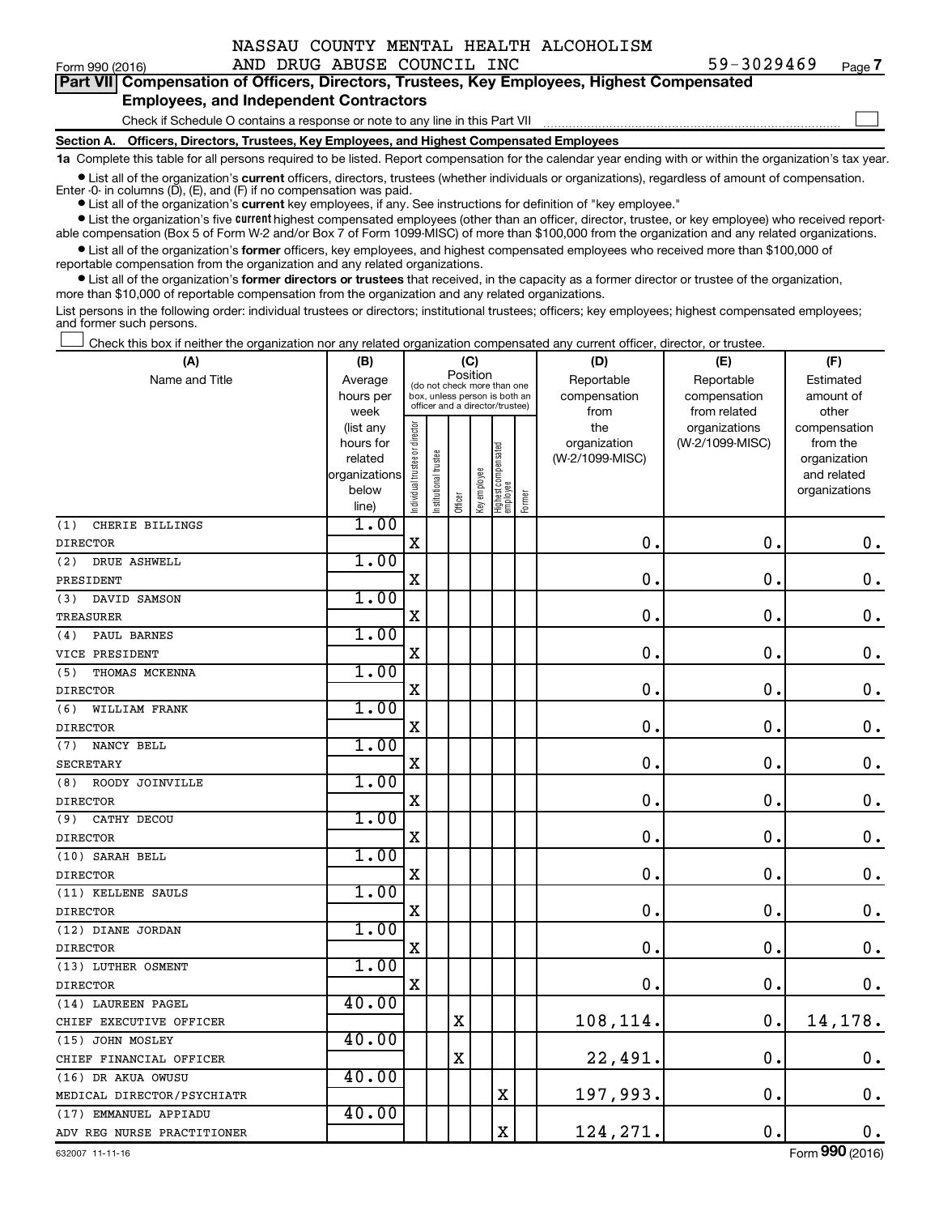NASSAU COUNTY MENTAL HEALTH ALCOHOLISM AND DRUG ABUSE COUNCIL INC 59-3029469

Form 990 (2016) Page 7

**Part VII Compensation of Officers, Directors, Trustees, Key Employees, Highest Compensated Employees, and Independent Contractors**

Check if Schedule O contains a response or note to any line in this Part VII

**Section A. Officers, Directors, Trustees, Key Employees, and Highest Compensated Employees**

**1a** Complete this table for all persons required to be listed. Report compensation for the calendar year ending with or within the organization's tax year.

- List all of the organization's **current** officers, directors, trustees (whether individuals or organizations), regardless of amount of compensation. Enter -0- in columns (D), (E), and (F) if no compensation was paid.
- List all of the organization's **current** key employees, if any. See instructions for definition of "key employee."
- List the organization's five **current** highest compensated employees (other than an officer, director, trustee, or key employee) who received reportable compensation (Box 5 of Form W-2 and/or Box 7 of Form 1099-MISC) of more than $100,000 from the organization and any related organizations.
- List all of the organization's **former** officers, key employees, and highest compensated employees who received more than $100,000 of reportable compensation from the organization and any related organizations.
- List all of the organization's **former directors or trustees** that received, in the capacity as a former director or trustee of the organization, more than $10,000 of reportable compensation from the organization and any related organizations.

List persons in the following order: individual trustees or directors; institutional trustees; officers; key employees; highest compensated employees; and former such persons.

Check this box if neither the organization nor any related organization compensated any current officer, director, or trustee.

| (A) Name and Title | (B) Average hours per week (list any hours for related organizations below line) | (C) Position: Individual trustee or director | Institutional trustee | Officer | Key employee | Highest compensated employee | Former | (D) Reportable compensation from the organization (W-2/1099-MISC) | (E) Reportable compensation from related organizations (W-2/1099-MISC) | (F) Estimated amount of other compensation from the organization and related organizations |
|---|---|---|---|---|---|---|---|---|---|---|
| (1) CHERIE BILLINGS<br>DIRECTOR | 1.00 | X | | | | | | 0. | 0. | 0. |
| (2) DRUE ASHWELL<br>PRESIDENT | 1.00 | X | | | | | | 0. | 0. | 0. |
| (3) DAVID SAMSON<br>TREASURER | 1.00 | X | | | | | | 0. | 0. | 0. |
| (4) PAUL BARNES<br>VICE PRESIDENT | 1.00 | X | | | | | | 0. | 0. | 0. |
| (5) THOMAS MCKENNA<br>DIRECTOR | 1.00 | X | | | | | | 0. | 0. | 0. |
| (6) WILLIAM FRANK<br>DIRECTOR | 1.00 | X | | | | | | 0. | 0. | 0. |
| (7) NANCY BELL<br>SECRETARY | 1.00 | X | | | | | | 0. | 0. | 0. |
| (8) ROODY JOINVILLE<br>DIRECTOR | 1.00 | X | | | | | | 0. | 0. | 0. |
| (9) CATHY DECOU<br>DIRECTOR | 1.00 | X | | | | | | 0. | 0. | 0. |
| (10) SARAH BELL<br>DIRECTOR | 1.00 | X | | | | | | 0. | 0. | 0. |
| (11) KELLENE SAULS<br>DIRECTOR | 1.00 | X | | | | | | 0. | 0. | 0. |
| (12) DIANE JORDAN<br>DIRECTOR | 1.00 | X | | | | | | 0. | 0. | 0. |
| (13) LUTHER OSMENT<br>DIRECTOR | 1.00 | X | | | | | | 0. | 0. | 0. |
| (14) LAUREEN PAGEL<br>CHIEF EXECUTIVE OFFICER | 40.00 | | | X | | | | 108,114. | 0. | 14,178. |
| (15) JOHN MOSLEY<br>CHIEF FINANCIAL OFFICER | 40.00 | | | X | | | | 22,491. | 0. | 0. |
| (16) DR AKUA OWUSU<br>MEDICAL DIRECTOR/PSYCHIATR | 40.00 | | | | | X | | 197,993. | 0. | 0. |
| (17) EMMANUEL APPIADU<br>ADV REG NURSE PRACTITIONER | 40.00 | | | | | X | | 124,271. | 0. | 0. |

632007 11-11-16 Form 990 (2016)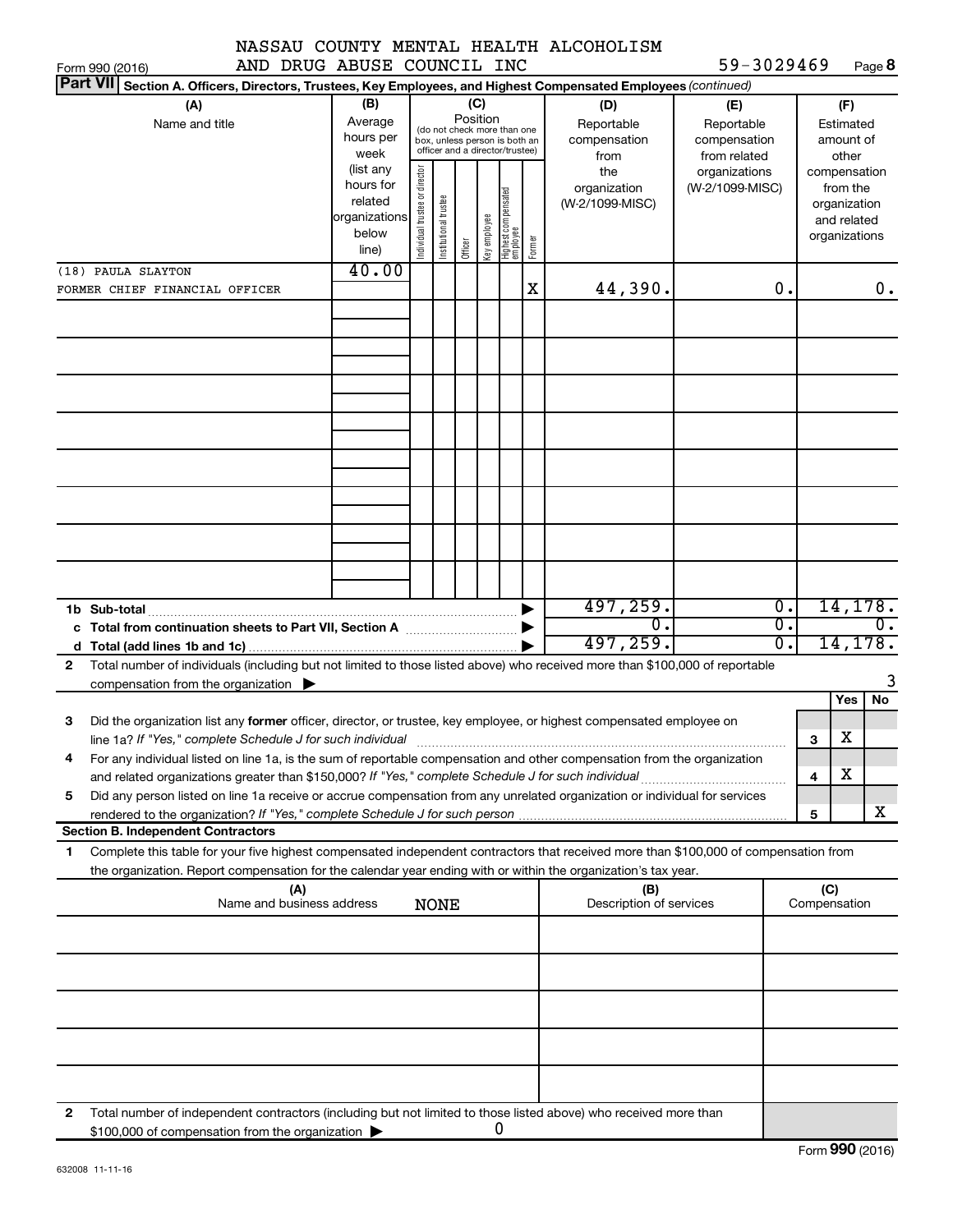NASSAU COUNTY MENTAL HEALTH ALCOHOLISM AND DRUG ABUSE COUNCIL INC

59-3029469

Form 990 (2016)

**Part VII** Section A. Officers, Directors, Trustees, Key Employees, and Highest Compensated Employees *(continued)*

| (A) Name and title | (B) Average hours per week (list any hours for related organizations below line) | (C) Position: Individual trustee or director | Institutional trustee | Officer | Key employee | Highest compensated employee | Former | (D) Reportable compensation from the organization (W-2/1099-MISC) | (E) Reportable compensation from related organizations (W-2/1099-MISC) | (F) Estimated amount of other compensation from the organization and related organizations |
|---|---|---|---|---|---|---|---|---|---|---|
| (18) PAULA SLAYTON<br>FORMER CHIEF FINANCIAL OFFICER | 40.00 | | | | | | X | 44,390. | 0. | 0. |

| | (D) | (E) | (F) |
|---|---|---|---|
| 1b Sub-total | 497,259. | 0. | 14,178. |
| c Total from continuation sheets to Part VII, Section A | 0. | 0. | 0. |
| d Total (add lines 1b and 1c) | 497,259. | 0. | 14,178. |

2 Total number of individuals (including but not limited to those listed above) who received more than $100,000 of reportable compensation from the organization ▶ 3

| | | | Yes | No |
|---|---|---|---|---|
| 3 | Did the organization list any **former** officer, director, or trustee, key employee, or highest compensated employee on line 1a? *If "Yes," complete Schedule J for such individual* | 3 | X | |
| 4 | For any individual listed on line 1a, is the sum of reportable compensation and other compensation from the organization and related organizations greater than $150,000? *If "Yes," complete Schedule J for such individual* | 4 | X | |
| 5 | Did any person listed on line 1a receive or accrue compensation from any unrelated organization or individual for services rendered to the organization? *If "Yes," complete Schedule J for such person* | 5 | | X |

**Section B. Independent Contractors**

1 Complete this table for your five highest compensated independent contractors that received more than $100,000 of compensation from the organization. Report compensation for the calendar year ending with or within the organization's tax year.

| (A) Name and business address | (B) Description of services | (C) Compensation |
|---|---|---|
| NONE | | |

2 Total number of independent contractors (including but not limited to those listed above) who received more than $100,000 of compensation from the organization ▶ 0

Form **990** (2016)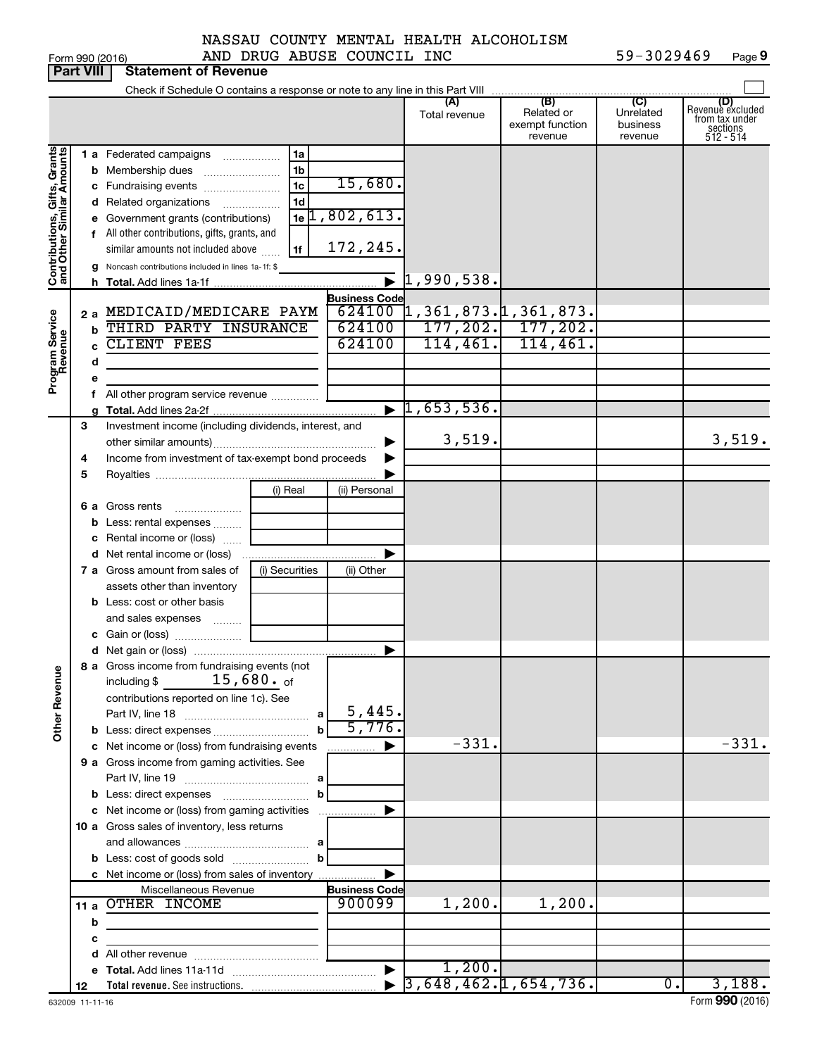NASSAU COUNTY MENTAL HEALTH ALCOHOLISM AND DRUG ABUSE COUNCIL INC 59-3029469

Form 990 (2016)

## Part VIII Statement of Revenue

Check if Schedule O contains a response or note to any line in this Part VIII

| | | | | (A) Total revenue | (B) Related or exempt function revenue | (C) Unrelated business revenue | (D) Revenue excluded from tax under sections 512 - 514 |
|---|---|---|---|---|---|---|---|
| **Contributions, Gifts, Grants and Other Similar Amounts** | 1a Federated campaigns | 1a | | | | | |
| | b Membership dues | 1b | | | | | |
| | c Fundraising events | 1c | 15,680. | | | | |
| | d Related organizations | 1d | | | | | |
| | e Government grants (contributions) | 1e | 1,802,613. | | | | |
| | f All other contributions, gifts, grants, and similar amounts not included above | 1f | 172,245. | | | | |
| | g Noncash contributions included in lines 1a-1f: $ | | | | | | |
| | h Total. Add lines 1a-1f | | ▶ | 1,990,538. | | | |
| **Program Service Revenue** | | | Business Code | | | | |
| | 2a MEDICAID/MEDICARE PAYM | | 624100 | 1,361,873. | 1,361,873. | | |
| | b THIRD PARTY INSURANCE | | 624100 | 177,202. | 177,202. | | |
| | c CLIENT FEES | | 624100 | 114,461. | 114,461. | | |
| | d | | | | | | |
| | e | | | | | | |
| | f All other program service revenue | | | | | | |
| | g Total. Add lines 2a-2f | | ▶ | 1,653,536. | | | |
| **Other Revenue** | 3 Investment income (including dividends, interest, and other similar amounts) | | ▶ | 3,519. | | | 3,519. |
| | 4 Income from investment of tax-exempt bond proceeds | | ▶ | | | | |
| | 5 Royalties | | ▶ | | | | |
| | | (i) Real | (ii) Personal | | | | |
| | 6a Gross rents | | | | | | |
| | b Less: rental expenses | | | | | | |
| | c Rental income or (loss) | | | | | | |
| | d Net rental income or (loss) | | ▶ | | | | |
| | 7a Gross amount from sales of assets other than inventory | (i) Securities | (ii) Other | | | | |
| | b Less: cost or other basis and sales expenses | | | | | | |
| | c Gain or (loss) | | | | | | |
| | d Net gain or (loss) | | ▶ | | | | |
| | 8a Gross income from fundraising events (not including $ 15,680. of contributions reported on line 1c). See Part IV, line 18 | a | 5,445. | | | | |
| | b Less: direct expenses | b | 5,776. | | | | |
| | c Net income or (loss) from fundraising events | | ▶ | -331. | | | -331. |
| | 9a Gross income from gaming activities. See Part IV, line 19 | a | | | | | |
| | b Less: direct expenses | b | | | | | |
| | c Net income or (loss) from gaming activities | | ▶ | | | | |
| | 10a Gross sales of inventory, less returns and allowances | a | | | | | |
| | b Less: cost of goods sold | b | | | | | |
| | c Net income or (loss) from sales of inventory | | ▶ | | | | |
| | Miscellaneous Revenue | | Business Code | | | | |
| | 11a OTHER INCOME | | 900099 | 1,200. | 1,200. | | |
| | b | | | | | | |
| | c | | | | | | |
| | d All other revenue | | | | | | |
| | e Total. Add lines 11a-11d | | ▶ | 1,200. | | | |
| | 12 Total revenue. See instructions. | | ▶ | 3,648,462. | 1,654,736. | 0. | 3,188. |

632009 11-11-16

Form **990** (2016)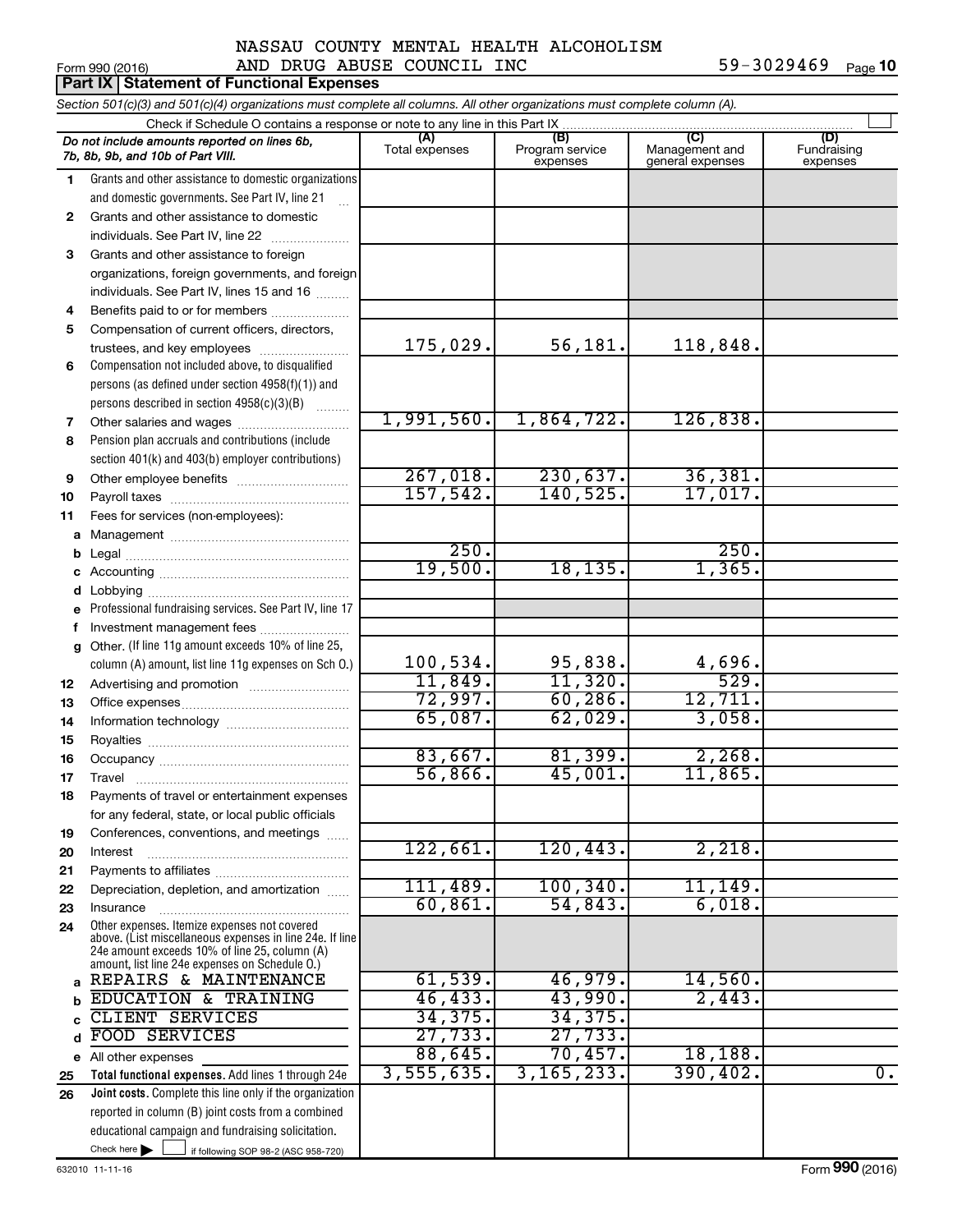NASSAU COUNTY MENTAL HEALTH ALCOHOLISM AND DRUG ABUSE COUNCIL INC 59-3029469

Form 990 (2016)

## Part IX Statement of Functional Expenses

*Section 501(c)(3) and 501(c)(4) organizations must complete all columns. All other organizations must complete column (A).*

Check if Schedule O contains a response or note to any line in this Part IX

| | *Do not include amounts reported on lines 6b, 7b, 8b, 9b, and 10b of Part VIII.* | (A) Total expenses | (B) Program service expenses | (C) Management and general expenses | (D) Fundraising expenses |
|---|---|---|---|---|---|
| 1 | Grants and other assistance to domestic organizations and domestic governments. See Part IV, line 21 | | | | |
| 2 | Grants and other assistance to domestic individuals. See Part IV, line 22 | | | | |
| 3 | Grants and other assistance to foreign organizations, foreign governments, and foreign individuals. See Part IV, lines 15 and 16 | | | | |
| 4 | Benefits paid to or for members | | | | |
| 5 | Compensation of current officers, directors, trustees, and key employees | 175,029. | 56,181. | 118,848. | |
| 6 | Compensation not included above, to disqualified persons (as defined under section 4958(f)(1)) and persons described in section 4958(c)(3)(B) | | | | |
| 7 | Other salaries and wages | 1,991,560. | 1,864,722. | 126,838. | |
| 8 | Pension plan accruals and contributions (include section 401(k) and 403(b) employer contributions) | | | | |
| 9 | Other employee benefits | 267,018. | 230,637. | 36,381. | |
| 10 | Payroll taxes | 157,542. | 140,525. | 17,017. | |
| 11 | Fees for services (non-employees): | | | | |
| a | Management | | | | |
| b | Legal | 250. | | 250. | |
| c | Accounting | 19,500. | 18,135. | 1,365. | |
| d | Lobbying | | | | |
| e | Professional fundraising services. See Part IV, line 17 | | | | |
| f | Investment management fees | | | | |
| g | Other. (If line 11g amount exceeds 10% of line 25, column (A) amount, list line 11g expenses on Sch O.) | 100,534. | 95,838. | 4,696. | |
| 12 | Advertising and promotion | 11,849. | 11,320. | 529. | |
| 13 | Office expenses | 72,997. | 60,286. | 12,711. | |
| 14 | Information technology | 65,087. | 62,029. | 3,058. | |
| 15 | Royalties | | | | |
| 16 | Occupancy | 83,667. | 81,399. | 2,268. | |
| 17 | Travel | 56,866. | 45,001. | 11,865. | |
| 18 | Payments of travel or entertainment expenses for any federal, state, or local public officials | | | | |
| 19 | Conferences, conventions, and meetings | | | | |
| 20 | Interest | 122,661. | 120,443. | 2,218. | |
| 21 | Payments to affiliates | | | | |
| 22 | Depreciation, depletion, and amortization | 111,489. | 100,340. | 11,149. | |
| 23 | Insurance | 60,861. | 54,843. | 6,018. | |
| 24 | Other expenses. Itemize expenses not covered above. (List miscellaneous expenses in line 24e. If line 24e amount exceeds 10% of line 25, column (A) amount, list line 24e expenses on Schedule O.) | | | | |
| a | REPAIRS & MAINTENANCE | 61,539. | 46,979. | 14,560. | |
| b | EDUCATION & TRAINING | 46,433. | 43,990. | 2,443. | |
| c | CLIENT SERVICES | 34,375. | 34,375. | | |
| d | FOOD SERVICES | 27,733. | 27,733. | | |
| e | All other expenses | 88,645. | 70,457. | 18,188. | |
| 25 | **Total functional expenses.** Add lines 1 through 24e | 3,555,635. | 3,165,233. | 390,402. | 0. |
| 26 | **Joint costs.** Complete this line only if the organization reported in column (B) joint costs from a combined educational campaign and fundraising solicitation. Check here ☐ if following SOP 98-2 (ASC 958-720) | | | | |

632010 11-11-16

Form **990** (2016)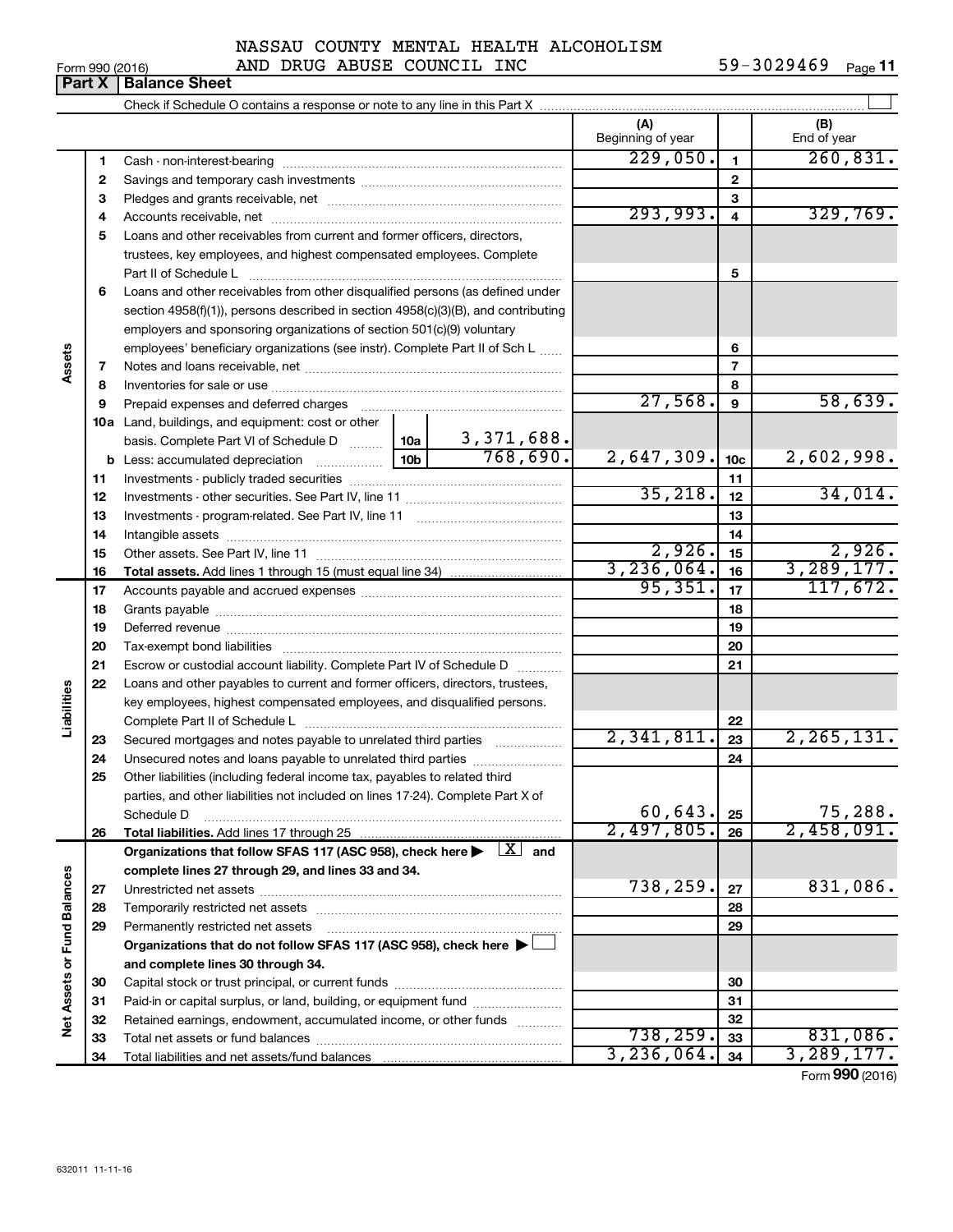NASSAU COUNTY MENTAL HEALTH ALCOHOLISM AND DRUG ABUSE COUNCIL INC

59-3029469

Form 990 (2016)

## Part X Balance Sheet

Check if Schedule O contains a response or note to any line in this Part X

| | | | | (A) Beginning of year | | (B) End of year |
|---|---|---|---|---|---|---|
| Assets | 1 | Cash - non-interest-bearing | | 229,050. | 1 | 260,831. |
| | 2 | Savings and temporary cash investments | | | 2 | |
| | 3 | Pledges and grants receivable, net | | | 3 | |
| | 4 | Accounts receivable, net | | 293,993. | 4 | 329,769. |
| | 5 | Loans and other receivables from current and former officers, directors, trustees, key employees, and highest compensated employees. Complete Part II of Schedule L | | | 5 | |
| | 6 | Loans and other receivables from other disqualified persons (as defined under section 4958(f)(1)), persons described in section 4958(c)(3)(B), and contributing employers and sponsoring organizations of section 501(c)(9) voluntary employees' beneficiary organizations (see instr). Complete Part II of Sch L | | | 6 | |
| | 7 | Notes and loans receivable, net | | | 7 | |
| | 8 | Inventories for sale or use | | | 8 | |
| | 9 | Prepaid expenses and deferred charges | | 27,568. | 9 | 58,639. |
| | 10a | Land, buildings, and equipment: cost or other basis. Complete Part VI of Schedule D | 10a 3,371,688. | | | |
| | b | Less: accumulated depreciation | 10b 768,690. | 2,647,309. | 10c | 2,602,998. |
| | 11 | Investments - publicly traded securities | | | 11 | |
| | 12 | Investments - other securities. See Part IV, line 11 | | 35,218. | 12 | 34,014. |
| | 13 | Investments - program-related. See Part IV, line 11 | | | 13 | |
| | 14 | Intangible assets | | | 14 | |
| | 15 | Other assets. See Part IV, line 11 | | 2,926. | 15 | 2,926. |
| | 16 | **Total assets.** Add lines 1 through 15 (must equal line 34) | | 3,236,064. | 16 | 3,289,177. |
| Liabilities | 17 | Accounts payable and accrued expenses | | 95,351. | 17 | 117,672. |
| | 18 | Grants payable | | | 18 | |
| | 19 | Deferred revenue | | | 19 | |
| | 20 | Tax-exempt bond liabilities | | | 20 | |
| | 21 | Escrow or custodial account liability. Complete Part IV of Schedule D | | | 21 | |
| | 22 | Loans and other payables to current and former officers, directors, trustees, key employees, highest compensated employees, and disqualified persons. Complete Part II of Schedule L | | | 22 | |
| | 23 | Secured mortgages and notes payable to unrelated third parties | | 2,341,811. | 23 | 2,265,131. |
| | 24 | Unsecured notes and loans payable to unrelated third parties | | | 24 | |
| | 25 | Other liabilities (including federal income tax, payables to related third parties, and other liabilities not included on lines 17-24). Complete Part X of Schedule D | | 60,643. | 25 | 75,288. |
| | 26 | **Total liabilities.** Add lines 17 through 25 | | 2,497,805. | 26 | 2,458,091. |
| Net Assets or Fund Balances | | **Organizations that follow SFAS 117 (ASC 958), check here ▶ [X] and complete lines 27 through 29, and lines 33 and 34.** | | | | |
| | 27 | Unrestricted net assets | | 738,259. | 27 | 831,086. |
| | 28 | Temporarily restricted net assets | | | 28 | |
| | 29 | Permanently restricted net assets | | | 29 | |
| | | **Organizations that do not follow SFAS 117 (ASC 958), check here ▶ [ ] and complete lines 30 through 34.** | | | | |
| | 30 | Capital stock or trust principal, or current funds | | | 30 | |
| | 31 | Paid-in or capital surplus, or land, building, or equipment fund | | | 31 | |
| | 32 | Retained earnings, endowment, accumulated income, or other funds | | | 32 | |
| | 33 | Total net assets or fund balances | | 738,259. | 33 | 831,086. |
| | 34 | Total liabilities and net assets/fund balances | | 3,236,064. | 34 | 3,289,177. |

Form **990** (2016)

632011 11-11-16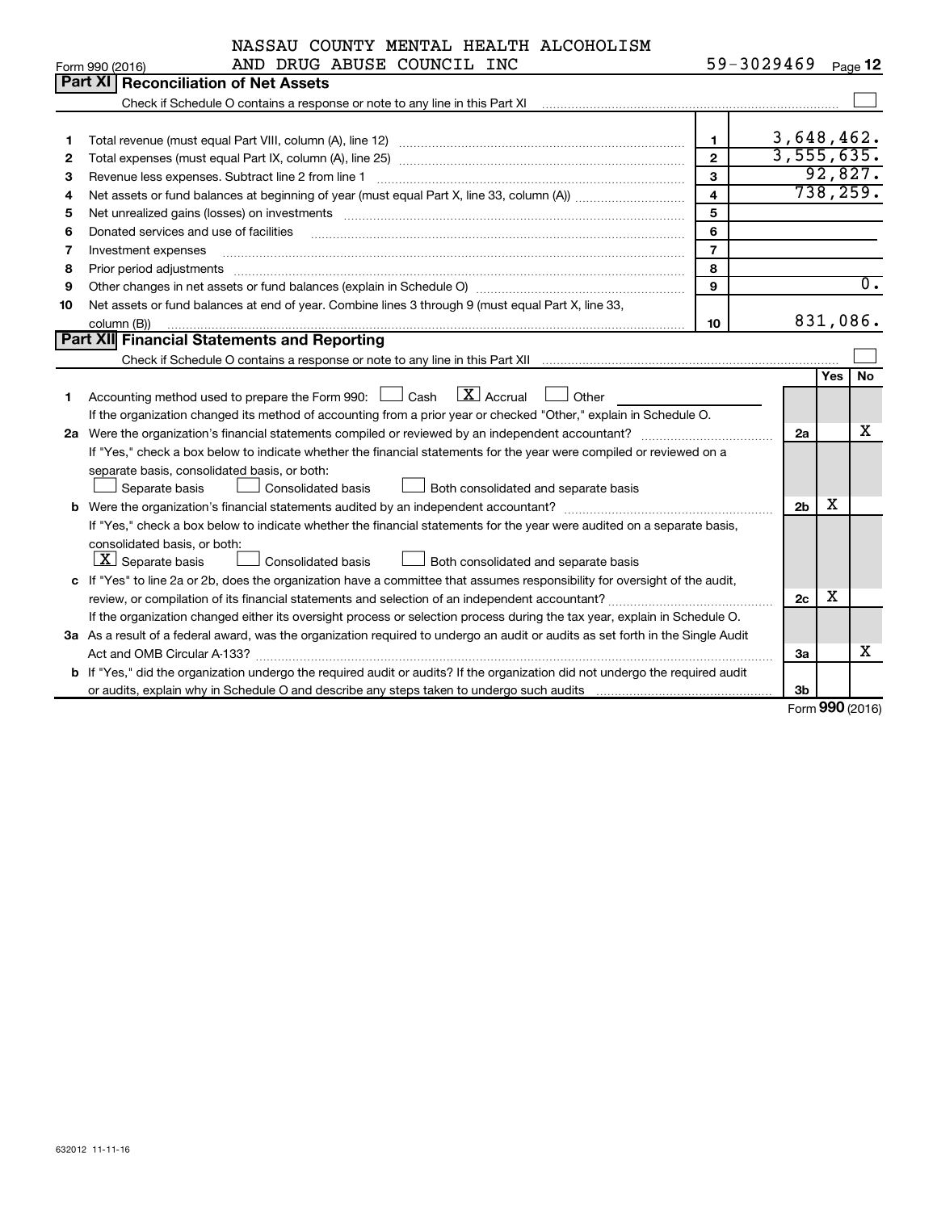NASSAU COUNTY MENTAL HEALTH ALCOHOLISM AND DRUG ABUSE COUNCIL INC 59-3029469

Form 990 (2016) Page 12

## Part XI Reconciliation of Net Assets

Check if Schedule O contains a response or note to any line in this Part XI ☐

| | | | |
|---|---|---|---|
| 1 | Total revenue (must equal Part VIII, column (A), line 12) | 1 | 3,648,462. |
| 2 | Total expenses (must equal Part IX, column (A), line 25) | 2 | 3,555,635. |
| 3 | Revenue less expenses. Subtract line 2 from line 1 | 3 | 92,827. |
| 4 | Net assets or fund balances at beginning of year (must equal Part X, line 33, column (A)) | 4 | 738,259. |
| 5 | Net unrealized gains (losses) on investments | 5 | |
| 6 | Donated services and use of facilities | 6 | |
| 7 | Investment expenses | 7 | |
| 8 | Prior period adjustments | 8 | |
| 9 | Other changes in net assets or fund balances (explain in Schedule O) | 9 | 0. |
| 10 | Net assets or fund balances at end of year. Combine lines 3 through 9 (must equal Part X, line 33, column (B)) | 10 | 831,086. |

## Part XII Financial Statements and Reporting

Check if Schedule O contains a response or note to any line in this Part XII ☐

| | | | Yes | No |
|---|---|---|---|---|
| 1 | Accounting method used to prepare the Form 990: ☐ Cash ☒ Accrual ☐ Other<br>If the organization changed its method of accounting from a prior year or checked "Other," explain in Schedule O. | | | |
| 2a | Were the organization's financial statements compiled or reviewed by an independent accountant?<br>If "Yes," check a box below to indicate whether the financial statements for the year were compiled or reviewed on a separate basis, consolidated basis, or both:<br>☐ Separate basis ☐ Consolidated basis ☐ Both consolidated and separate basis | 2a | | X |
| b | Were the organization's financial statements audited by an independent accountant?<br>If "Yes," check a box below to indicate whether the financial statements for the year were audited on a separate basis, consolidated basis, or both:<br>☒ Separate basis ☐ Consolidated basis ☐ Both consolidated and separate basis | 2b | X | |
| c | If "Yes" to line 2a or 2b, does the organization have a committee that assumes responsibility for oversight of the audit, review, or compilation of its financial statements and selection of an independent accountant?<br>If the organization changed either its oversight process or selection process during the tax year, explain in Schedule O. | 2c | X | |
| 3a | As a result of a federal award, was the organization required to undergo an audit or audits as set forth in the Single Audit Act and OMB Circular A-133? | 3a | | X |
| b | If "Yes," did the organization undergo the required audit or audits? If the organization did not undergo the required audit or audits, explain why in Schedule O and describe any steps taken to undergo such audits | 3b | | |

Form **990** (2016)

632012 11-11-16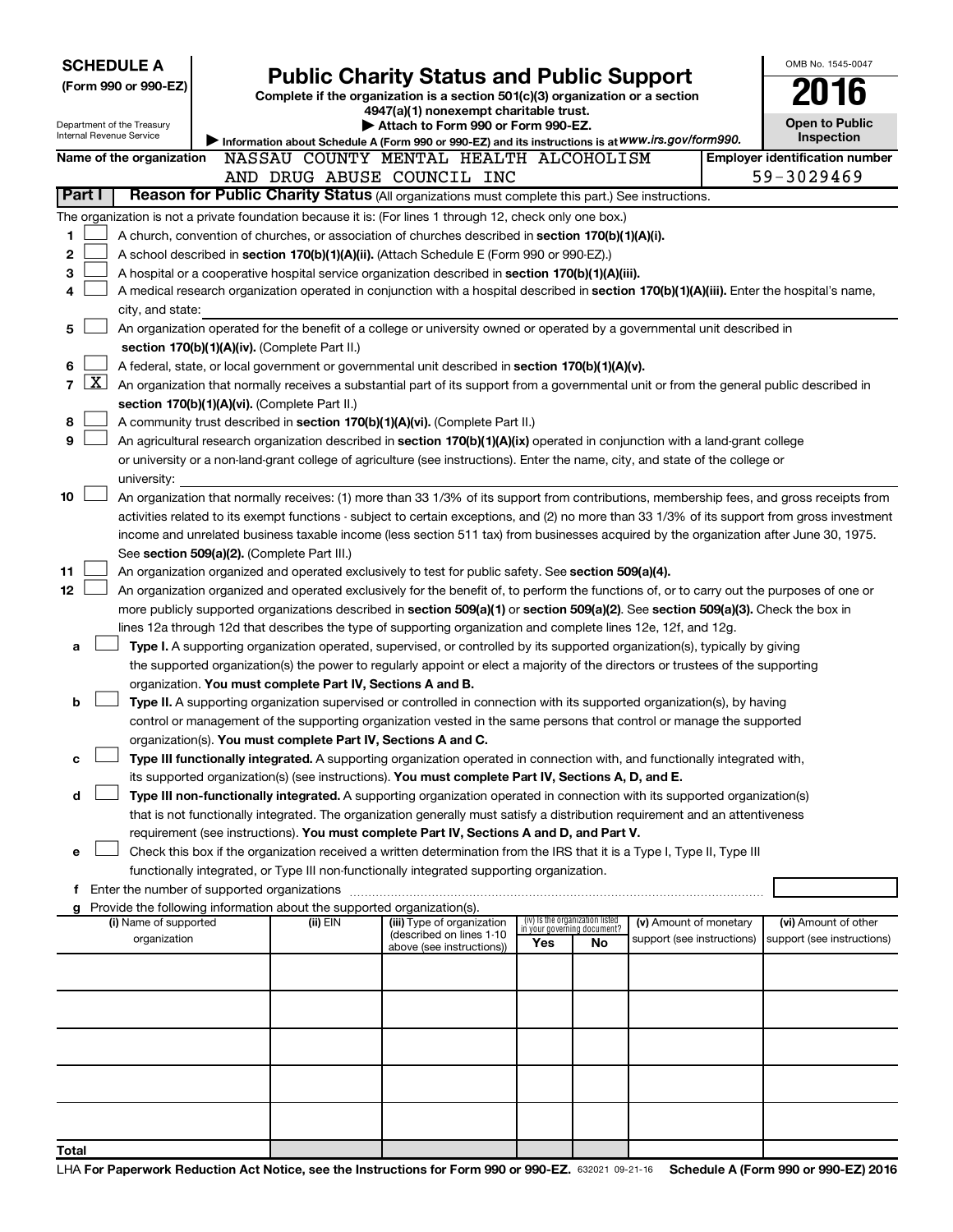**SCHEDULE A**
**(Form 990 or 990-EZ)**

Department of the Treasury
Internal Revenue Service

# Public Charity Status and Public Support

**Complete if the organization is a section 501(c)(3) organization or a section 4947(a)(1) nonexempt charitable trust.**
**▶ Attach to Form 990 or Form 990-EZ.**
▶ Information about Schedule A (Form 990 or 990-EZ) and its instructions is at *www.irs.gov/form990.*

OMB No. 1545-0047
**2016**
**Open to Public Inspection**

**Name of the organization** NASSAU COUNTY MENTAL HEALTH ALCOHOLISM AND DRUG ABUSE COUNCIL INC

**Employer identification number** 59-3029469

**Part I** **Reason for Public Charity Status** (All organizations must complete this part.) See instructions.

The organization is not a private foundation because it is: (For lines 1 through 12, check only one box.)

1 ☐ A church, convention of churches, or association of churches described in **section 170(b)(1)(A)(i).**

2 ☐ A school described in **section 170(b)(1)(A)(ii).** (Attach Schedule E (Form 990 or 990-EZ).)

3 ☐ A hospital or a cooperative hospital service organization described in **section 170(b)(1)(A)(iii).**

4 ☐ A medical research organization operated in conjunction with a hospital described in **section 170(b)(1)(A)(iii).** Enter the hospital's name, city, and state:

5 ☐ An organization operated for the benefit of a college or university owned or operated by a governmental unit described in **section 170(b)(1)(A)(iv).** (Complete Part II.)

6 ☐ A federal, state, or local government or governmental unit described in **section 170(b)(1)(A)(v).**

7 ☒ An organization that normally receives a substantial part of its support from a governmental unit or from the general public described in **section 170(b)(1)(A)(vi).** (Complete Part II.)

8 ☐ A community trust described in **section 170(b)(1)(A)(vi).** (Complete Part II.)

9 ☐ An agricultural research organization described in **section 170(b)(1)(A)(ix)** operated in conjunction with a land-grant college or university or a non-land-grant college of agriculture (see instructions). Enter the name, city, and state of the college or university:

10 ☐ An organization that normally receives: (1) more than 33 1/3% of its support from contributions, membership fees, and gross receipts from activities related to its exempt functions - subject to certain exceptions, and (2) no more than 33 1/3% of its support from gross investment income and unrelated business taxable income (less section 511 tax) from businesses acquired by the organization after June 30, 1975. See **section 509(a)(2).** (Complete Part III.)

11 ☐ An organization organized and operated exclusively to test for public safety. See **section 509(a)(4).**

12 ☐ An organization organized and operated exclusively for the benefit of, to perform the functions of, or to carry out the purposes of one or more publicly supported organizations described in **section 509(a)(1)** or **section 509(a)(2).** See **section 509(a)(3).** Check the box in lines 12a through 12d that describes the type of supporting organization and complete lines 12e, 12f, and 12g.

a ☐ **Type I.** A supporting organization operated, supervised, or controlled by its supported organization(s), typically by giving the supported organization(s) the power to regularly appoint or elect a majority of the directors or trustees of the supporting organization. **You must complete Part IV, Sections A and B.**

b ☐ **Type II.** A supporting organization supervised or controlled in connection with its supported organization(s), by having control or management of the supporting organization vested in the same persons that control or manage the supported organization(s). **You must complete Part IV, Sections A and C.**

c ☐ **Type III functionally integrated.** A supporting organization operated in connection with, and functionally integrated with, its supported organization(s) (see instructions). **You must complete Part IV, Sections A, D, and E.**

d ☐ **Type III non-functionally integrated.** A supporting organization operated in connection with its supported organization(s) that is not functionally integrated. The organization generally must satisfy a distribution requirement and an attentiveness requirement (see instructions). **You must complete Part IV, Sections A and D, and Part V.**

e ☐ Check this box if the organization received a written determination from the IRS that it is a Type I, Type II, Type III functionally integrated, or Type III non-functionally integrated supporting organization.

f Enter the number of supported organizations

g Provide the following information about the supported organization(s).

| (i) Name of supported organization | (ii) EIN | (iii) Type of organization (described on lines 1-10 above (see instructions)) | (iv) Is the organization listed in your governing document? Yes | No | (v) Amount of monetary support (see instructions) | (vi) Amount of other support (see instructions) |
|---|---|---|---|---|---|---|
| | | | | | | |
| | | | | | | |
| | | | | | | |
| | | | | | | |
| | | | | | | |
| **Total** | | | | | | |

LHA **For Paperwork Reduction Act Notice, see the Instructions for Form 990 or 990-EZ.** 632021 09-21-16 **Schedule A (Form 990 or 990-EZ) 2016**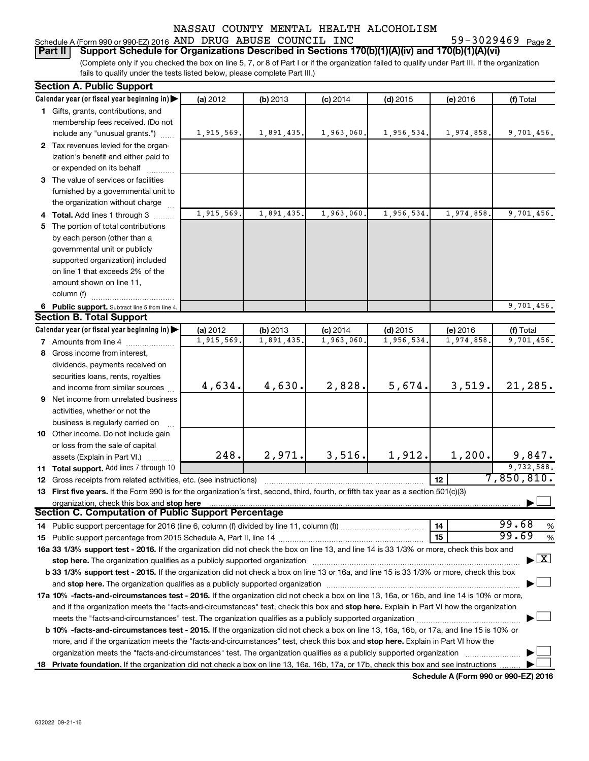NASSAU COUNTY MENTAL HEALTH ALCOHOLISM

Schedule A (Form 990 or 990-EZ) 2016 AND DRUG ABUSE COUNCIL INC 59-3029469 Page 2

**Part II Support Schedule for Organizations Described in Sections 170(b)(1)(A)(iv) and 170(b)(1)(A)(vi)**

(Complete only if you checked the box on line 5, 7, or 8 of Part I or if the organization failed to qualify under Part III. If the organization fails to qualify under the tests listed below, please complete Part III.)

## Section A. Public Support

| Calendar year (or fiscal year beginning in) ▶ | (a) 2012 | (b) 2013 | (c) 2014 | (d) 2015 | (e) 2016 | (f) Total |
|---|---|---|---|---|---|---|
| 1 Gifts, grants, contributions, and membership fees received. (Do not include any "unusual grants.") | 1,915,569. | 1,891,435. | 1,963,060. | 1,956,534. | 1,974,858. | 9,701,456. |
| 2 Tax revenues levied for the organization's benefit and either paid to or expended on its behalf | | | | | | |
| 3 The value of services or facilities furnished by a governmental unit to the organization without charge | | | | | | |
| 4 Total. Add lines 1 through 3 | 1,915,569. | 1,891,435. | 1,963,060. | 1,956,534. | 1,974,858. | 9,701,456. |
| 5 The portion of total contributions by each person (other than a governmental unit or publicly supported organization) included on line 1 that exceeds 2% of the amount shown on line 11, column (f) | | | | | | |
| 6 Public support. Subtract line 5 from line 4. | | | | | | 9,701,456. |

## Section B. Total Support

| Calendar year (or fiscal year beginning in) ▶ | (a) 2012 | (b) 2013 | (c) 2014 | (d) 2015 | (e) 2016 | (f) Total |
|---|---|---|---|---|---|---|
| 7 Amounts from line 4 | 1,915,569. | 1,891,435. | 1,963,060. | 1,956,534. | 1,974,858. | 9,701,456. |
| 8 Gross income from interest, dividends, payments received on securities loans, rents, royalties and income from similar sources | 4,634. | 4,630. | 2,828. | 5,674. | 3,519. | 21,285. |
| 9 Net income from unrelated business activities, whether or not the business is regularly carried on | | | | | | |
| 10 Other income. Do not include gain or loss from the sale of capital assets (Explain in Part VI.) | 248. | 2,971. | 3,516. | 1,912. | 1,200. | 9,847. |
| 11 Total support. Add lines 7 through 10 | | | | | | 9,732,588. |

12 Gross receipts from related activities, etc. (see instructions) | 12 | 7,850,810.

13 **First five years.** If the Form 990 is for the organization's first, second, third, fourth, or fifth tax year as a section 501(c)(3) organization, check this box and **stop here** ☐

## Section C. Computation of Public Support Percentage

14 Public support percentage for 2016 (line 6, column (f) divided by line 11, column (f)) | 14 | 99.68 %

15 Public support percentage from 2015 Schedule A, Part II, line 14 | 15 | 99.69 %

**16a 33 1/3% support test - 2016.** If the organization did not check the box on line 13, and line 14 is 33 1/3% or more, check this box and **stop here.** The organization qualifies as a publicly supported organization ☒

**b 33 1/3% support test - 2015.** If the organization did not check a box on line 13 or 16a, and line 15 is 33 1/3% or more, check this box and **stop here.** The organization qualifies as a publicly supported organization ☐

**17a 10% -facts-and-circumstances test - 2016.** If the organization did not check a box on line 13, 16a, or 16b, and line 14 is 10% or more, and if the organization meets the "facts-and-circumstances" test, check this box and **stop here.** Explain in Part VI how the organization meets the "facts-and-circumstances" test. The organization qualifies as a publicly supported organization ☐

**b 10% -facts-and-circumstances test - 2015.** If the organization did not check a box on line 13, 16a, 16b, or 17a, and line 15 is 10% or more, and if the organization meets the "facts-and-circumstances" test, check this box and **stop here.** Explain in Part VI how the organization meets the "facts-and-circumstances" test. The organization qualifies as a publicly supported organization ☐

**18 Private foundation.** If the organization did not check a box on line 13, 16a, 16b, 17a, or 17b, check this box and see instructions ☐

**Schedule A (Form 990 or 990-EZ) 2016**

632022 09-21-16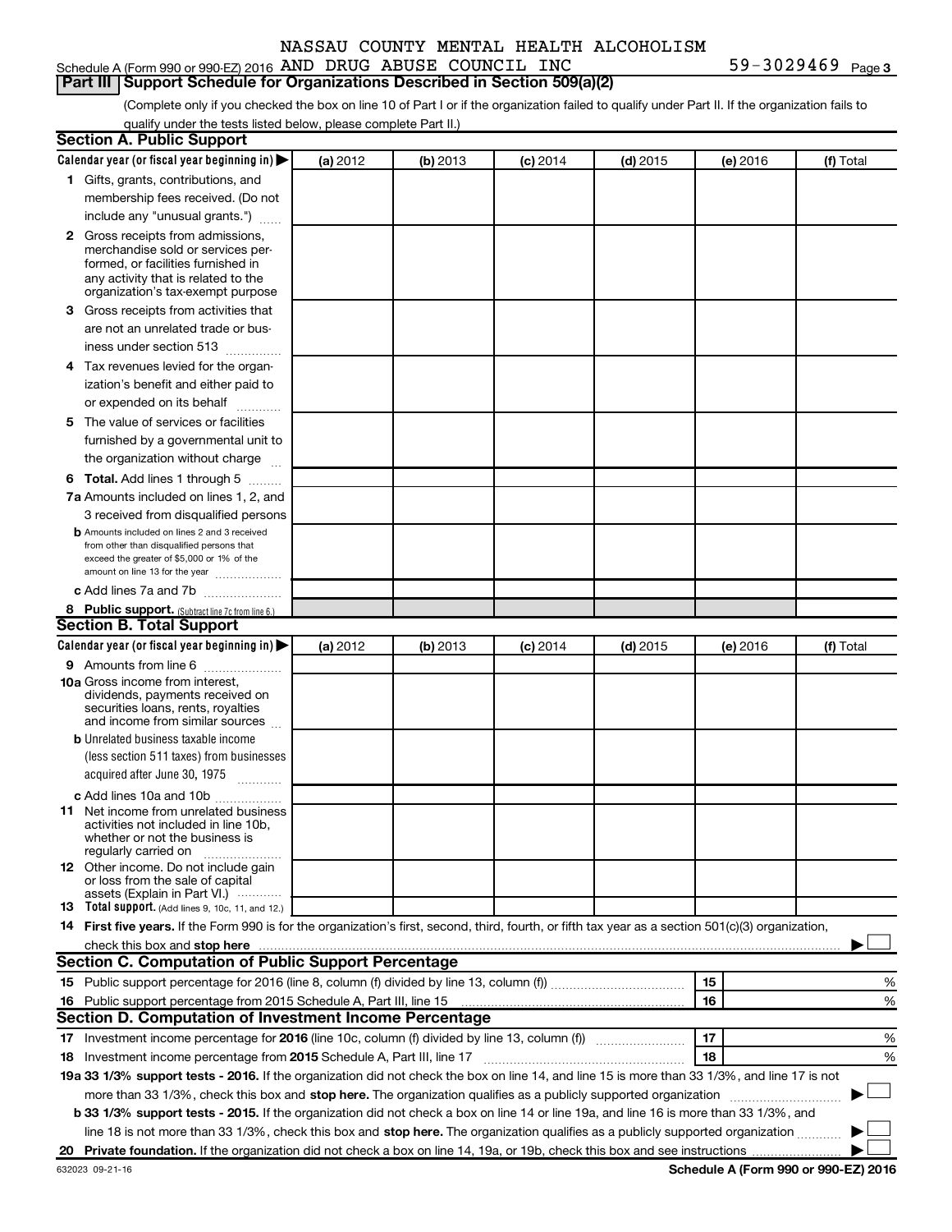NASSAU COUNTY MENTAL HEALTH ALCOHOLISM

Schedule A (Form 990 or 990-EZ) 2016 AND DRUG ABUSE COUNCIL INC 59-3029469 Page 3

**Part III Support Schedule for Organizations Described in Section 509(a)(2)**

(Complete only if you checked the box on line 10 of Part I or if the organization failed to qualify under Part II. If the organization fails to qualify under the tests listed below, please complete Part II.)

## Section A. Public Support

| Calendar year (or fiscal year beginning in) ▶ | (a) 2012 | (b) 2013 | (c) 2014 | (d) 2015 | (e) 2016 | (f) Total |
|---|---|---|---|---|---|---|
| **1** Gifts, grants, contributions, and membership fees received. (Do not include any "unusual grants.") | | | | | | |
| **2** Gross receipts from admissions, merchandise sold or services performed, or facilities furnished in any activity that is related to the organization's tax-exempt purpose | | | | | | |
| **3** Gross receipts from activities that are not an unrelated trade or business under section 513 | | | | | | |
| **4** Tax revenues levied for the organization's benefit and either paid to or expended on its behalf | | | | | | |
| **5** The value of services or facilities furnished by a governmental unit to the organization without charge | | | | | | |
| **6 Total.** Add lines 1 through 5 | | | | | | |
| **7a** Amounts included on lines 1, 2, and 3 received from disqualified persons | | | | | | |
| **b** Amounts included on lines 2 and 3 received from other than disqualified persons that exceed the greater of $5,000 or 1% of the amount on line 13 for the year | | | | | | |
| **c** Add lines 7a and 7b | | | | | | |
| **8 Public support.** (Subtract line 7c from line 6.) | | | | | | |

## Section B. Total Support

| Calendar year (or fiscal year beginning in) ▶ | (a) 2012 | (b) 2013 | (c) 2014 | (d) 2015 | (e) 2016 | (f) Total |
|---|---|---|---|---|---|---|
| **9** Amounts from line 6 | | | | | | |
| **10a** Gross income from interest, dividends, payments received on securities loans, rents, royalties and income from similar sources | | | | | | |
| **b** Unrelated business taxable income (less section 511 taxes) from businesses acquired after June 30, 1975 | | | | | | |
| **c** Add lines 10a and 10b | | | | | | |
| **11** Net income from unrelated business activities not included in line 10b, whether or not the business is regularly carried on | | | | | | |
| **12** Other income. Do not include gain or loss from the sale of capital assets (Explain in Part VI.) | | | | | | |
| **13 Total support.** (Add lines 9, 10c, 11, and 12.) | | | | | | |

**14 First five years.** If the Form 990 is for the organization's first, second, third, fourth, or fifth tax year as a section 501(c)(3) organization, check this box and **stop here** ▶ ☐

## Section C. Computation of Public Support Percentage

| | | | |
|---|---|---|---|
| **15** | Public support percentage for 2016 (line 8, column (f) divided by line 13, column (f)) | 15 | % |
| **16** | Public support percentage from 2015 Schedule A, Part III, line 15 | 16 | % |

## Section D. Computation of Investment Income Percentage

| | | | |
|---|---|---|---|
| **17** | Investment income percentage for **2016** (line 10c, column (f) divided by line 13, column (f)) | 17 | % |
| **18** | Investment income percentage from **2015** Schedule A, Part III, line 17 | 18 | % |

**19a 33 1/3% support tests - 2016.** If the organization did not check the box on line 14, and line 15 is more than 33 1/3%, and line 17 is not more than 33 1/3%, check this box and **stop here.** The organization qualifies as a publicly supported organization ▶ ☐

**b 33 1/3% support tests - 2015.** If the organization did not check a box on line 14 or line 19a, and line 16 is more than 33 1/3%, and line 18 is not more than 33 1/3%, check this box and **stop here.** The organization qualifies as a publicly supported organization ▶ ☐

**20 Private foundation.** If the organization did not check a box on line 14, 19a, or 19b, check this box and see instructions ▶ ☐

632023 09-21-16 **Schedule A (Form 990 or 990-EZ) 2016**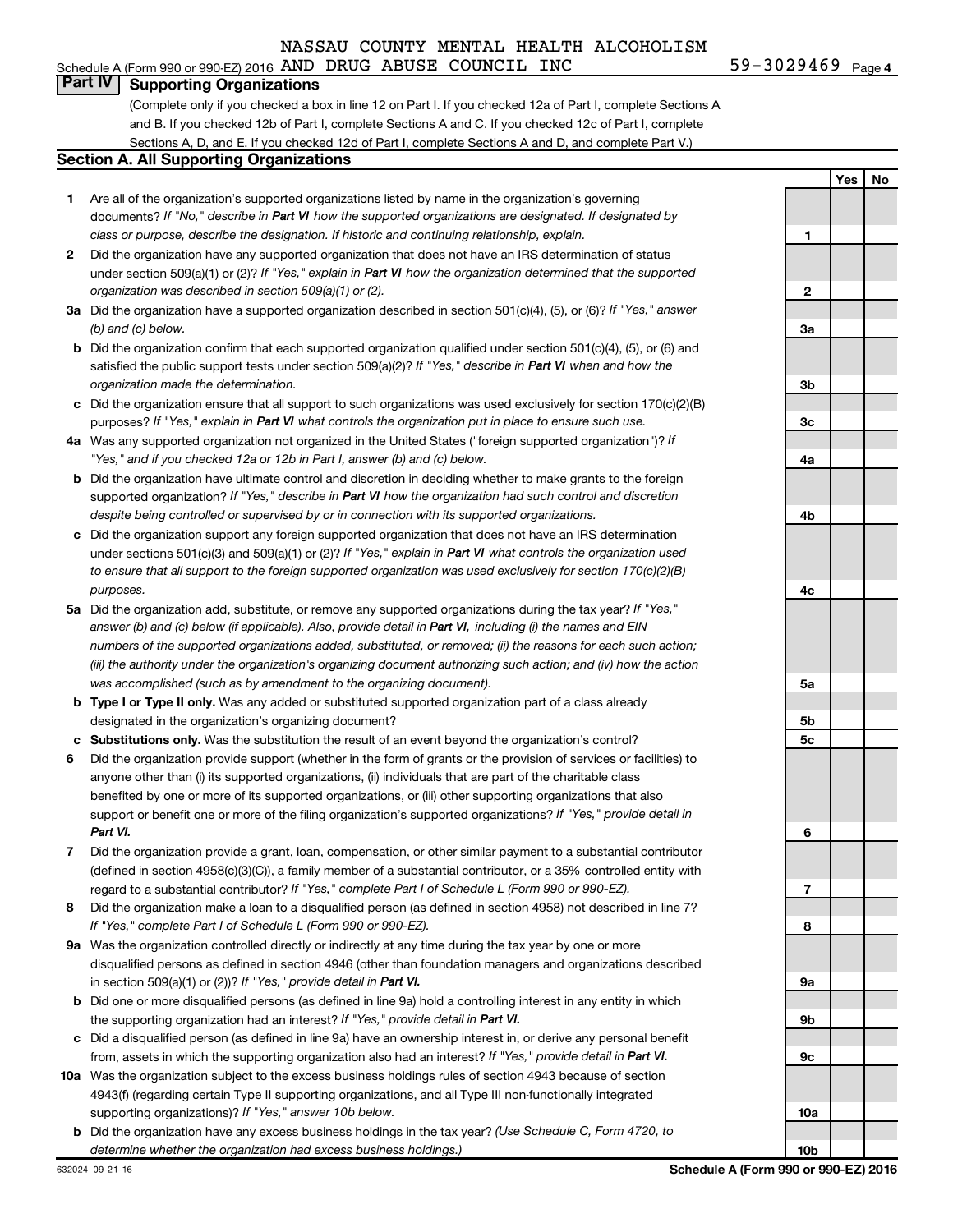NASSAU COUNTY MENTAL HEALTH ALCOHOLISM

Schedule A (Form 990 or 990-EZ) 2016 AND DRUG ABUSE COUNCIL INC 59-3029469 Page 4

## Part IV Supporting Organizations

(Complete only if you checked a box in line 12 on Part I. If you checked 12a of Part I, complete Sections A and B. If you checked 12b of Part I, complete Sections A and C. If you checked 12c of Part I, complete Sections A, D, and E. If you checked 12d of Part I, complete Sections A and D, and complete Part V.)

### Section A. All Supporting Organizations

| | | | Yes | No |
|---|---|---|---|---|
| **1** | Are all of the organization's supported organizations listed by name in the organization's governing documents? *If "No," describe in **Part VI** how the supported organizations are designated. If designated by class or purpose, describe the designation. If historic and continuing relationship, explain.* | 1 | | |
| **2** | Did the organization have any supported organization that does not have an IRS determination of status under section 509(a)(1) or (2)? *If "Yes," explain in **Part VI** how the organization determined that the supported organization was described in section 509(a)(1) or (2).* | 2 | | |
| **3a** | Did the organization have a supported organization described in section 501(c)(4), (5), or (6)? *If "Yes," answer (b) and (c) below.* | 3a | | |
| **b** | Did the organization confirm that each supported organization qualified under section 501(c)(4), (5), or (6) and satisfied the public support tests under section 509(a)(2)? *If "Yes," describe in **Part VI** when and how the organization made the determination.* | 3b | | |
| **c** | Did the organization ensure that all support to such organizations was used exclusively for section 170(c)(2)(B) purposes? *If "Yes," explain in **Part VI** what controls the organization put in place to ensure such use.* | 3c | | |
| **4a** | Was any supported organization not organized in the United States ("foreign supported organization")? *If "Yes," and if you checked 12a or 12b in Part I, answer (b) and (c) below.* | 4a | | |
| **b** | Did the organization have ultimate control and discretion in deciding whether to make grants to the foreign supported organization? *If "Yes," describe in **Part VI** how the organization had such control and discretion despite being controlled or supervised by or in connection with its supported organizations.* | 4b | | |
| **c** | Did the organization support any foreign supported organization that does not have an IRS determination under sections 501(c)(3) and 509(a)(1) or (2)? *If "Yes," explain in **Part VI** what controls the organization used to ensure that all support to the foreign supported organization was used exclusively for section 170(c)(2)(B) purposes.* | 4c | | |
| **5a** | Did the organization add, substitute, or remove any supported organizations during the tax year? *If "Yes," answer (b) and (c) below (if applicable). Also, provide detail in **Part VI**, including (i) the names and EIN numbers of the supported organizations added, substituted, or removed; (ii) the reasons for each such action; (iii) the authority under the organization's organizing document authorizing such action; and (iv) how the action was accomplished (such as by amendment to the organizing document).* | 5a | | |
| **b** | **Type I or Type II only.** Was any added or substituted supported organization part of a class already designated in the organization's organizing document? | 5b | | |
| **c** | **Substitutions only.** Was the substitution the result of an event beyond the organization's control? | 5c | | |
| **6** | Did the organization provide support (whether in the form of grants or the provision of services or facilities) to anyone other than (i) its supported organizations, (ii) individuals that are part of the charitable class benefited by one or more of its supported organizations, or (iii) other supporting organizations that also support or benefit one or more of the filing organization's supported organizations? *If "Yes," provide detail in **Part VI.*** | 6 | | |
| **7** | Did the organization provide a grant, loan, compensation, or other similar payment to a substantial contributor (defined in section 4958(c)(3)(C)), a family member of a substantial contributor, or a 35% controlled entity with regard to a substantial contributor? *If "Yes," complete Part I of Schedule L (Form 990 or 990-EZ).* | 7 | | |
| **8** | Did the organization make a loan to a disqualified person (as defined in section 4958) not described in line 7? *If "Yes," complete Part I of Schedule L (Form 990 or 990-EZ).* | 8 | | |
| **9a** | Was the organization controlled directly or indirectly at any time during the tax year by one or more disqualified persons as defined in section 4946 (other than foundation managers and organizations described in section 509(a)(1) or (2))? *If "Yes," provide detail in **Part VI.*** | 9a | | |
| **b** | Did one or more disqualified persons (as defined in line 9a) hold a controlling interest in any entity in which the supporting organization had an interest? *If "Yes," provide detail in **Part VI.*** | 9b | | |
| **c** | Did a disqualified person (as defined in line 9a) have an ownership interest in, or derive any personal benefit from, assets in which the supporting organization also had an interest? *If "Yes," provide detail in **Part VI.*** | 9c | | |
| **10a** | Was the organization subject to the excess business holdings rules of section 4943 because of section 4943(f) (regarding certain Type II supporting organizations, and all Type III non-functionally integrated supporting organizations)? *If "Yes," answer 10b below.* | 10a | | |
| **b** | Did the organization have any excess business holdings in the tax year? *(Use Schedule C, Form 4720, to determine whether the organization had excess business holdings.)* | 10b | | |

632024 09-21-16 **Schedule A (Form 990 or 990-EZ) 2016**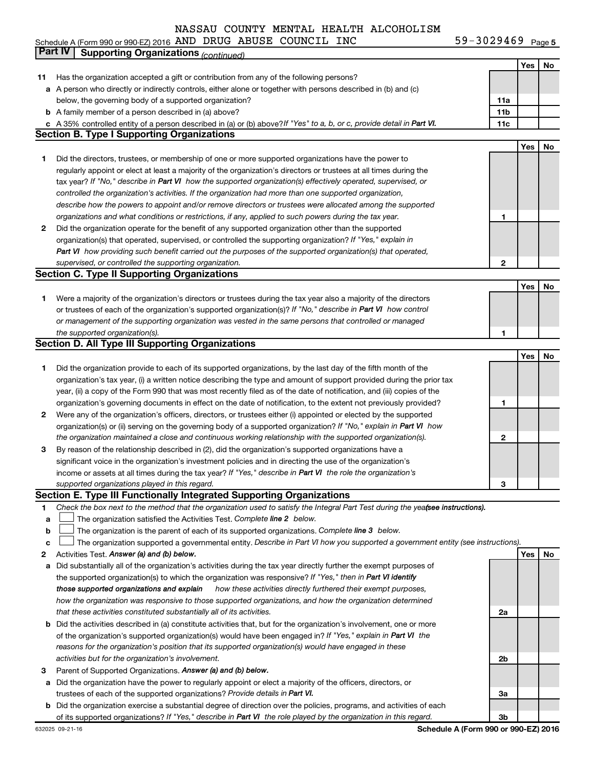NASSAU COUNTY MENTAL HEALTH ALCOHOLISM

Schedule A (Form 990 or 990-EZ) 2016 AND DRUG ABUSE COUNCIL INC 59-3029469 Page 5

## Part IV Supporting Organizations *(continued)*

| | | | Yes | No |
|---|---|---|---|---|
| **11** | Has the organization accepted a gift or contribution from any of the following persons? | | | |
| **a** | A person who directly or indirectly controls, either alone or together with persons described in (b) and (c) below, the governing body of a supported organization? | **11a** | | |
| **b** | A family member of a person described in (a) above? | **11b** | | |
| **c** | A 35% controlled entity of a person described in (a) or (b) above? *If "Yes" to a, b, or c, provide detail in **Part VI.*** | **11c** | | |

### Section B. Type I Supporting Organizations

| | | | Yes | No |
|---|---|---|---|---|
| **1** | Did the directors, trustees, or membership of one or more supported organizations have the power to regularly appoint or elect at least a majority of the organization's directors or trustees at all times during the tax year? *If "No," describe in **Part VI** how the supported organization(s) effectively operated, supervised, or controlled the organization's activities. If the organization had more than one supported organization, describe how the powers to appoint and/or remove directors or trustees were allocated among the supported organizations and what conditions or restrictions, if any, applied to such powers during the tax year.* | **1** | | |
| **2** | Did the organization operate for the benefit of any supported organization other than the supported organization(s) that operated, supervised, or controlled the supporting organization? *If "Yes," explain in **Part VI** how providing such benefit carried out the purposes of the supported organization(s) that operated, supervised, or controlled the supporting organization.* | **2** | | |

### Section C. Type II Supporting Organizations

| | | | Yes | No |
|---|---|---|---|---|
| **1** | Were a majority of the organization's directors or trustees during the tax year also a majority of the directors or trustees of each of the organization's supported organization(s)? *If "No," describe in **Part VI** how control or management of the supporting organization was vested in the same persons that controlled or managed the supported organization(s).* | **1** | | |

### Section D. All Type III Supporting Organizations

| | | | Yes | No |
|---|---|---|---|---|
| **1** | Did the organization provide to each of its supported organizations, by the last day of the fifth month of the organization's tax year, (i) a written notice describing the type and amount of support provided during the prior tax year, (ii) a copy of the Form 990 that was most recently filed as of the date of notification, and (iii) copies of the organization's governing documents in effect on the date of notification, to the extent not previously provided? | **1** | | |
| **2** | Were any of the organization's officers, directors, or trustees either (i) appointed or elected by the supported organization(s) or (ii) serving on the governing body of a supported organization? *If "No," explain in **Part VI** how the organization maintained a close and continuous working relationship with the supported organization(s).* | **2** | | |
| **3** | By reason of the relationship described in (2), did the organization's supported organizations have a significant voice in the organization's investment policies and in directing the use of the organization's income or assets at all times during the tax year? *If "Yes," describe in **Part VI** the role the organization's supported organizations played in this regard.* | **3** | | |

### Section E. Type III Functionally Integrated Supporting Organizations

**1** *Check the box next to the method that the organization used to satisfy the Integral Part Test during the year **(see instructions).***

**a** ☐ The organization satisfied the Activities Test. *Complete **line 2** below.*

**b** ☐ The organization is the parent of each of its supported organizations. *Complete **line 3** below.*

**c** ☐ The organization supported a governmental entity. *Describe in Part VI how you supported a government entity (see instructions).*

| | | | Yes | No |
|---|---|---|---|---|
| **2** | Activities Test. ***Answer (a) and (b) below.*** | | | |
| **a** | Did substantially all of the organization's activities during the tax year directly further the exempt purposes of the supported organization(s) to which the organization was responsive? *If "Yes," then in **Part VI identify those supported organizations and explain** how these activities directly furthered their exempt purposes, how the organization was responsive to those supported organizations, and how the organization determined that these activities constituted substantially all of its activities.* | **2a** | | |
| **b** | Did the activities described in (a) constitute activities that, but for the organization's involvement, one or more of the organization's supported organization(s) would have been engaged in? *If "Yes," explain in **Part VI** the reasons for the organization's position that its supported organization(s) would have engaged in these activities but for the organization's involvement.* | **2b** | | |
| **3** | Parent of Supported Organizations. ***Answer (a) and (b) below.*** | | | |
| **a** | Did the organization have the power to regularly appoint or elect a majority of the officers, directors, or trustees of each of the supported organizations? *Provide details in **Part VI.*** | **3a** | | |
| **b** | Did the organization exercise a substantial degree of direction over the policies, programs, and activities of each of its supported organizations? *If "Yes," describe in **Part VI** the role played by the organization in this regard.* | **3b** | | |

632025 09-21-16 **Schedule A (Form 990 or 990-EZ) 2016**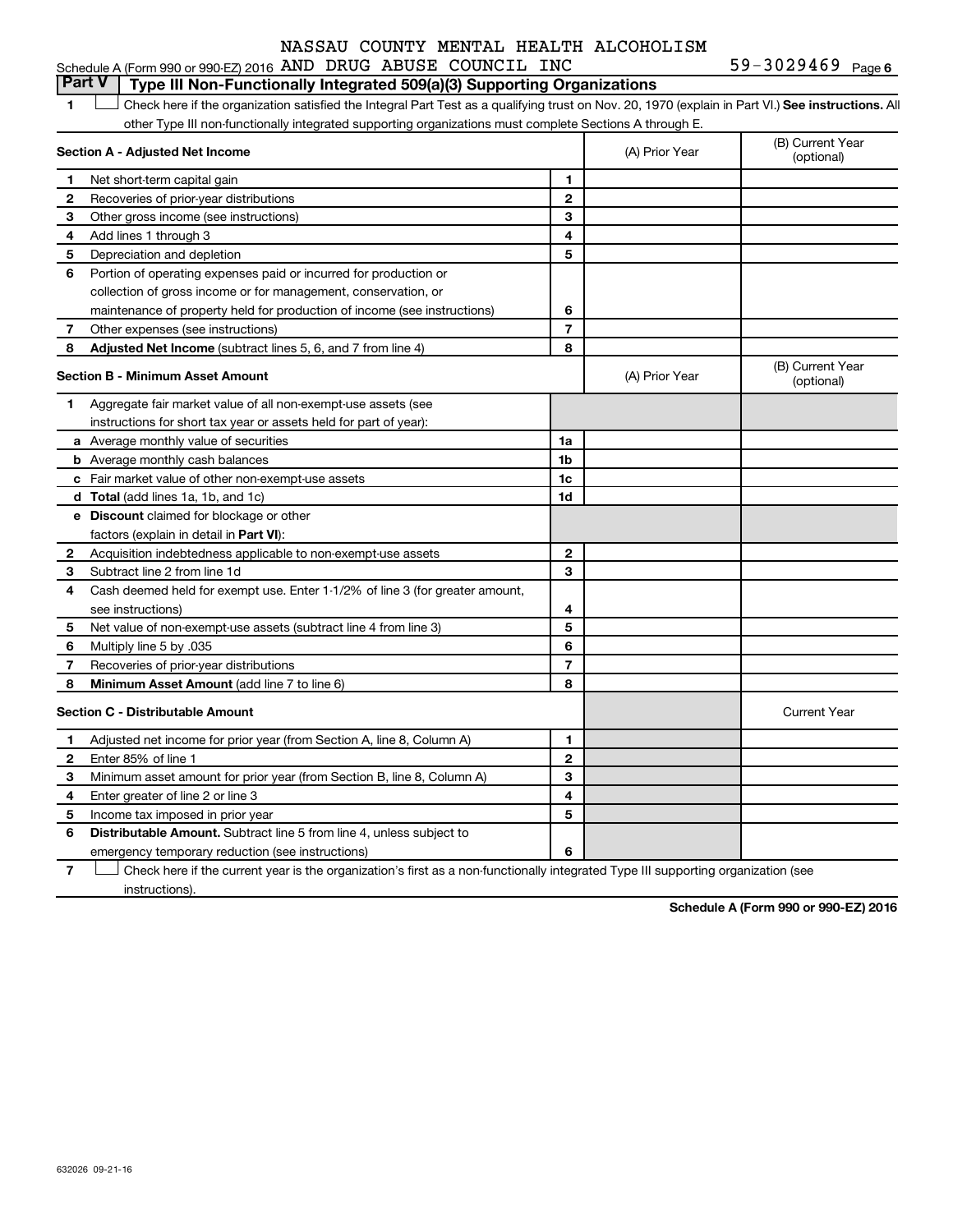NASSAU COUNTY MENTAL HEALTH ALCOHOLISM

Schedule A (Form 990 or 990-EZ) 2016 AND DRUG ABUSE COUNCIL INC 59-3029469 Page 6

## Part V | Type III Non-Functionally Integrated 509(a)(3) Supporting Organizations

1 ☐ Check here if the organization satisfied the Integral Part Test as a qualifying trust on Nov. 20, 1970 (explain in Part VI.) **See instructions.** All other Type III non-functionally integrated supporting organizations must complete Sections A through E.

| | Section A - Adjusted Net Income | | (A) Prior Year | (B) Current Year (optional) |
|---|---|---|---|---|
| 1 | Net short-term capital gain | 1 | | |
| 2 | Recoveries of prior-year distributions | 2 | | |
| 3 | Other gross income (see instructions) | 3 | | |
| 4 | Add lines 1 through 3 | 4 | | |
| 5 | Depreciation and depletion | 5 | | |
| 6 | Portion of operating expenses paid or incurred for production or collection of gross income or for management, conservation, or maintenance of property held for production of income (see instructions) | 6 | | |
| 7 | Other expenses (see instructions) | 7 | | |
| 8 | **Adjusted Net Income** (subtract lines 5, 6, and 7 from line 4) | 8 | | |

| | Section B - Minimum Asset Amount | | (A) Prior Year | (B) Current Year (optional) |
|---|---|---|---|---|
| 1 | Aggregate fair market value of all non-exempt-use assets (see instructions for short tax year or assets held for part of year): | | | |
| a | Average monthly value of securities | 1a | | |
| b | Average monthly cash balances | 1b | | |
| c | Fair market value of other non-exempt-use assets | 1c | | |
| d | **Total** (add lines 1a, 1b, and 1c) | 1d | | |
| e | **Discount** claimed for blockage or other factors (explain in detail in **Part VI**): | | | |
| 2 | Acquisition indebtedness applicable to non-exempt-use assets | 2 | | |
| 3 | Subtract line 2 from line 1d | 3 | | |
| 4 | Cash deemed held for exempt use. Enter 1-1/2% of line 3 (for greater amount, see instructions) | 4 | | |
| 5 | Net value of non-exempt-use assets (subtract line 4 from line 3) | 5 | | |
| 6 | Multiply line 5 by .035 | 6 | | |
| 7 | Recoveries of prior-year distributions | 7 | | |
| 8 | **Minimum Asset Amount** (add line 7 to line 6) | 8 | | |

| | Section C - Distributable Amount | | | Current Year |
|---|---|---|---|---|
| 1 | Adjusted net income for prior year (from Section A, line 8, Column A) | 1 | | |
| 2 | Enter 85% of line 1 | 2 | | |
| 3 | Minimum asset amount for prior year (from Section B, line 8, Column A) | 3 | | |
| 4 | Enter greater of line 2 or line 3 | 4 | | |
| 5 | Income tax imposed in prior year | 5 | | |
| 6 | **Distributable Amount.** Subtract line 5 from line 4, unless subject to emergency temporary reduction (see instructions) | 6 | | |

7 ☐ Check here if the current year is the organization's first as a non-functionally integrated Type III supporting organization (see instructions).

**Schedule A (Form 990 or 990-EZ) 2016**

632026 09-21-16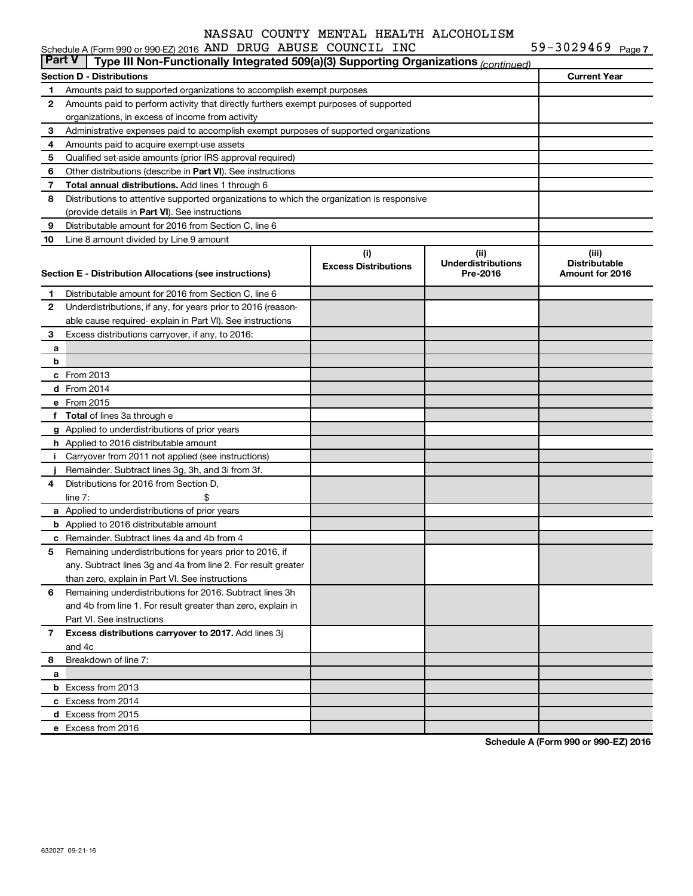NASSAU COUNTY MENTAL HEALTH ALCOHOLISM

Schedule A (Form 990 or 990-EZ) 2016 AND DRUG ABUSE COUNCIL INC 59-3029469 Page 7

**Part V | Type III Non-Functionally Integrated 509(a)(3) Supporting Organizations** *(continued)*

| Section D - Distributions | | Current Year |
|---|---|---|
| 1 | Amounts paid to supported organizations to accomplish exempt purposes | |
| 2 | Amounts paid to perform activity that directly furthers exempt purposes of supported organizations, in excess of income from activity | |
| 3 | Administrative expenses paid to accomplish exempt purposes of supported organizations | |
| 4 | Amounts paid to acquire exempt-use assets | |
| 5 | Qualified set-aside amounts (prior IRS approval required) | |
| 6 | Other distributions (describe in **Part VI**). See instructions | |
| 7 | **Total annual distributions.** Add lines 1 through 6 | |
| 8 | Distributions to attentive supported organizations to which the organization is responsive (provide details in **Part VI**). See instructions | |
| 9 | Distributable amount for 2016 from Section C, line 6 | |
| 10 | Line 8 amount divided by Line 9 amount | |

| | Section E - Distribution Allocations (see instructions) | (i) Excess Distributions | (ii) Underdistributions Pre-2016 | (iii) Distributable Amount for 2016 |
|---|---|---|---|---|
| 1 | Distributable amount for 2016 from Section C, line 6 | | | |
| 2 | Underdistributions, if any, for years prior to 2016 (reasonable cause required- explain in Part VI). See instructions | | | |
| 3 | Excess distributions carryover, if any, to 2016: | | | |
| a | | | | |
| b | | | | |
| c | From 2013 | | | |
| d | From 2014 | | | |
| e | From 2015 | | | |
| f | **Total** of lines 3a through e | | | |
| g | Applied to underdistributions of prior years | | | |
| h | Applied to 2016 distributable amount | | | |
| i | Carryover from 2011 not applied (see instructions) | | | |
| j | Remainder. Subtract lines 3g, 3h, and 3i from 3f. | | | |
| 4 | Distributions for 2016 from Section D, line 7: $ | | | |
| a | Applied to underdistributions of prior years | | | |
| b | Applied to 2016 distributable amount | | | |
| c | Remainder. Subtract lines 4a and 4b from 4 | | | |
| 5 | Remaining underdistributions for years prior to 2016, if any. Subtract lines 3g and 4a from line 2. For result greater than zero, explain in Part VI. See instructions | | | |
| 6 | Remaining underdistributions for 2016. Subtract lines 3h and 4b from line 1. For result greater than zero, explain in Part VI. See instructions | | | |
| 7 | **Excess distributions carryover to 2017.** Add lines 3j and 4c | | | |
| 8 | Breakdown of line 7: | | | |
| a | | | | |
| b | Excess from 2013 | | | |
| c | Excess from 2014 | | | |
| d | Excess from 2015 | | | |
| e | Excess from 2016 | | | |

**Schedule A (Form 990 or 990-EZ) 2016**

632027 09-21-16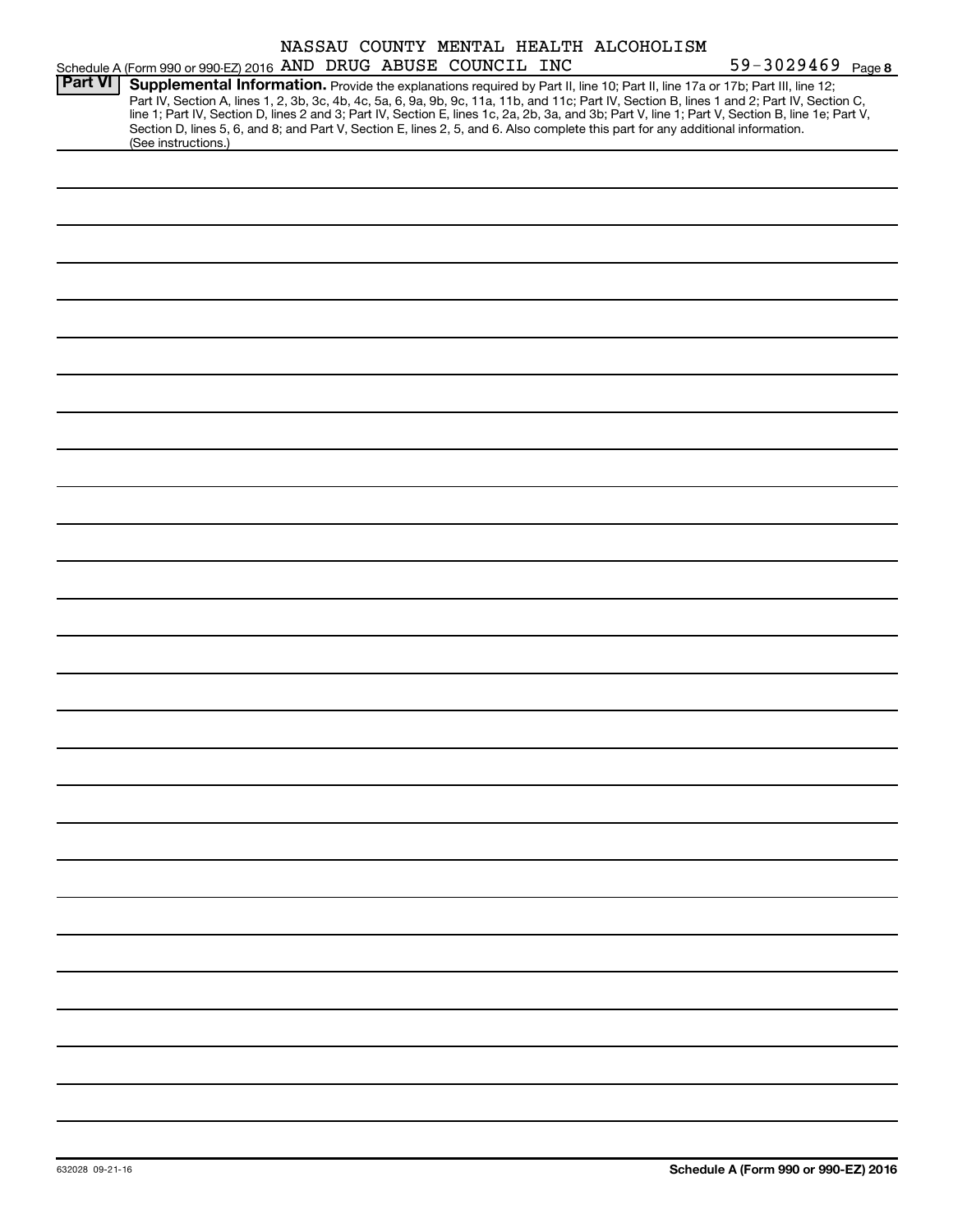NASSAU COUNTY MENTAL HEALTH ALCOHOLISM

Schedule A (Form 990 or 990-EZ) 2016 AND DRUG ABUSE COUNCIL INC 59-3029469 Page 8

## Part VI Supplemental Information.

Provide the explanations required by Part II, line 10; Part II, line 17a or 17b; Part III, line 12; Part IV, Section A, lines 1, 2, 3b, 3c, 4b, 4c, 5a, 6, 9a, 9b, 9c, 11a, 11b, and 11c; Part IV, Section B, lines 1 and 2; Part IV, Section C, line 1; Part IV, Section D, lines 2 and 3; Part IV, Section E, lines 1c, 2a, 2b, 3a, and 3b; Part V, line 1; Part V, Section B, line 1e; Part V, Section D, lines 5, 6, and 8; and Part V, Section E, lines 2, 5, and 6. Also complete this part for any additional information. (See instructions.)

632028 09-21-16

Schedule A (Form 990 or 990-EZ) 2016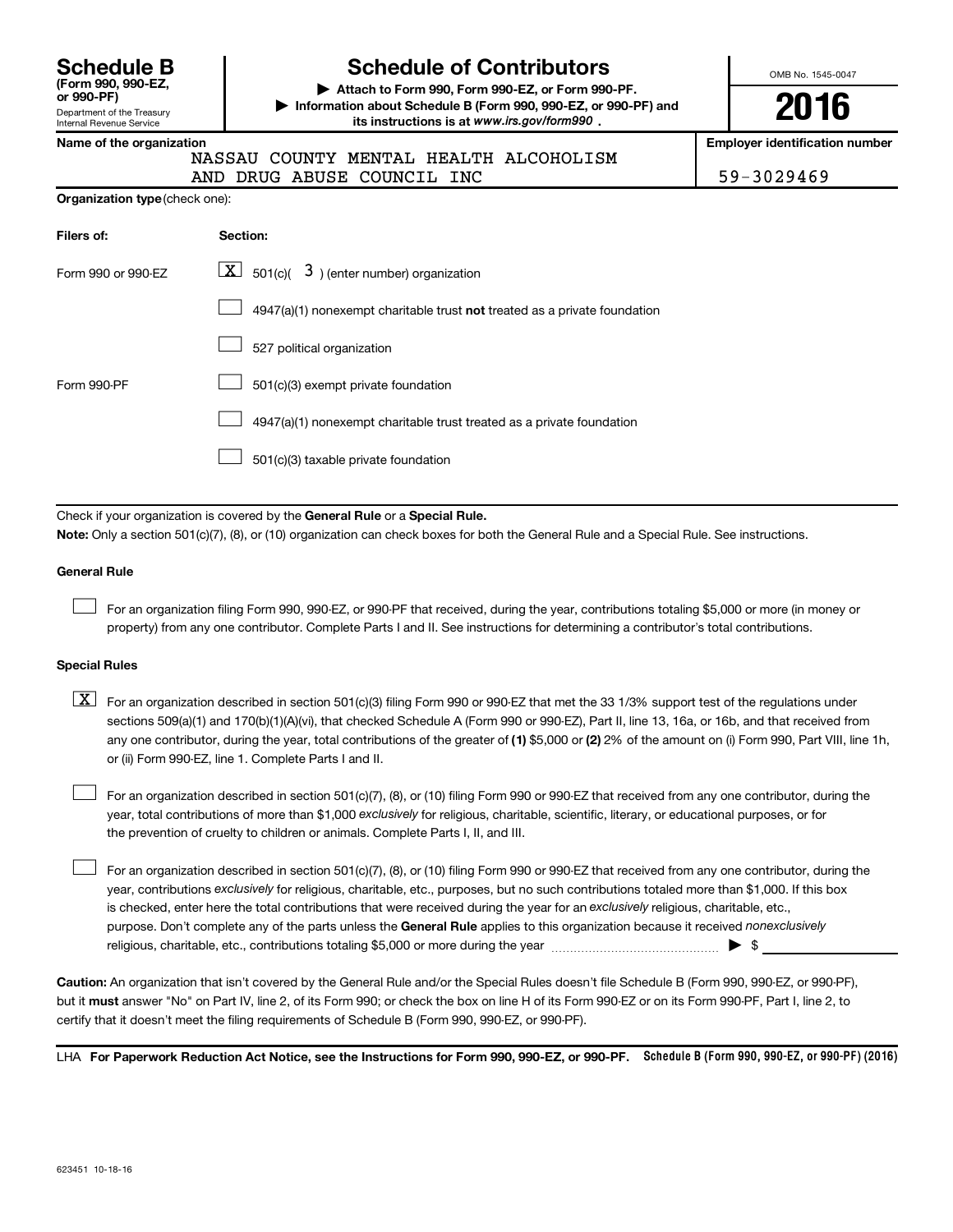# Schedule B
**(Form 990, 990-EZ, or 990-PF)**
Department of the Treasury
Internal Revenue Service

# Schedule of Contributors

**▶ Attach to Form 990, Form 990-EZ, or Form 990-PF.**
**▶ Information about Schedule B (Form 990, 990-EZ, or 990-PF) and its instructions is at www.irs.gov/form990 .**

OMB No. 1545-0047

**2016**

**Name of the organization**
NASSAU COUNTY MENTAL HEALTH ALCOHOLISM AND DRUG ABUSE COUNCIL INC

**Employer identification number**
59-3029469

**Organization type** (check one):

| Filers of: | Section: |
|---|---|
| Form 990 or 990-EZ | [X] 501(c)( 3 ) (enter number) organization |
| | [ ] 4947(a)(1) nonexempt charitable trust **not** treated as a private foundation |
| | [ ] 527 political organization |
| Form 990-PF | [ ] 501(c)(3) exempt private foundation |
| | [ ] 4947(a)(1) nonexempt charitable trust treated as a private foundation |
| | [ ] 501(c)(3) taxable private foundation |

Check if your organization is covered by the **General Rule** or a **Special Rule.**

**Note:** Only a section 501(c)(7), (8), or (10) organization can check boxes for both the General Rule and a Special Rule. See instructions.

**General Rule**

[ ] For an organization filing Form 990, 990-EZ, or 990-PF that received, during the year, contributions totaling $5,000 or more (in money or property) from any one contributor. Complete Parts I and II. See instructions for determining a contributor's total contributions.

**Special Rules**

[X] For an organization described in section 501(c)(3) filing Form 990 or 990-EZ that met the 33 1/3% support test of the regulations under sections 509(a)(1) and 170(b)(1)(A)(vi), that checked Schedule A (Form 990 or 990-EZ), Part II, line 13, 16a, or 16b, and that received from any one contributor, during the year, total contributions of the greater of **(1)** $5,000 or **(2)** 2% of the amount on (i) Form 990, Part VIII, line 1h, or (ii) Form 990-EZ, line 1. Complete Parts I and II.

[ ] For an organization described in section 501(c)(7), (8), or (10) filing Form 990 or 990-EZ that received from any one contributor, during the year, total contributions of more than $1,000 *exclusively* for religious, charitable, scientific, literary, or educational purposes, or for the prevention of cruelty to children or animals. Complete Parts I, II, and III.

[ ] For an organization described in section 501(c)(7), (8), or (10) filing Form 990 or 990-EZ that received from any one contributor, during the year, contributions *exclusively* for religious, charitable, etc., purposes, but no such contributions totaled more than $1,000. If this box is checked, enter here the total contributions that were received during the year for an *exclusively* religious, charitable, etc., purpose. Don't complete any of the parts unless the **General Rule** applies to this organization because it received *nonexclusively* religious, charitable, etc., contributions totaling $5,000 or more during the year ▶ $

**Caution:** An organization that isn't covered by the General Rule and/or the Special Rules doesn't file Schedule B (Form 990, 990-EZ, or 990-PF), but it **must** answer "No" on Part IV, line 2, of its Form 990; or check the box on line H of its Form 990-EZ or on its Form 990-PF, Part I, line 2, to certify that it doesn't meet the filing requirements of Schedule B (Form 990, 990-EZ, or 990-PF).

LHA **For Paperwork Reduction Act Notice, see the Instructions for Form 990, 990-EZ, or 990-PF.** **Schedule B (Form 990, 990-EZ, or 990-PF) (2016)**

623451 10-18-16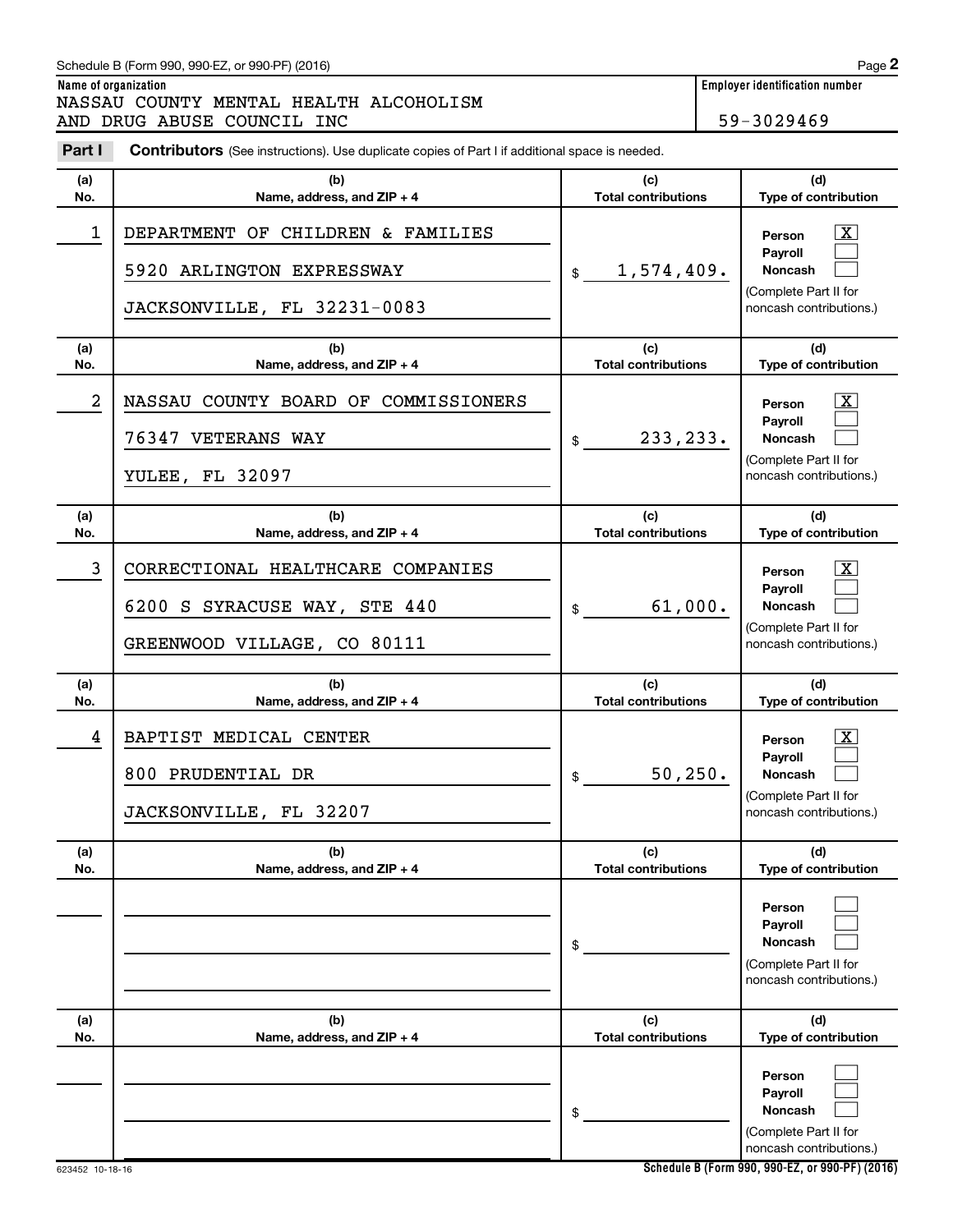Schedule B (Form 990, 990-EZ, or 990-PF) (2016)

**Name of organization**
NASSAU COUNTY MENTAL HEALTH ALCOHOLISM AND DRUG ABUSE COUNCIL INC

**Employer identification number**
59-3029469

**Part I** **Contributors** (See instructions). Use duplicate copies of Part I if additional space is needed.

| (a) No. | (b) Name, address, and ZIP + 4 | (c) Total contributions | (d) Type of contribution |
|---|---|---|---|
| 1 | DEPARTMENT OF CHILDREN & FAMILIES<br>5920 ARLINGTON EXPRESSWAY<br>JACKSONVILLE, FL 32231-0083 | $ 1,574,409. | Person [X]<br>Payroll [ ]<br>Noncash [ ]<br>(Complete Part II for noncash contributions.) |
| 2 | NASSAU COUNTY BOARD OF COMMISSIONERS<br>76347 VETERANS WAY<br>YULEE, FL 32097 | $ 233,233. | Person [X]<br>Payroll [ ]<br>Noncash [ ]<br>(Complete Part II for noncash contributions.) |
| 3 | CORRECTIONAL HEALTHCARE COMPANIES<br>6200 S SYRACUSE WAY, STE 440<br>GREENWOOD VILLAGE, CO 80111 | $ 61,000. | Person [X]<br>Payroll [ ]<br>Noncash [ ]<br>(Complete Part II for noncash contributions.) |
| 4 | BAPTIST MEDICAL CENTER<br>800 PRUDENTIAL DR<br>JACKSONVILLE, FL 32207 | $ 50,250. | Person [X]<br>Payroll [ ]<br>Noncash [ ]<br>(Complete Part II for noncash contributions.) |
| | | $ | Person [ ]<br>Payroll [ ]<br>Noncash [ ]<br>(Complete Part II for noncash contributions.) |
| | | $ | Person [ ]<br>Payroll [ ]<br>Noncash [ ]<br>(Complete Part II for noncash contributions.) |

623452 10-18-16

Schedule B (Form 990, 990-EZ, or 990-PF) (2016)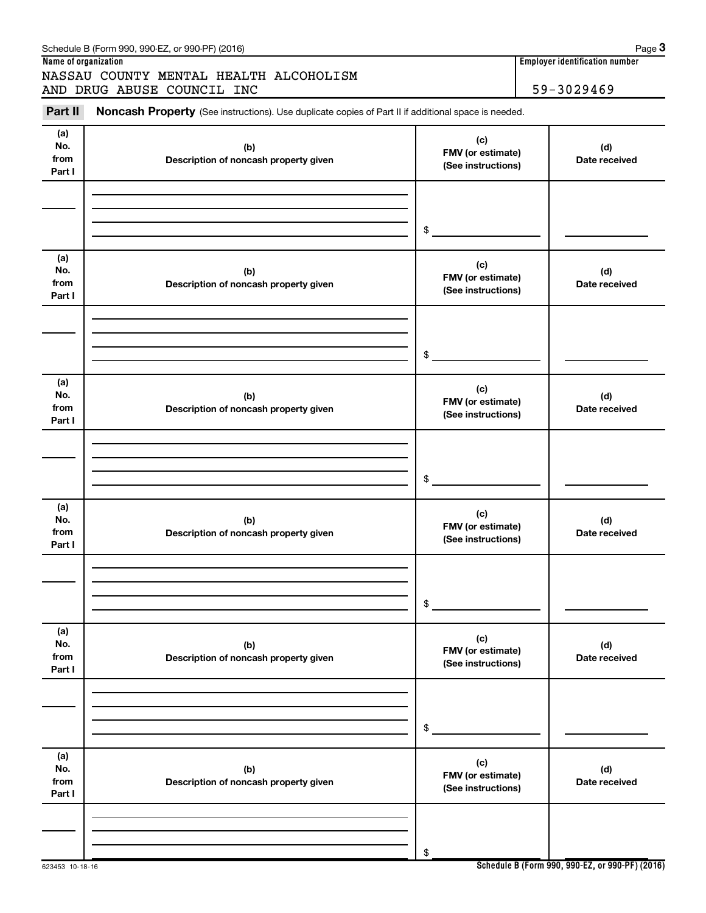Schedule B (Form 990, 990-EZ, or 990-PF) (2016)

**Name of organization**

NASSAU COUNTY MENTAL HEALTH ALCOHOLISM AND DRUG ABUSE COUNCIL INC

**Employer identification number**

59-3029469

**Part II** **Noncash Property** (See instructions). Use duplicate copies of Part II if additional space is needed.

| (a) No. from Part I | (b) Description of noncash property given | (c) FMV (or estimate) (See instructions) | (d) Date received |
|---|---|---|---|
| | | $ | |

| (a) No. from Part I | (b) Description of noncash property given | (c) FMV (or estimate) (See instructions) | (d) Date received |
|---|---|---|---|
| | | $ | |

| (a) No. from Part I | (b) Description of noncash property given | (c) FMV (or estimate) (See instructions) | (d) Date received |
|---|---|---|---|
| | | $ | |

| (a) No. from Part I | (b) Description of noncash property given | (c) FMV (or estimate) (See instructions) | (d) Date received |
|---|---|---|---|
| | | $ | |

| (a) No. from Part I | (b) Description of noncash property given | (c) FMV (or estimate) (See instructions) | (d) Date received |
|---|---|---|---|
| | | $ | |

| (a) No. from Part I | (b) Description of noncash property given | (c) FMV (or estimate) (See instructions) | (d) Date received |
|---|---|---|---|
| | | $ | |

623453 10-18-16

**Schedule B (Form 990, 990-EZ, or 990-PF) (2016)**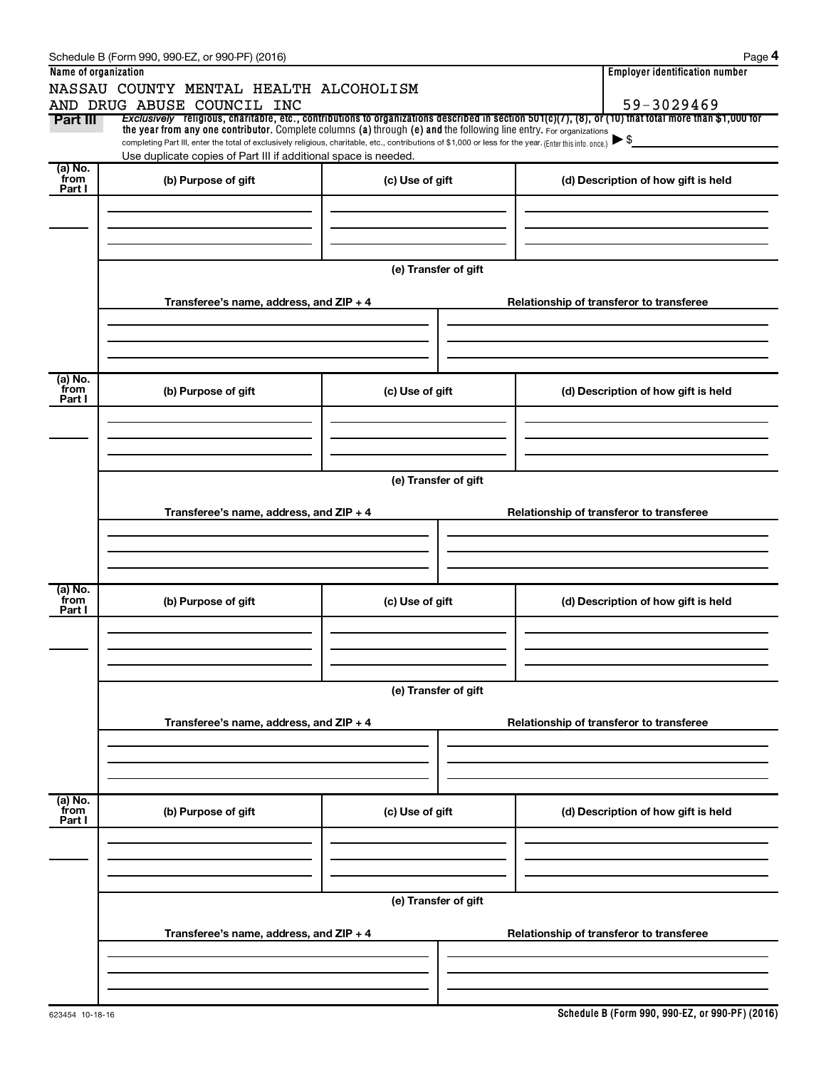Schedule B (Form 990, 990-EZ, or 990-PF) (2016)

| Name of organization | Employer identification number |
|---|---|
| NASSAU COUNTY MENTAL HEALTH ALCOHOLISM AND DRUG ABUSE COUNCIL INC | 59-3029469 |

**Part III** *Exclusively* religious, charitable, etc., contributions to organizations described in section 501(c)(7), (8), or (10) that total more than $1,000 for the year from any one contributor. Complete columns (a) through (e) and the following line entry. For organizations completing Part III, enter the total of exclusively religious, charitable, etc., contributions of $1,000 or less for the year. (Enter this info. once.) ▶ $

Use duplicate copies of Part III if additional space is needed.

| (a) No. from Part I | (b) Purpose of gift | (c) Use of gift | (d) Description of how gift is held |
|---|---|---|---|
| | | | |

(e) Transfer of gift

| Transferee's name, address, and ZIP + 4 | Relationship of transferor to transferee |
|---|---|
| | |

| (a) No. from Part I | (b) Purpose of gift | (c) Use of gift | (d) Description of how gift is held |
|---|---|---|---|
| | | | |

(e) Transfer of gift

| Transferee's name, address, and ZIP + 4 | Relationship of transferor to transferee |
|---|---|
| | |

| (a) No. from Part I | (b) Purpose of gift | (c) Use of gift | (d) Description of how gift is held |
|---|---|---|---|
| | | | |

(e) Transfer of gift

| Transferee's name, address, and ZIP + 4 | Relationship of transferor to transferee |
|---|---|
| | |

| (a) No. from Part I | (b) Purpose of gift | (c) Use of gift | (d) Description of how gift is held |
|---|---|---|---|
| | | | |

(e) Transfer of gift

| Transferee's name, address, and ZIP + 4 | Relationship of transferor to transferee |
|---|---|
| | |

623454 10-18-16

Schedule B (Form 990, 990-EZ, or 990-PF) (2016)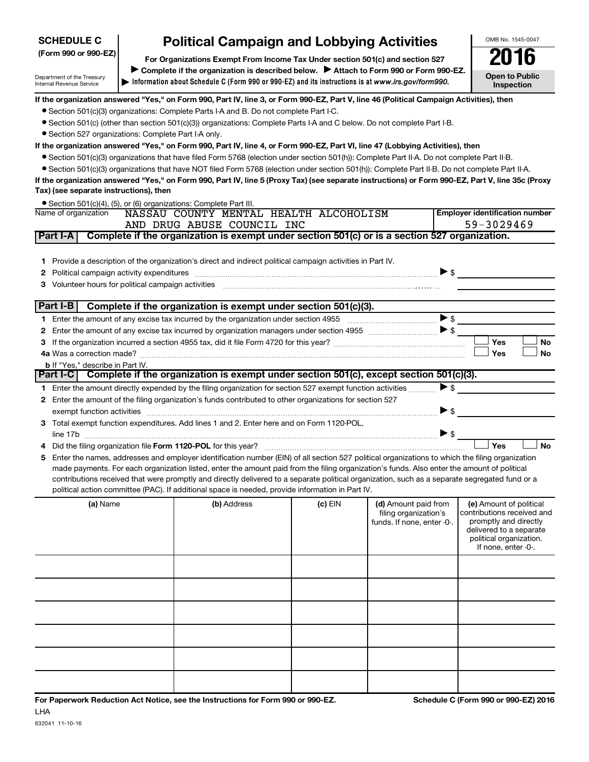**SCHEDULE C**
**(Form 990 or 990-EZ)**

Department of the Treasury
Internal Revenue Service

# Political Campaign and Lobbying Activities

**For Organizations Exempt From Income Tax Under section 501(c) and section 527**

▶ **Complete if the organization is described below.** ▶ **Attach to Form 990 or Form 990-EZ.**

▶ **Information about Schedule C (Form 990 or 990-EZ) and its instructions is at** ***www.irs.gov/form990.***

OMB No. 1545-0047

**2016**

**Open to Public Inspection**

**If the organization answered "Yes," on Form 990, Part IV, line 3, or Form 990-EZ, Part V, line 46 (Political Campaign Activities), then**

- Section 501(c)(3) organizations: Complete Parts I-A and B. Do not complete Part I-C.
- Section 501(c) (other than section 501(c)(3)) organizations: Complete Parts I-A and C below. Do not complete Part I-B.
- Section 527 organizations: Complete Part I-A only.

**If the organization answered "Yes," on Form 990, Part IV, line 4, or Form 990-EZ, Part VI, line 47 (Lobbying Activities), then**

- Section 501(c)(3) organizations that have filed Form 5768 (election under section 501(h)): Complete Part II-A. Do not complete Part II-B.
- Section 501(c)(3) organizations that have NOT filed Form 5768 (election under section 501(h)): Complete Part II-B. Do not complete Part II-A.

**If the organization answered "Yes," on Form 990, Part IV, line 5 (Proxy Tax) (see separate instructions) or Form 990-EZ, Part V, line 35c (Proxy Tax) (see separate instructions), then**

- Section 501(c)(4), (5), or (6) organizations: Complete Part III.

| Name of organization | Employer identification number |
|---|---|
| NASSAU COUNTY MENTAL HEALTH ALCOHOLISM AND DRUG ABUSE COUNCIL INC | 59-3029469 |

## Part I-A Complete if the organization is exempt under section 501(c) or is a section 527 organization.

1. Provide a description of the organization's direct and indirect political campaign activities in Part IV.
2. Political campaign activity expenditures ▶ $
3. Volunteer hours for political campaign activities

## Part I-B Complete if the organization is exempt under section 501(c)(3).

1. Enter the amount of any excise tax incurred by the organization under section 4955 ▶ $
2. Enter the amount of any excise tax incurred by organization managers under section 4955 ▶ $
3. If the organization incurred a section 4955 tax, did it file Form 4720 for this year? ☐ Yes ☐ No

4a. Was a correction made? ☐ Yes ☐ No

b. If "Yes," describe in Part IV.

## Part I-C Complete if the organization is exempt under section 501(c), except section 501(c)(3).

1. Enter the amount directly expended by the filing organization for section 527 exempt function activities ▶ $
2. Enter the amount of the filing organization's funds contributed to other organizations for section 527 exempt function activities ▶ $
3. Total exempt function expenditures. Add lines 1 and 2. Enter here and on Form 1120-POL, line 17b ▶ $
4. Did the filing organization file **Form 1120-POL** for this year? ☐ Yes ☐ No
5. Enter the names, addresses and employer identification number (EIN) of all section 527 political organizations to which the filing organization made payments. For each organization listed, enter the amount paid from the filing organization's funds. Also enter the amount of political contributions received that were promptly and directly delivered to a separate political organization, such as a separate segregated fund or a political action committee (PAC). If additional space is needed, provide information in Part IV.

| (a) Name | (b) Address | (c) EIN | (d) Amount paid from filing organization's funds. If none, enter -0-. | (e) Amount of political contributions received and promptly and directly delivered to a separate political organization. If none, enter -0-. |
|---|---|---|---|---|
| | | | | |
| | | | | |
| | | | | |
| | | | | |
| | | | | |
| | | | | |

**For Paperwork Reduction Act Notice, see the Instructions for Form 990 or 990-EZ.**

LHA

632041 11-10-16

**Schedule C (Form 990 or 990-EZ) 2016**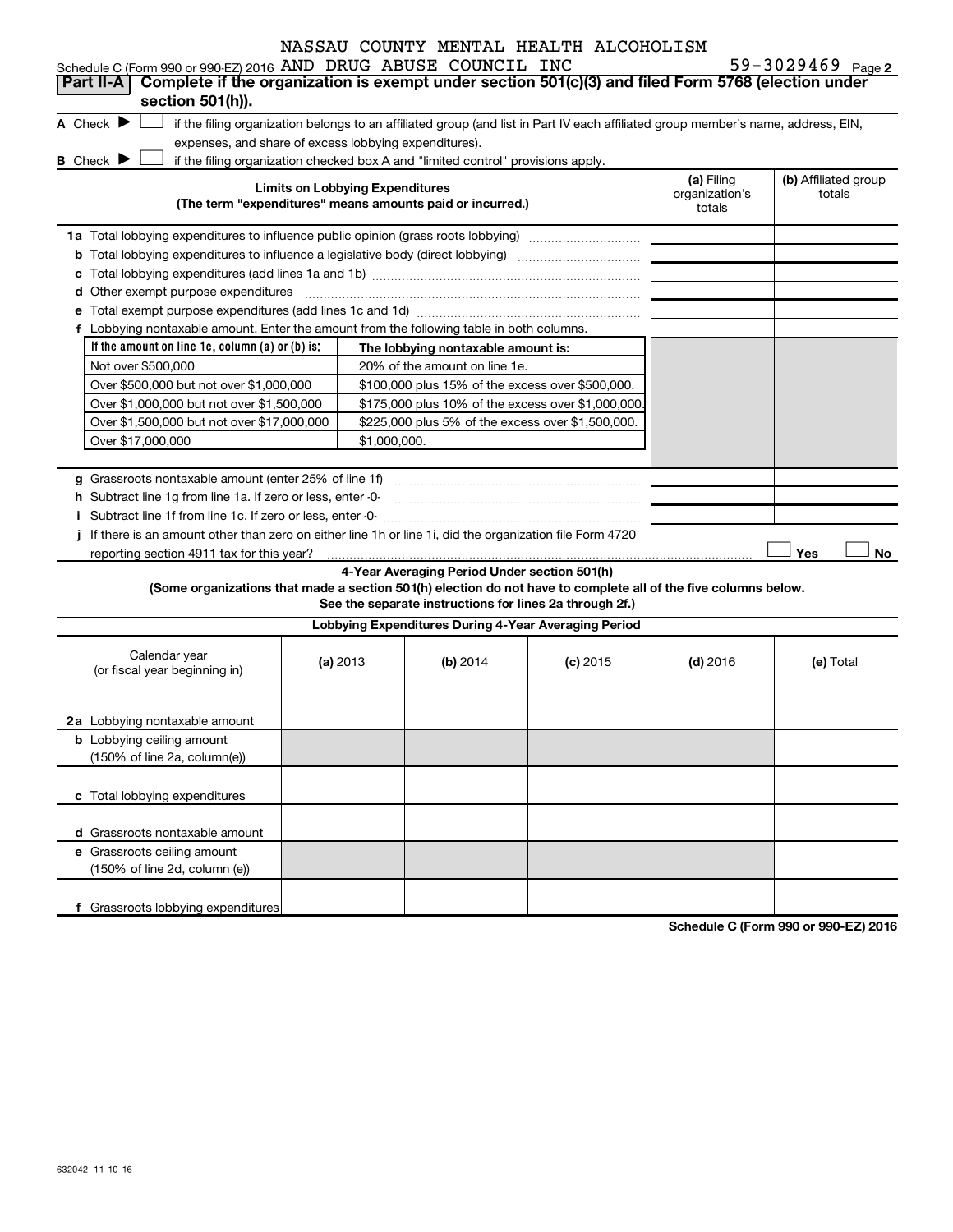Schedule C (Form 990 or 990-EZ) 2016 NASSAU COUNTY MENTAL HEALTH ALCOHOLISM AND DRUG ABUSE COUNCIL INC 59-3029469 Page 2

**Part II-A** **Complete if the organization is exempt under section 501(c)(3) and filed Form 5768 (election under section 501(h)).**

A Check ▶ ☐ if the filing organization belongs to an affiliated group (and list in Part IV each affiliated group member's name, address, EIN, expenses, and share of excess lobbying expenditures).

B Check ▶ ☐ if the filing organization checked box A and "limited control" provisions apply.

| Limits on Lobbying Expenditures (The term "expenditures" means amounts paid or incurred.) | (a) Filing organization's totals | (b) Affiliated group totals |
|---|---|---|
| 1a Total lobbying expenditures to influence public opinion (grass roots lobbying) | | |
| b Total lobbying expenditures to influence a legislative body (direct lobbying) | | |
| c Total lobbying expenditures (add lines 1a and 1b) | | |
| d Other exempt purpose expenditures | | |
| e Total exempt purpose expenditures (add lines 1c and 1d) | | |
| f Lobbying nontaxable amount. Enter the amount from the following table in both columns. | | |

| If the amount on line 1e, column (a) or (b) is: | The lobbying nontaxable amount is: |
|---|---|
| Not over $500,000 | 20% of the amount on line 1e. |
| Over $500,000 but not over $1,000,000 | $100,000 plus 15% of the excess over $500,000. |
| Over $1,000,000 but not over $1,500,000 | $175,000 plus 10% of the excess over $1,000,000. |
| Over $1,500,000 but not over $17,000,000 | $225,000 plus 5% of the excess over $1,500,000. |
| Over $17,000,000 | $1,000,000. |

| | (a) Filing organization's totals | (b) Affiliated group totals |
|---|---|---|
| g Grassroots nontaxable amount (enter 25% of line 1f) | | |
| h Subtract line 1g from line 1a. If zero or less, enter -0- | | |
| i Subtract line 1f from line 1c. If zero or less, enter -0- | | |

j If there is an amount other than zero on either line 1h or line 1i, did the organization file Form 4720 reporting section 4911 tax for this year? ☐ Yes ☐ No

**4-Year Averaging Period Under section 501(h)**

**(Some organizations that made a section 501(h) election do not have to complete all of the five columns below. See the separate instructions for lines 2a through 2f.)**

| Lobbying Expenditures During 4-Year Averaging Period | | | | | |
|---|---|---|---|---|---|
| Calendar year (or fiscal year beginning in) | (a) 2013 | (b) 2014 | (c) 2015 | (d) 2016 | (e) Total |
| 2a Lobbying nontaxable amount | | | | | |
| b Lobbying ceiling amount (150% of line 2a, column(e)) | | | | | |
| c Total lobbying expenditures | | | | | |
| d Grassroots nontaxable amount | | | | | |
| e Grassroots ceiling amount (150% of line 2d, column (e)) | | | | | |
| f Grassroots lobbying expenditures | | | | | |

**Schedule C (Form 990 or 990-EZ) 2016**

632042 11-10-16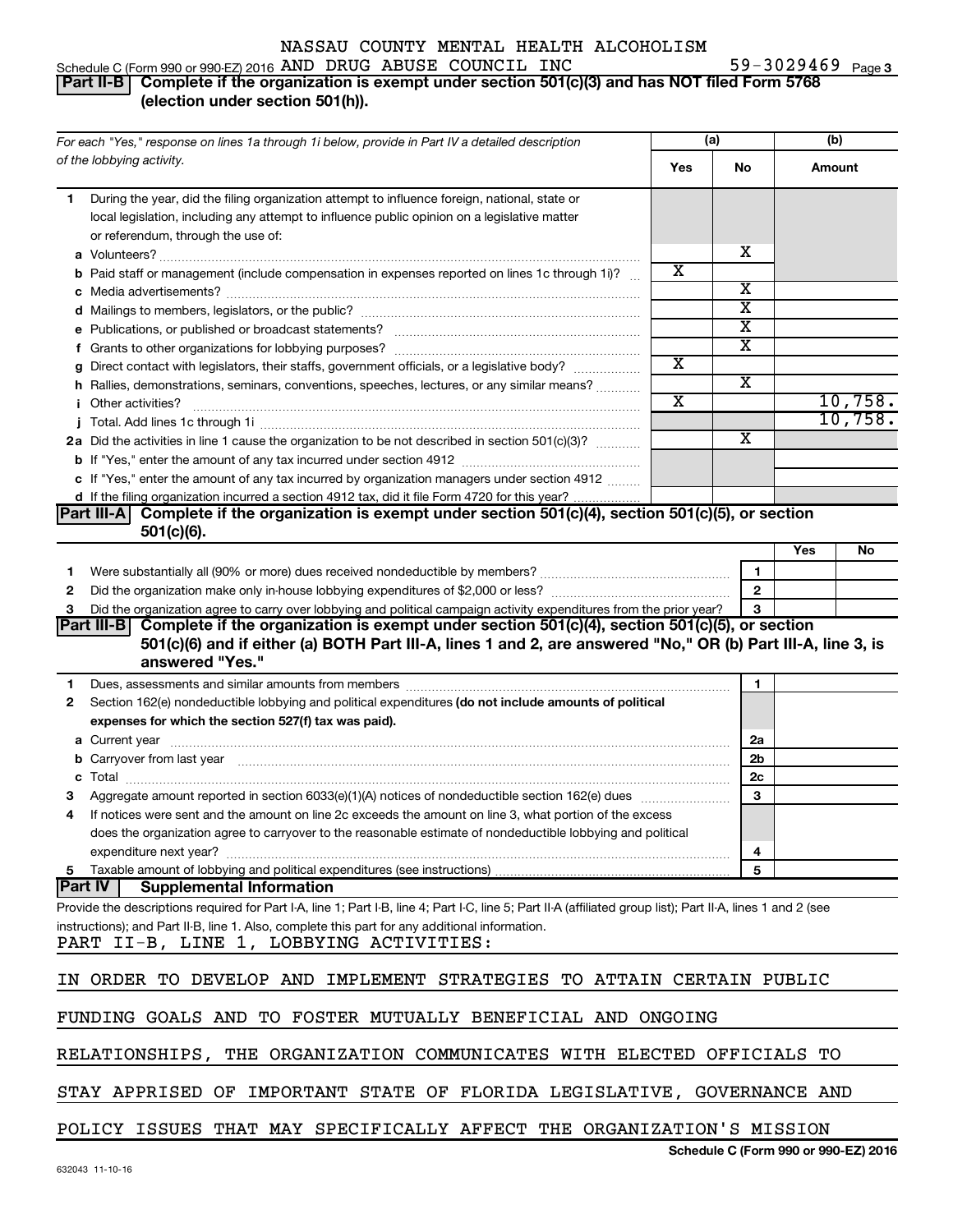NASSAU COUNTY MENTAL HEALTH ALCOHOLISM AND DRUG ABUSE COUNCIL INC

Schedule C (Form 990 or 990-EZ) 2016 — 59-3029469 Page 3

## Part II-B Complete if the organization is exempt under section 501(c)(3) and has NOT filed Form 5768 (election under section 501(h)).

| For each "Yes," response on lines 1a through 1i below, provide in Part IV a detailed description of the lobbying activity. | (a) Yes | (a) No | (b) Amount |
|---|---|---|---|
| **1** During the year, did the filing organization attempt to influence foreign, national, state or local legislation, including any attempt to influence public opinion on a legislative matter or referendum, through the use of: | | | |
| **a** Volunteers? | | X | |
| **b** Paid staff or management (include compensation in expenses reported on lines 1c through 1i)? | X | | |
| **c** Media advertisements? | | X | |
| **d** Mailings to members, legislators, or the public? | | X | |
| **e** Publications, or published or broadcast statements? | | X | |
| **f** Grants to other organizations for lobbying purposes? | | X | |
| **g** Direct contact with legislators, their staffs, government officials, or a legislative body? | X | | |
| **h** Rallies, demonstrations, seminars, conventions, speeches, lectures, or any similar means? | | X | |
| **i** Other activities? | X | | 10,758. |
| **j** Total. Add lines 1c through 1i | | | 10,758. |
| **2a** Did the activities in line 1 cause the organization to be not described in section 501(c)(3)? | | X | |
| **b** If "Yes," enter the amount of any tax incurred under section 4912 | | | |
| **c** If "Yes," enter the amount of any tax incurred by organization managers under section 4912 | | | |
| **d** If the filing organization incurred a section 4912 tax, did it file Form 4720 for this year? | | | |

## Part III-A Complete if the organization is exempt under section 501(c)(4), section 501(c)(5), or section 501(c)(6).

| | | | Yes | No |
|---|---|---|---|---|
| 1 | Were substantially all (90% or more) dues received nondeductible by members? | 1 | | |
| 2 | Did the organization make only in-house lobbying expenditures of $2,000 or less? | 2 | | |
| 3 | Did the organization agree to carry over lobbying and political campaign activity expenditures from the prior year? | 3 | | |

## Part III-B Complete if the organization is exempt under section 501(c)(4), section 501(c)(5), or section 501(c)(6) and if either (a) BOTH Part III-A, lines 1 and 2, are answered "No," OR (b) Part III-A, line 3, is answered "Yes."

| | | | |
|---|---|---|---|
| 1 | Dues, assessments and similar amounts from members | 1 | |
| 2 | Section 162(e) nondeductible lobbying and political expenditures **(do not include amounts of political expenses for which the section 527(f) tax was paid).** | | |
| a | Current year | 2a | |
| b | Carryover from last year | 2b | |
| c | Total | 2c | |
| 3 | Aggregate amount reported in section 6033(e)(1)(A) notices of nondeductible section 162(e) dues | 3 | |
| 4 | If notices were sent and the amount on line 2c exceeds the amount on line 3, what portion of the excess does the organization agree to carryover to the reasonable estimate of nondeductible lobbying and political expenditure next year? | 4 | |
| 5 | Taxable amount of lobbying and political expenditures (see instructions) | 5 | |

## Part IV Supplemental Information

Provide the descriptions required for Part I-A, line 1; Part I-B, line 4; Part I-C, line 5; Part II-A (affiliated group list); Part II-A, lines 1 and 2 (see instructions); and Part II-B, line 1. Also, complete this part for any additional information.

PART II-B, LINE 1, LOBBYING ACTIVITIES:

IN ORDER TO DEVELOP AND IMPLEMENT STRATEGIES TO ATTAIN CERTAIN PUBLIC FUNDING GOALS AND TO FOSTER MUTUALLY BENEFICIAL AND ONGOING RELATIONSHIPS, THE ORGANIZATION COMMUNICATES WITH ELECTED OFFICIALS TO STAY APPRISED OF IMPORTANT STATE OF FLORIDA LEGISLATIVE, GOVERNANCE AND POLICY ISSUES THAT MAY SPECIFICALLY AFFECT THE ORGANIZATION'S MISSION

632043 11-10-16

Schedule C (Form 990 or 990-EZ) 2016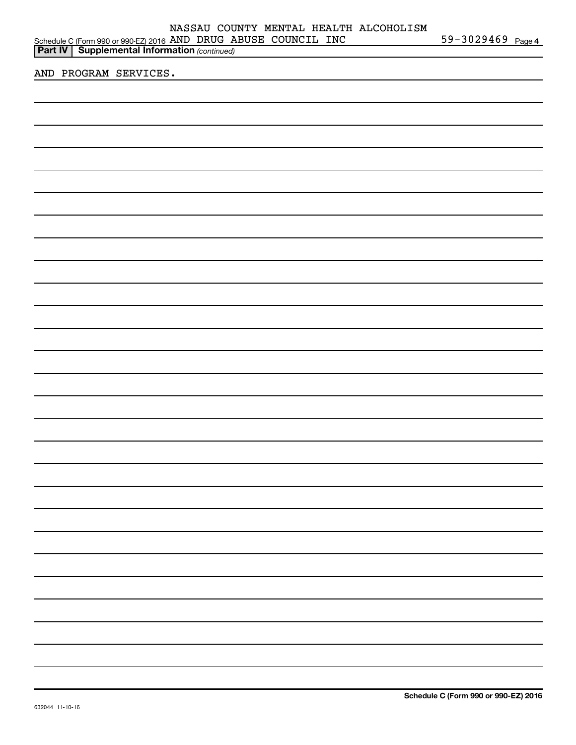Schedule C (Form 990 or 990-EZ) 2016 NASSAU COUNTY MENTAL HEALTH ALCOHOLISM AND DRUG ABUSE COUNCIL INC 59-3029469 Page 4

**Part IV | Supplemental Information** *(continued)*

AND PROGRAM SERVICES.

**Schedule C (Form 990 or 990-EZ) 2016**

632044 11-10-16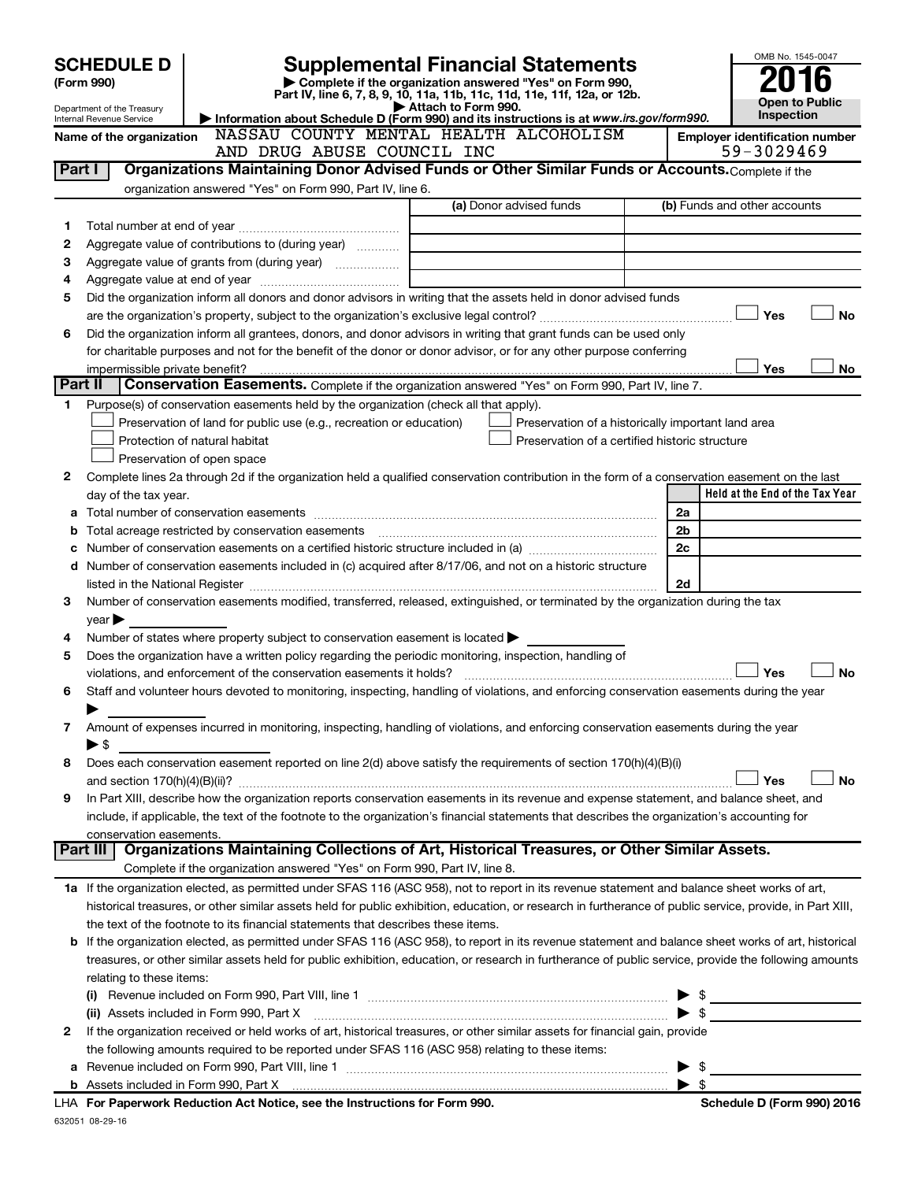# SCHEDULE D (Form 990)

Department of the Treasury
Internal Revenue Service

## Supplemental Financial Statements

▶ Complete if the organization answered "Yes" on Form 990, Part IV, line 6, 7, 8, 9, 10, 11a, 11b, 11c, 11d, 11e, 11f, 12a, or 12b.

▶ Attach to Form 990.

▶ Information about Schedule D (Form 990) and its instructions is at *www.irs.gov/form990.*

OMB No. 1545-0047

**2016**

**Open to Public Inspection**

**Name of the organization:** NASSAU COUNTY MENTAL HEALTH ALCOHOLISM AND DRUG ABUSE COUNCIL INC

**Employer identification number:** 59-3029469

### Part I Organizations Maintaining Donor Advised Funds or Other Similar Funds or Accounts.

Complete if the organization answered "Yes" on Form 990, Part IV, line 6.

| | | (a) Donor advised funds | (b) Funds and other accounts |
|---|---|---|---|
| 1 | Total number at end of year | | |
| 2 | Aggregate value of contributions to (during year) | | |
| 3 | Aggregate value of grants from (during year) | | |
| 4 | Aggregate value at end of year | | |

5 Did the organization inform all donors and donor advisors in writing that the assets held in donor advised funds are the organization's property, subject to the organization's exclusive legal control? ☐ Yes ☐ No

6 Did the organization inform all grantees, donors, and donor advisors in writing that grant funds can be used only for charitable purposes and not for the benefit of the donor or donor advisor, or for any other purpose conferring impermissible private benefit? ☐ Yes ☐ No

### Part II Conservation Easements.

Complete if the organization answered "Yes" on Form 990, Part IV, line 7.

1 Purpose(s) of conservation easements held by the organization (check all that apply).

☐ Preservation of land for public use (e.g., recreation or education)
☐ Preservation of a historically important land area
☐ Protection of natural habitat
☐ Preservation of a certified historic structure
☐ Preservation of open space

2 Complete lines 2a through 2d if the organization held a qualified conservation contribution in the form of a conservation easement on the last day of the tax year.

| | | | Held at the End of the Tax Year |
|---|---|---|---|
| a | Total number of conservation easements | 2a | |
| b | Total acreage restricted by conservation easements | 2b | |
| c | Number of conservation easements on a certified historic structure included in (a) | 2c | |
| d | Number of conservation easements included in (c) acquired after 8/17/06, and not on a historic structure listed in the National Register | 2d | |

3 Number of conservation easements modified, transferred, released, extinguished, or terminated by the organization during the tax year ▶

4 Number of states where property subject to conservation easement is located ▶

5 Does the organization have a written policy regarding the periodic monitoring, inspection, handling of violations, and enforcement of the conservation easements it holds? ☐ Yes ☐ No

6 Staff and volunteer hours devoted to monitoring, inspecting, handling of violations, and enforcing conservation easements during the year ▶

7 Amount of expenses incurred in monitoring, inspecting, handling of violations, and enforcing conservation easements during the year ▶ $

8 Does each conservation easement reported on line 2(d) above satisfy the requirements of section 170(h)(4)(B)(i) and section 170(h)(4)(B)(ii)? ☐ Yes ☐ No

9 In Part XIII, describe how the organization reports conservation easements in its revenue and expense statement, and balance sheet, and include, if applicable, the text of the footnote to the organization's financial statements that describes the organization's accounting for conservation easements.

### Part III Organizations Maintaining Collections of Art, Historical Treasures, or Other Similar Assets.

Complete if the organization answered "Yes" on Form 990, Part IV, line 8.

1a If the organization elected, as permitted under SFAS 116 (ASC 958), not to report in its revenue statement and balance sheet works of art, historical treasures, or other similar assets held for public exhibition, education, or research in furtherance of public service, provide, in Part XIII, the text of the footnote to its financial statements that describes these items.

b If the organization elected, as permitted under SFAS 116 (ASC 958), to report in its revenue statement and balance sheet works of art, historical treasures, or other similar assets held for public exhibition, education, or research in furtherance of public service, provide the following amounts relating to these items:

(i) Revenue included on Form 990, Part VIII, line 1 ▶ $

(ii) Assets included in Form 990, Part X ▶ $

2 If the organization received or held works of art, historical treasures, or other similar assets for financial gain, provide the following amounts required to be reported under SFAS 116 (ASC 958) relating to these items:

a Revenue included on Form 990, Part VIII, line 1 ▶ $

b Assets included in Form 990, Part X ▶ $

LHA For Paperwork Reduction Act Notice, see the Instructions for Form 990. Schedule D (Form 990) 2016

632051 08-29-16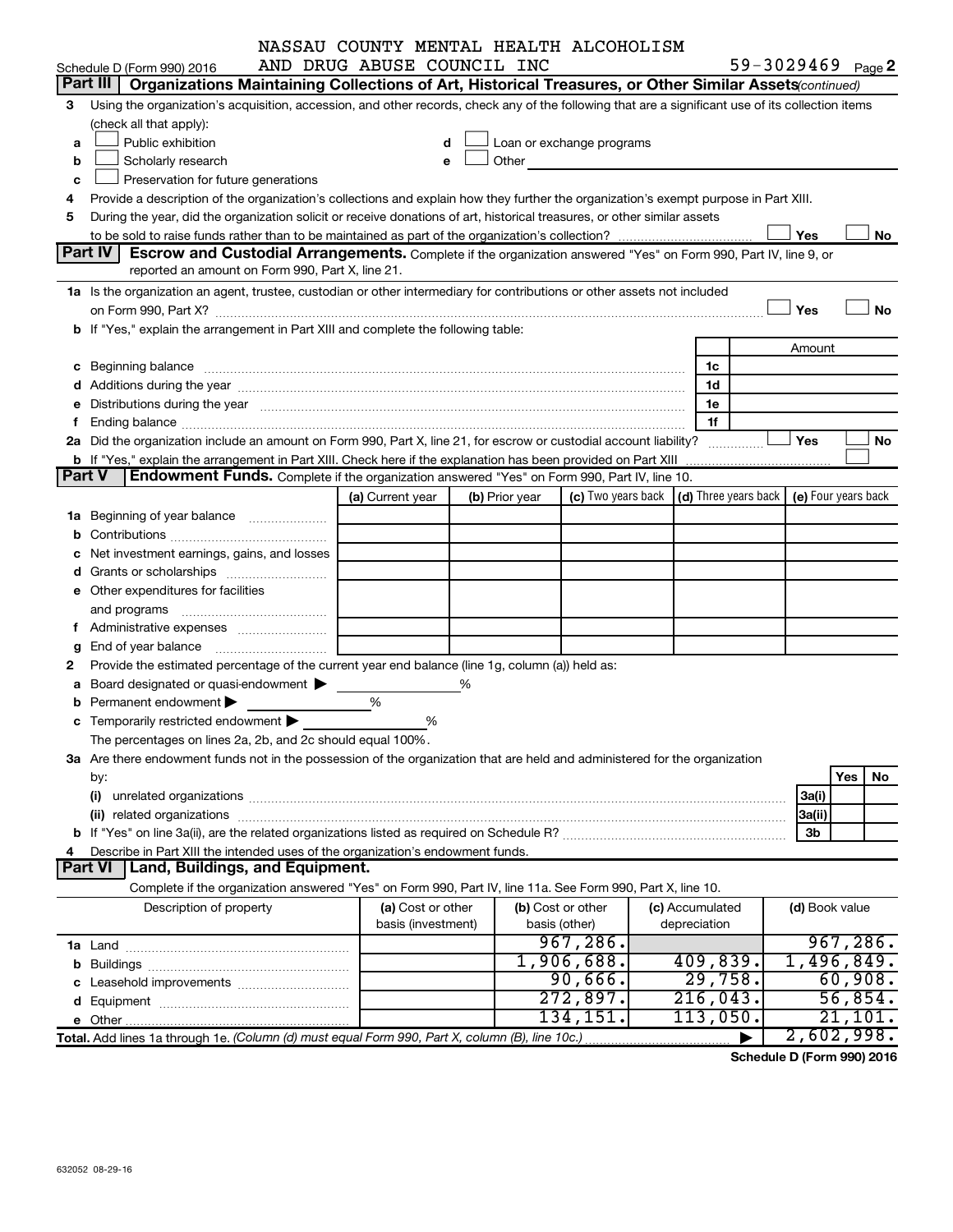NASSAU COUNTY MENTAL HEALTH ALCOHOLISM AND DRUG ABUSE COUNCIL INC

Schedule D (Form 990) 2016 — 59-3029469 Page 2

## Part III — Organizations Maintaining Collections of Art, Historical Treasures, or Other Similar Assets *(continued)*

**3** Using the organization's acquisition, accession, and other records, check any of the following that are a significant use of its collection items (check all that apply):

- **a** ☐ Public exhibition
- **b** ☐ Scholarly research
- **c** ☐ Preservation for future generations
- **d** ☐ Loan or exchange programs
- **e** ☐ Other

**4** Provide a description of the organization's collections and explain how they further the organization's exempt purpose in Part XIII.

**5** During the year, did the organization solicit or receive donations of art, historical treasures, or other similar assets to be sold to raise funds rather than to be maintained as part of the organization's collection? ☐ Yes ☐ No

## Part IV — Escrow and Custodial Arrangements.

Complete if the organization answered "Yes" on Form 990, Part IV, line 9, or reported an amount on Form 990, Part X, line 21.

**1a** Is the organization an agent, trustee, custodian or other intermediary for contributions or other assets not included on Form 990, Part X? ☐ Yes ☐ No

**b** If "Yes," explain the arrangement in Part XIII and complete the following table:

| | | Amount |
|---|---|---|
| **c** Beginning balance | 1c | |
| **d** Additions during the year | 1d | |
| **e** Distributions during the year | 1e | |
| **f** Ending balance | 1f | |

**2a** Did the organization include an amount on Form 990, Part X, line 21, for escrow or custodial account liability? ☐ Yes ☐ No

**b** If "Yes," explain the arrangement in Part XIII. Check here if the explanation has been provided on Part XIII ☐

## Part V — Endowment Funds.

Complete if the organization answered "Yes" on Form 990, Part IV, line 10.

| | (a) Current year | (b) Prior year | (c) Two years back | (d) Three years back | (e) Four years back |
|---|---|---|---|---|---|
| **1a** Beginning of year balance | | | | | |
| **b** Contributions | | | | | |
| **c** Net investment earnings, gains, and losses | | | | | |
| **d** Grants or scholarships | | | | | |
| **e** Other expenditures for facilities and programs | | | | | |
| **f** Administrative expenses | | | | | |
| **g** End of year balance | | | | | |

**2** Provide the estimated percentage of the current year end balance (line 1g, column (a)) held as:

- **a** Board designated or quasi-endowment ▶ ______ %
- **b** Permanent endowment ▶ ______ %
- **c** Temporarily restricted endowment ▶ ______ %

The percentages on lines 2a, 2b, and 2c should equal 100%.

**3a** Are there endowment funds not in the possession of the organization that are held and administered for the organization by:

| | | Yes | No |
|---|---|---|---|
| **(i)** unrelated organizations | 3a(i) | | |
| **(ii)** related organizations | 3a(ii) | | |
| **b** If "Yes" on line 3a(ii), are the related organizations listed as required on Schedule R? | 3b | | |

**4** Describe in Part XIII the intended uses of the organization's endowment funds.

## Part VI — Land, Buildings, and Equipment.

Complete if the organization answered "Yes" on Form 990, Part IV, line 11a. See Form 990, Part X, line 10.

| Description of property | (a) Cost or other basis (investment) | (b) Cost or other basis (other) | (c) Accumulated depreciation | (d) Book value |
|---|---|---|---|---|
| **1a** Land | | 967,286. | | 967,286. |
| **b** Buildings | | 1,906,688. | 409,839. | 1,496,849. |
| **c** Leasehold improvements | | 90,666. | 29,758. | 60,908. |
| **d** Equipment | | 272,897. | 216,043. | 56,854. |
| **e** Other | | 134,151. | 113,050. | 21,101. |
| **Total.** Add lines 1a through 1e. *(Column (d) must equal Form 990, Part X, column (B), line 10c.)* | | | ▶ | 2,602,998. |

**Schedule D (Form 990) 2016**

632052 08-29-16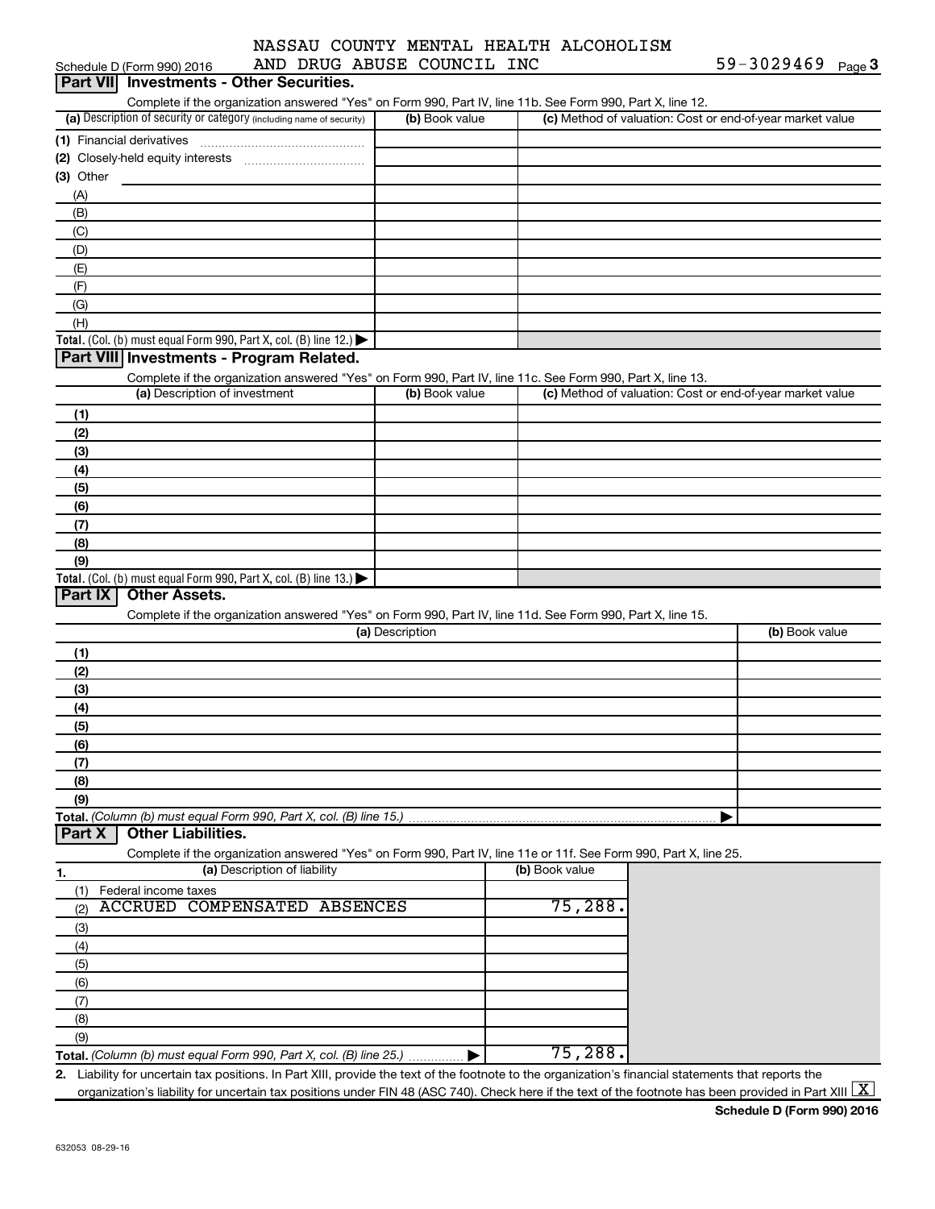Schedule D (Form 990) 2016 NASSAU COUNTY MENTAL HEALTH ALCOHOLISM AND DRUG ABUSE COUNCIL INC 59-3029469 Page 3

## Part VII Investments - Other Securities.

Complete if the organization answered "Yes" on Form 990, Part IV, line 11b. See Form 990, Part X, line 12.

| (a) Description of security or category (including name of security) | (b) Book value | (c) Method of valuation: Cost or end-of-year market value |
|---|---|---|
| (1) Financial derivatives | | |
| (2) Closely-held equity interests | | |
| (3) Other | | |
| (A) | | |
| (B) | | |
| (C) | | |
| (D) | | |
| (E) | | |
| (F) | | |
| (G) | | |
| (H) | | |
| **Total.** (Col. (b) must equal Form 990, Part X, col. (B) line 12.) ▶ | | |

## Part VIII Investments - Program Related.

Complete if the organization answered "Yes" on Form 990, Part IV, line 11c. See Form 990, Part X, line 13.

| (a) Description of investment | (b) Book value | (c) Method of valuation: Cost or end-of-year market value |
|---|---|---|
| (1) | | |
| (2) | | |
| (3) | | |
| (4) | | |
| (5) | | |
| (6) | | |
| (7) | | |
| (8) | | |
| (9) | | |
| **Total.** (Col. (b) must equal Form 990, Part X, col. (B) line 13.) ▶ | | |

## Part IX Other Assets.

Complete if the organization answered "Yes" on Form 990, Part IV, line 11d. See Form 990, Part X, line 15.

| (a) Description | (b) Book value |
|---|---|
| (1) | |
| (2) | |
| (3) | |
| (4) | |
| (5) | |
| (6) | |
| (7) | |
| (8) | |
| (9) | |
| **Total.** *(Column (b) must equal Form 990, Part X, col. (B) line 15.)* ▶ | |

## Part X Other Liabilities.

Complete if the organization answered "Yes" on Form 990, Part IV, line 11e or 11f. See Form 990, Part X, line 25.

| 1. (a) Description of liability | (b) Book value |
|---|---|
| (1) Federal income taxes | |
| (2) ACCRUED COMPENSATED ABSENCES | 75,288. |
| (3) | |
| (4) | |
| (5) | |
| (6) | |
| (7) | |
| (8) | |
| (9) | |
| **Total.** *(Column (b) must equal Form 990, Part X, col. (B) line 25.)* ▶ | 75,288. |

2. Liability for uncertain tax positions. In Part XIII, provide the text of the footnote to the organization's financial statements that reports the organization's liability for uncertain tax positions under FIN 48 (ASC 740). Check here if the text of the footnote has been provided in Part XIII [X]

Schedule D (Form 990) 2016

632053 08-29-16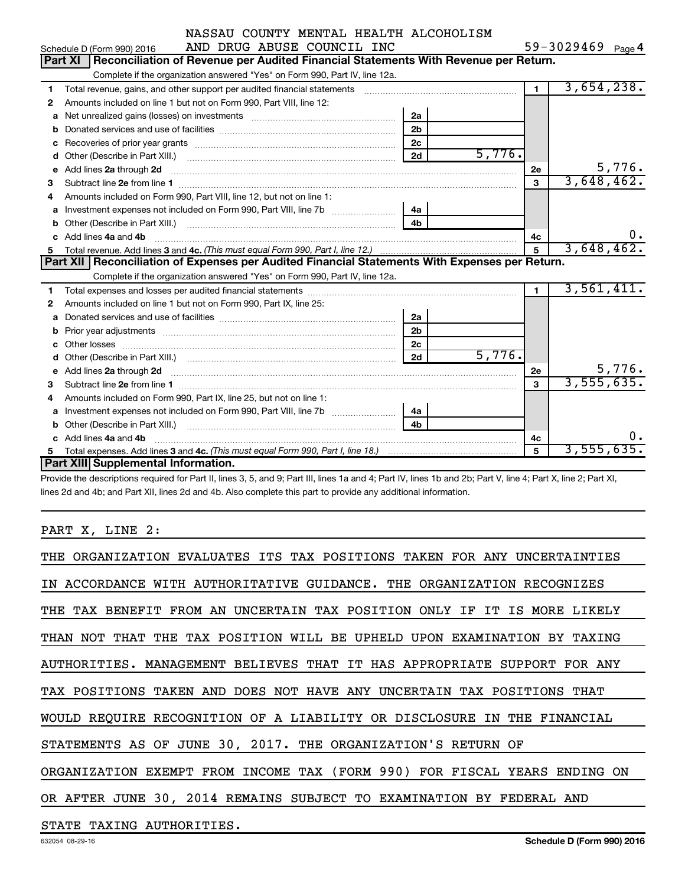NASSAU COUNTY MENTAL HEALTH ALCOHOLISM AND DRUG ABUSE COUNCIL INC

Schedule D (Form 990) 2016 — 59-3029469 Page 4

## Part XI Reconciliation of Revenue per Audited Financial Statements With Revenue per Return.

Complete if the organization answered "Yes" on Form 990, Part IV, line 12a.

| | | | | | |
|---|---|---|---|---|---|
| 1 | Total revenue, gains, and other support per audited financial statements | | | 1 | 3,654,238. |
| 2 | Amounts included on line 1 but not on Form 990, Part VIII, line 12: | | | | |
| a | Net unrealized gains (losses) on investments | 2a | | | |
| b | Donated services and use of facilities | 2b | | | |
| c | Recoveries of prior year grants | 2c | | | |
| d | Other (Describe in Part XIII.) | 2d | 5,776. | | |
| e | Add lines 2a through 2d | | | 2e | 5,776. |
| 3 | Subtract line 2e from line 1 | | | 3 | 3,648,462. |
| 4 | Amounts included on Form 990, Part VIII, line 12, but not on line 1: | | | | |
| a | Investment expenses not included on Form 990, Part VIII, line 7b | 4a | | | |
| b | Other (Describe in Part XIII.) | 4b | | | |
| c | Add lines 4a and 4b | | | 4c | 0. |
| 5 | Total revenue. Add lines 3 and 4c. *(This must equal Form 990, Part I, line 12.)* | | | 5 | 3,648,462. |

## Part XII Reconciliation of Expenses per Audited Financial Statements With Expenses per Return.

Complete if the organization answered "Yes" on Form 990, Part IV, line 12a.

| | | | | | |
|---|---|---|---|---|---|
| 1 | Total expenses and losses per audited financial statements | | | 1 | 3,561,411. |
| 2 | Amounts included on line 1 but not on Form 990, Part IX, line 25: | | | | |
| a | Donated services and use of facilities | 2a | | | |
| b | Prior year adjustments | 2b | | | |
| c | Other losses | 2c | | | |
| d | Other (Describe in Part XIII.) | 2d | 5,776. | | |
| e | Add lines 2a through 2d | | | 2e | 5,776. |
| 3 | Subtract line 2e from line 1 | | | 3 | 3,555,635. |
| 4 | Amounts included on Form 990, Part IX, line 25, but not on line 1: | | | | |
| a | Investment expenses not included on Form 990, Part VIII, line 7b | 4a | | | |
| b | Other (Describe in Part XIII.) | 4b | | | |
| c | Add lines 4a and 4b | | | 4c | 0. |
| 5 | Total expenses. Add lines 3 and 4c. *(This must equal Form 990, Part I, line 18.)* | | | 5 | 3,555,635. |

## Part XIII Supplemental Information.

Provide the descriptions required for Part II, lines 3, 5, and 9; Part III, lines 1a and 4; Part IV, lines 1b and 2b; Part V, line 4; Part X, line 2; Part XI, lines 2d and 4b; and Part XII, lines 2d and 4b. Also complete this part to provide any additional information.

PART X, LINE 2:

THE ORGANIZATION EVALUATES ITS TAX POSITIONS TAKEN FOR ANY UNCERTAINTIES IN ACCORDANCE WITH AUTHORITATIVE GUIDANCE. THE ORGANIZATION RECOGNIZES THE TAX BENEFIT FROM AN UNCERTAIN TAX POSITION ONLY IF IT IS MORE LIKELY THAN NOT THAT THE TAX POSITION WILL BE UPHELD UPON EXAMINATION BY TAXING AUTHORITIES. MANAGEMENT BELIEVES THAT IT HAS APPROPRIATE SUPPORT FOR ANY TAX POSITIONS TAKEN AND DOES NOT HAVE ANY UNCERTAIN TAX POSITIONS THAT WOULD REQUIRE RECOGNITION OF A LIABILITY OR DISCLOSURE IN THE FINANCIAL STATEMENTS AS OF JUNE 30, 2017. THE ORGANIZATION'S RETURN OF ORGANIZATION EXEMPT FROM INCOME TAX (FORM 990) FOR FISCAL YEARS ENDING ON OR AFTER JUNE 30, 2014 REMAINS SUBJECT TO EXAMINATION BY FEDERAL AND STATE TAXING AUTHORITIES.

632054 08-29-16 Schedule D (Form 990) 2016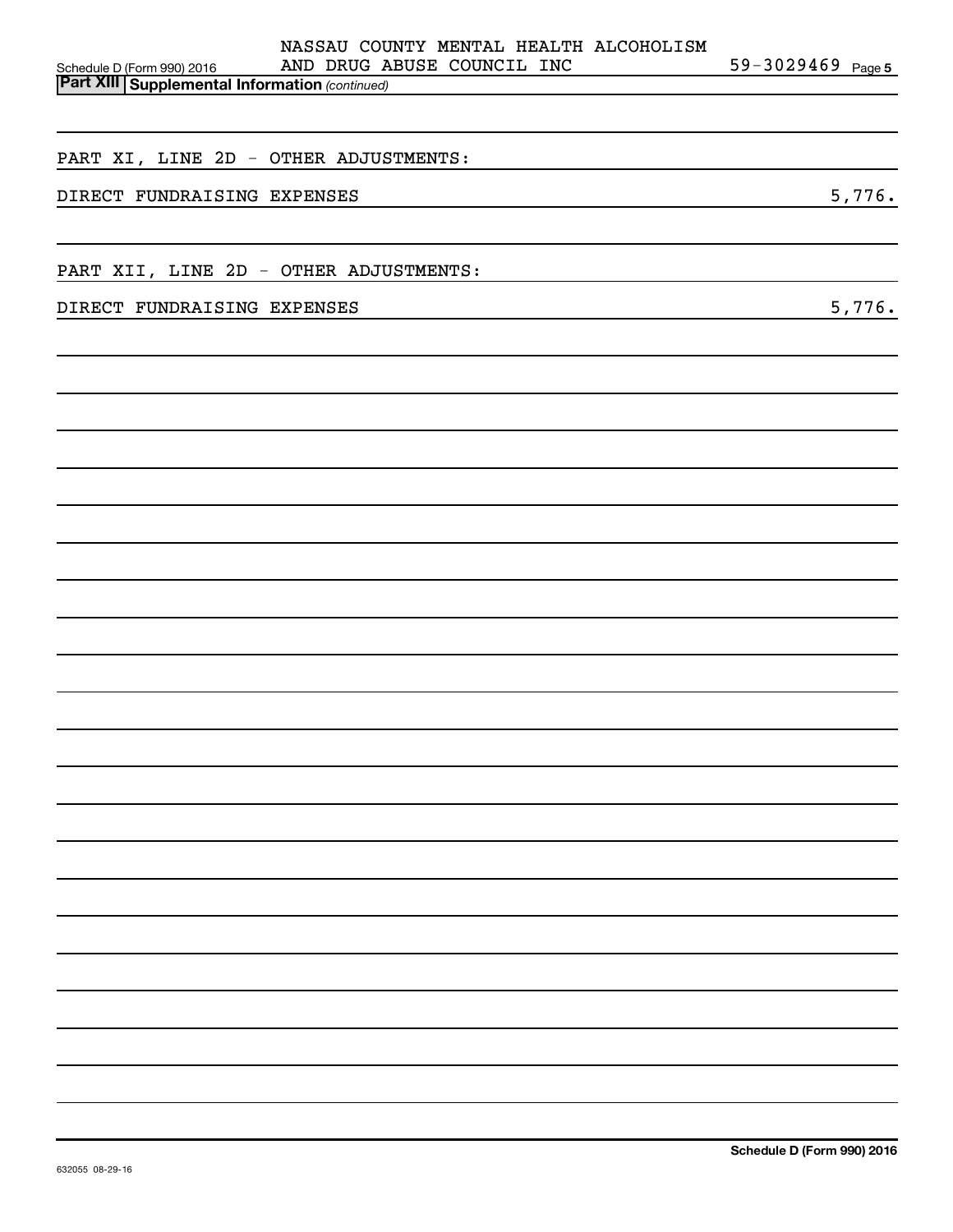Schedule D (Form 990) 2016 NASSAU COUNTY MENTAL HEALTH ALCOHOLISM AND DRUG ABUSE COUNCIL INC 59-3029469 Page 5

**Part XIII Supplemental Information** *(continued)*

PART XI, LINE 2D - OTHER ADJUSTMENTS:

| | |
|---|---|
| DIRECT FUNDRAISING EXPENSES | 5,776. |

PART XII, LINE 2D - OTHER ADJUSTMENTS:

| | |
|---|---|
| DIRECT FUNDRAISING EXPENSES | 5,776. |

632055 08-29-16

**Schedule D (Form 990) 2016**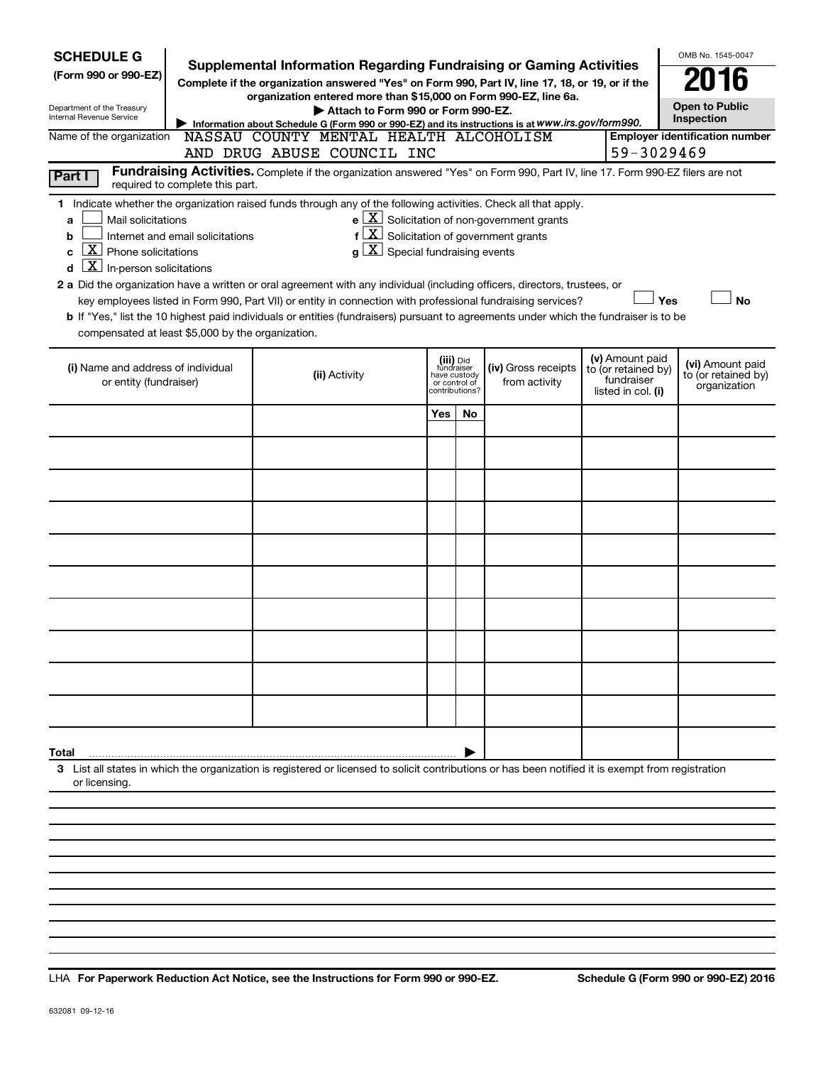**SCHEDULE G**
**(Form 990 or 990-EZ)**

Department of the Treasury
Internal Revenue Service

# Supplemental Information Regarding Fundraising or Gaming Activities

**Complete if the organization answered "Yes" on Form 990, Part IV, line 17, 18, or 19, or if the organization entered more than $15,000 on Form 990-EZ, line 6a.**

▶ **Attach to Form 990 or Form 990-EZ.**

▶ **Information about Schedule G (Form 990 or 990-EZ) and its instructions is at** ***www.irs.gov/form990.***

OMB No. 1545-0047

**2016**

**Open to Public Inspection**

Name of the organization: NASSAU COUNTY MENTAL HEALTH ALCOHOLISM AND DRUG ABUSE COUNCIL INC

**Employer identification number:** 59-3029469

**Part I** **Fundraising Activities.** Complete if the organization answered "Yes" on Form 990, Part IV, line 17. Form 990-EZ filers are not required to complete this part.

**1** Indicate whether the organization raised funds through any of the following activities. Check all that apply.

- **a** [ ] Mail solicitations
- **b** [ ] Internet and email solicitations
- **c** [X] Phone solicitations
- **d** [X] In-person solicitations
- **e** [X] Solicitation of non-government grants
- **f** [X] Solicitation of government grants
- **g** [X] Special fundraising events

**2 a** Did the organization have a written or oral agreement with any individual (including officers, directors, trustees, or key employees listed in Form 990, Part VII) or entity in connection with professional fundraising services? [ ] **Yes** [ ] **No**

**b** If "Yes," list the 10 highest paid individuals or entities (fundraisers) pursuant to agreements under which the fundraiser is to be compensated at least $5,000 by the organization.

| (i) Name and address of individual or entity (fundraiser) | (ii) Activity | (iii) Did fundraiser have custody or control of contributions? Yes | No | (iv) Gross receipts from activity | (v) Amount paid to (or retained by) fundraiser listed in col. (i) | (vi) Amount paid to (or retained by) organization |
|---|---|---|---|---|---|---|
| | | | | | | |
| | | | | | | |
| | | | | | | |
| | | | | | | |
| | | | | | | |
| | | | | | | |
| | | | | | | |
| | | | | | | |
| | | | | | | |
| | | | | | | |
| **Total** ▶ | | | | | | |

**3** List all states in which the organization is registered or licensed to solicit contributions or has been notified it is exempt from registration or licensing.

LHA **For Paperwork Reduction Act Notice, see the Instructions for Form 990 or 990-EZ.** **Schedule G (Form 990 or 990-EZ) 2016**

632081 09-12-16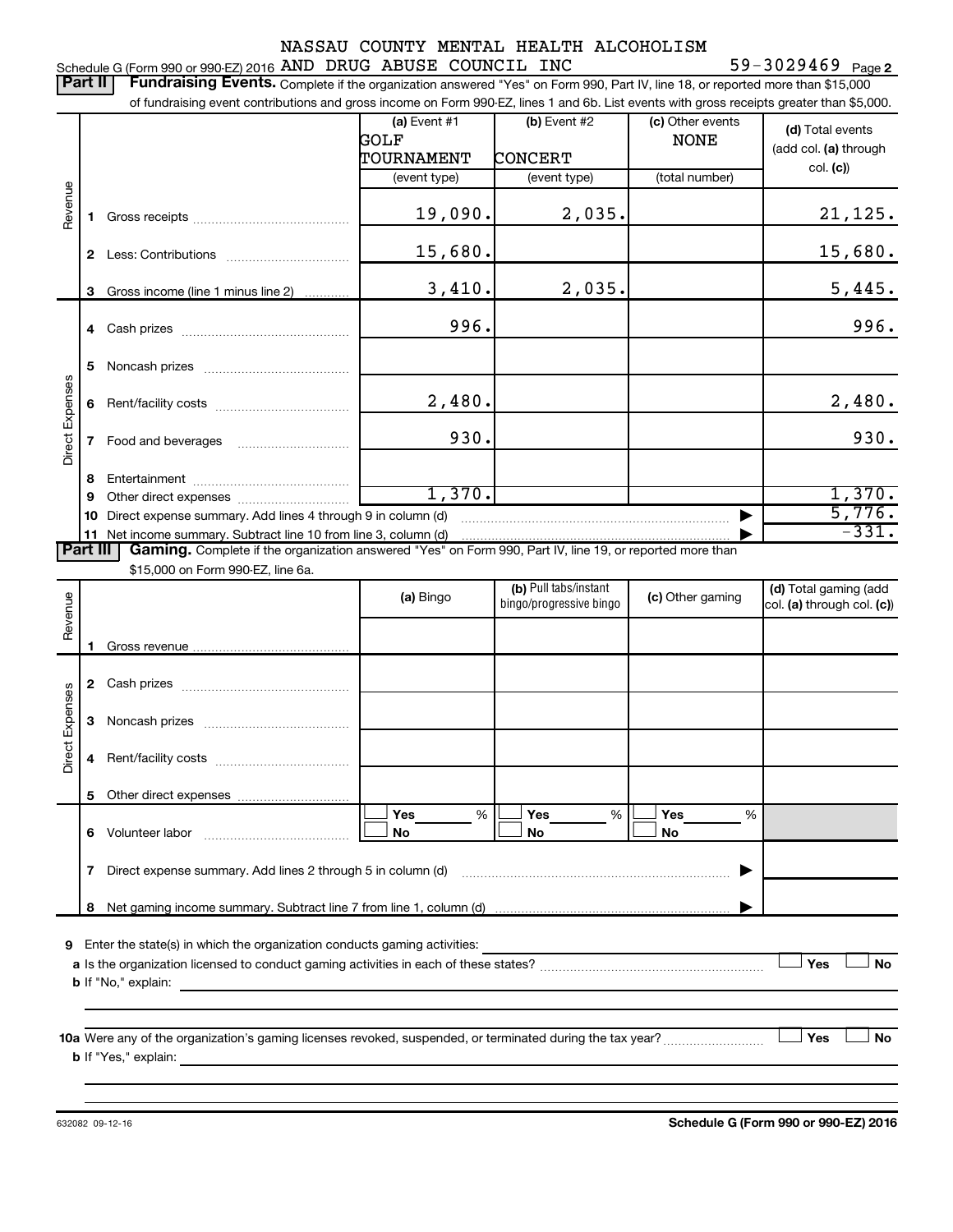Schedule G (Form 990 or 990-EZ) 2016 NASSAU COUNTY MENTAL HEALTH ALCOHOLISM AND DRUG ABUSE COUNCIL INC 59-3029469 Page **2**

**Part II Fundraising Events.** Complete if the organization answered "Yes" on Form 990, Part IV, line 18, or reported more than $15,000 of fundraising event contributions and gross income on Form 990-EZ, lines 1 and 6b. List events with gross receipts greater than $5,000.

| | | (a) Event #1 GOLF TOURNAMENT (event type) | (b) Event #2 CONCERT (event type) | (c) Other events NONE (total number) | (d) Total events (add col. (a) through col. (c)) |
|---|---|---|---|---|---|
| Revenue | 1 Gross receipts | 19,090. | 2,035. | | 21,125. |
| | 2 Less: Contributions | 15,680. | | | 15,680. |
| | 3 Gross income (line 1 minus line 2) | 3,410. | 2,035. | | 5,445. |
| Direct Expenses | 4 Cash prizes | 996. | | | 996. |
| | 5 Noncash prizes | | | | |
| | 6 Rent/facility costs | 2,480. | | | 2,480. |
| | 7 Food and beverages | 930. | | | 930. |
| | 8 Entertainment | | | | |
| | 9 Other direct expenses | 1,370. | | | 1,370. |
| | 10 Direct expense summary. Add lines 4 through 9 in column (d) | | | ▶ | 5,776. |
| | 11 Net income summary. Subtract line 10 from line 3, column (d) | | | ▶ | -331. |

**Part III Gaming.** Complete if the organization answered "Yes" on Form 990, Part IV, line 19, or reported more than $15,000 on Form 990-EZ, line 6a.

| | | (a) Bingo | (b) Pull tabs/instant bingo/progressive bingo | (c) Other gaming | (d) Total gaming (add col. (a) through col. (c)) |
|---|---|---|---|---|---|
| Revenue | 1 Gross revenue | | | | |
| Direct Expenses | 2 Cash prizes | | | | |
| | 3 Noncash prizes | | | | |
| | 4 Rent/facility costs | | | | |
| | 5 Other direct expenses | | | | |
| | 6 Volunteer labor | ☐ Yes ___ % ☐ No | ☐ Yes ___ % ☐ No | ☐ Yes ___ % ☐ No | |
| | 7 Direct expense summary. Add lines 2 through 5 in column (d) | | | ▶ | |
| | 8 Net gaming income summary. Subtract line 7 from line 1, column (d) | | | ▶ | |

**9** Enter the state(s) in which the organization conducts gaming activities: ____________

**a** Is the organization licensed to conduct gaming activities in each of these states? ☐ Yes ☐ No

**b** If "No," explain: ____________

**10a** Were any of the organization's gaming licenses revoked, suspended, or terminated during the tax year? ☐ Yes ☐ No

**b** If "Yes," explain: ____________

632082 09-12-16 **Schedule G (Form 990 or 990-EZ) 2016**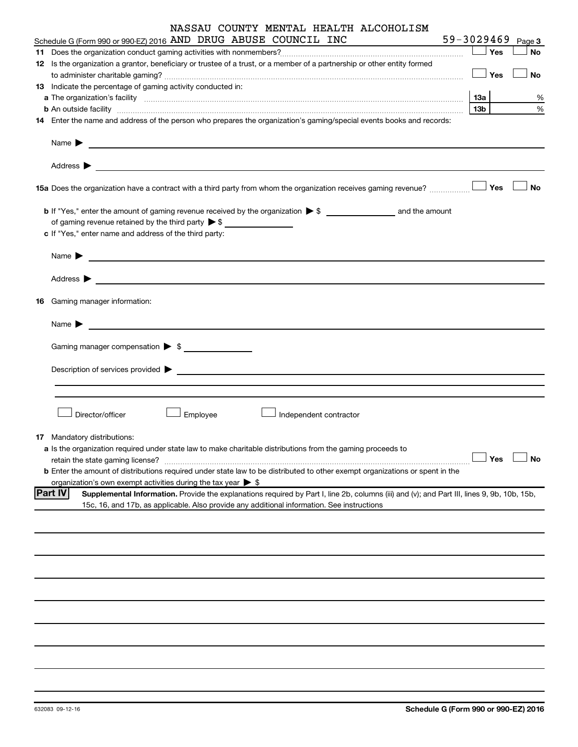Schedule G (Form 990 or 990-EZ) 2016 NASSAU COUNTY MENTAL HEALTH ALCOHOLISM AND DRUG ABUSE COUNCIL INC 59-3029469 Page 3

**11** Does the organization conduct gaming activities with nonmembers? ☐ Yes ☐ No

**12** Is the organization a grantor, beneficiary or trustee of a trust, or a member of a partnership or other entity formed to administer charitable gaming? ☐ Yes ☐ No

**13** Indicate the percentage of gaming activity conducted in:

**a** The organization's facility **13a** %

**b** An outside facility **13b** %

**14** Enter the name and address of the person who prepares the organization's gaming/special events books and records:

Name ▶

Address ▶

**15a** Does the organization have a contract with a third party from whom the organization receives gaming revenue? ☐ Yes ☐ No

**b** If "Yes," enter the amount of gaming revenue received by the organization ▶ $ __________ and the amount of gaming revenue retained by the third party ▶ $ __________

**c** If "Yes," enter name and address of the third party:

Name ▶

Address ▶

**16** Gaming manager information:

Name ▶

Gaming manager compensation ▶ $

Description of services provided ▶

☐ Director/officer ☐ Employee ☐ Independent contractor

**17** Mandatory distributions:

**a** Is the organization required under state law to make charitable distributions from the gaming proceeds to retain the state gaming license? ☐ Yes ☐ No

**b** Enter the amount of distributions required under state law to be distributed to other exempt organizations or spent in the organization's own exempt activities during the tax year ▶ $

**Part IV** **Supplemental Information.** Provide the explanations required by Part I, line 2b, columns (iii) and (v); and Part III, lines 9, 9b, 10b, 15b, 15c, 16, and 17b, as applicable. Also provide any additional information. See instructions

632083 09-12-16 **Schedule G (Form 990 or 990-EZ) 2016**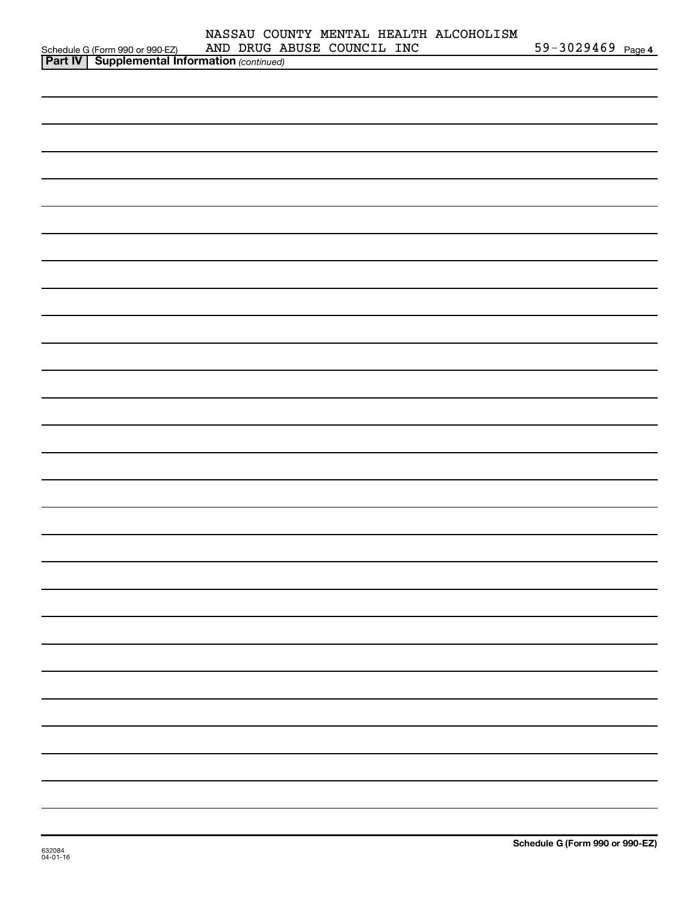Schedule G (Form 990 or 990-EZ) NASSAU COUNTY MENTAL HEALTH ALCOHOLISM AND DRUG ABUSE COUNCIL INC 59-3029469 Page 4

**Part IV | Supplemental Information** *(continued)*

632084 04-01-16

**Schedule G (Form 990 or 990-EZ)**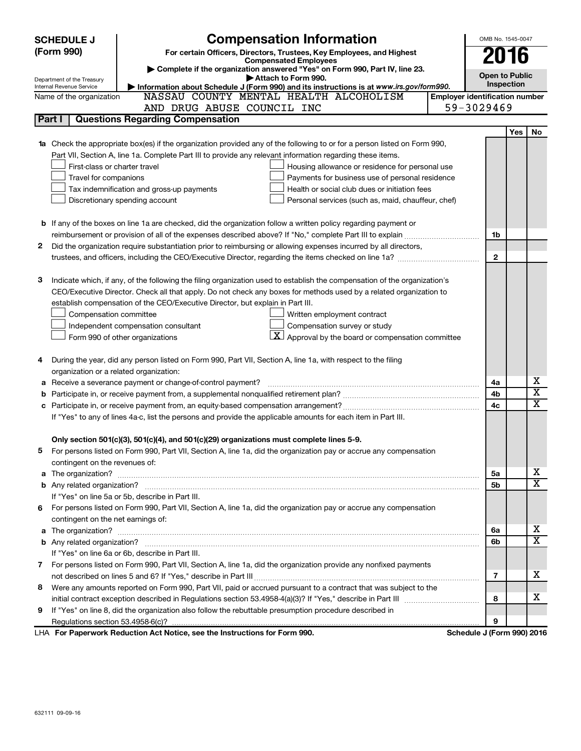# SCHEDULE J (Form 990)

## Compensation Information

**For certain Officers, Directors, Trustees, Key Employees, and Highest Compensated Employees**

▶ Complete if the organization answered "Yes" on Form 990, Part IV, line 23.

▶ Attach to Form 990.

▶ Information about Schedule J (Form 990) and its instructions is at *www.irs.gov/form990.*

OMB No. 1545-0047

**2016**

**Open to Public Inspection**

Department of the Treasury
Internal Revenue Service

Name of the organization: NASSAU COUNTY MENTAL HEALTH ALCOHOLISM AND DRUG ABUSE COUNCIL INC

Employer identification number: 59-3029469

**Part I — Questions Regarding Compensation**

| | | | Yes | No |
|---|---|---|---|---|
| **1a** | Check the appropriate box(es) if the organization provided any of the following to or for a person listed on Form 990, Part VII, Section A, line 1a. Complete Part III to provide any relevant information regarding these items.<br>☐ First-class or charter travel ☐ Housing allowance or residence for personal use<br>☐ Travel for companions ☐ Payments for business use of personal residence<br>☐ Tax indemnification and gross-up payments ☐ Health or social club dues or initiation fees<br>☐ Discretionary spending account ☐ Personal services (such as, maid, chauffeur, chef) | | | |
| **b** | If any of the boxes on line 1a are checked, did the organization follow a written policy regarding payment or reimbursement or provision of all of the expenses described above? If "No," complete Part III to explain | 1b | | |
| **2** | Did the organization require substantiation prior to reimbursing or allowing expenses incurred by all directors, trustees, and officers, including the CEO/Executive Director, regarding the items checked on line 1a? | 2 | | |
| **3** | Indicate which, if any, of the following the filing organization used to establish the compensation of the organization's CEO/Executive Director. Check all that apply. Do not check any boxes for methods used by a related organization to establish compensation of the CEO/Executive Director, but explain in Part III.<br>☐ Compensation committee ☐ Written employment contract<br>☐ Independent compensation consultant ☐ Compensation survey or study<br>☐ Form 990 of other organizations ☒ Approval by the board or compensation committee | | | |
| **4** | During the year, did any person listed on Form 990, Part VII, Section A, line 1a, with respect to the filing organization or a related organization: | | | |
| **a** | Receive a severance payment or change-of-control payment? | 4a | | X |
| **b** | Participate in, or receive payment from, a supplemental nonqualified retirement plan? | 4b | | X |
| **c** | Participate in, or receive payment from, an equity-based compensation arrangement? | 4c | | X |
| | If "Yes" to any of lines 4a-c, list the persons and provide the applicable amounts for each item in Part III. | | | |
| | **Only section 501(c)(3), 501(c)(4), and 501(c)(29) organizations must complete lines 5-9.** | | | |
| **5** | For persons listed on Form 990, Part VII, Section A, line 1a, did the organization pay or accrue any compensation contingent on the revenues of: | | | |
| **a** | The organization? | 5a | | X |
| **b** | Any related organization? | 5b | | X |
| | If "Yes" on line 5a or 5b, describe in Part III. | | | |
| **6** | For persons listed on Form 990, Part VII, Section A, line 1a, did the organization pay or accrue any compensation contingent on the net earnings of: | | | |
| **a** | The organization? | 6a | | X |
| **b** | Any related organization? | 6b | | X |
| | If "Yes" on line 6a or 6b, describe in Part III. | | | |
| **7** | For persons listed on Form 990, Part VII, Section A, line 1a, did the organization provide any nonfixed payments not described on lines 5 and 6? If "Yes," describe in Part III | 7 | | X |
| **8** | Were any amounts reported on Form 990, Part VII, paid or accrued pursuant to a contract that was subject to the initial contract exception described in Regulations section 53.4958-4(a)(3)? If "Yes," describe in Part III | 8 | | X |
| **9** | If "Yes" on line 8, did the organization also follow the rebuttable presumption procedure described in Regulations section 53.4958-6(c)? | 9 | | |

LHA **For Paperwork Reduction Act Notice, see the Instructions for Form 990.** **Schedule J (Form 990) 2016**

632111 09-09-16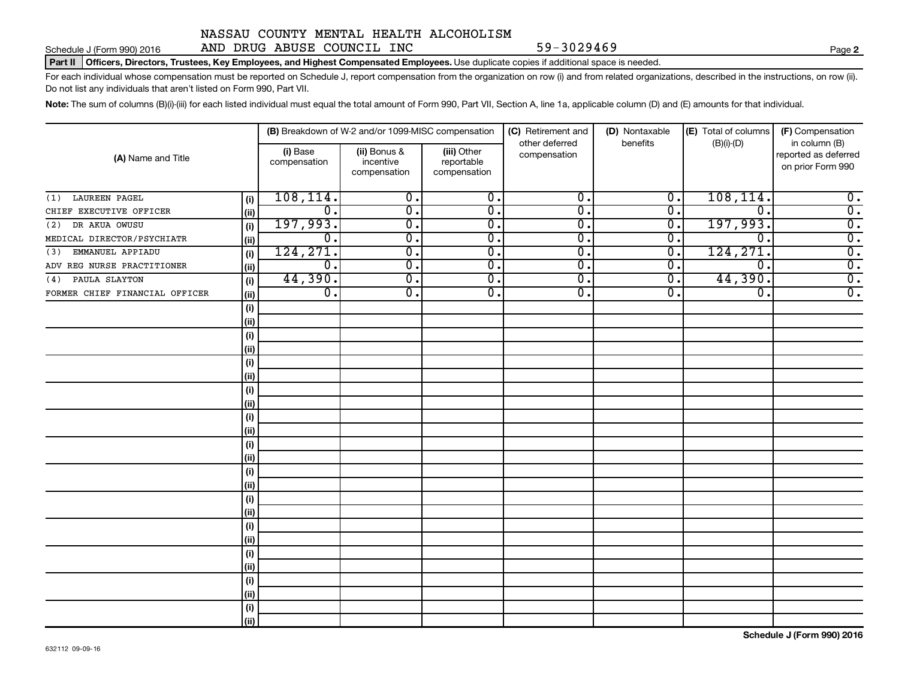NASSAU COUNTY MENTAL HEALTH ALCOHOLISM AND DRUG ABUSE COUNCIL INC 59-3029469

Schedule J (Form 990) 2016 Page **2**

**Part II Officers, Directors, Trustees, Key Employees, and Highest Compensated Employees.** Use duplicate copies if additional space is needed.

For each individual whose compensation must be reported on Schedule J, report compensation from the organization on row (i) and from related organizations, described in the instructions, on row (ii). Do not list any individuals that aren't listed on Form 990, Part VII.

**Note:** The sum of columns (B)(i)-(iii) for each listed individual must equal the total amount of Form 990, Part VII, Section A, line 1a, applicable column (D) and (E) amounts for that individual.

| (A) Name and Title | | (B) Breakdown of W-2 and/or 1099-MISC compensation | | | (C) Retirement and other deferred compensation | (D) Nontaxable benefits | (E) Total of columns (B)(i)-(D) | (F) Compensation in column (B) reported as deferred on prior Form 990 |
|---|---|---|---|---|---|---|---|---|
| | | (i) Base compensation | (ii) Bonus & incentive compensation | (iii) Other reportable compensation | | | | |
| (1) LAUREEN PAGEL | (i) | 108,114. | 0. | 0. | 0. | 0. | 108,114. | 0. |
| CHIEF EXECUTIVE OFFICER | (ii) | 0. | 0. | 0. | 0. | 0. | 0. | 0. |
| (2) DR AKUA OWUSU | (i) | 197,993. | 0. | 0. | 0. | 0. | 197,993. | 0. |
| MEDICAL DIRECTOR/PSYCHIATR | (ii) | 0. | 0. | 0. | 0. | 0. | 0. | 0. |
| (3) EMMANUEL APPIADU | (i) | 124,271. | 0. | 0. | 0. | 0. | 124,271. | 0. |
| ADV REG NURSE PRACTITIONER | (ii) | 0. | 0. | 0. | 0. | 0. | 0. | 0. |
| (4) PAULA SLAYTON | (i) | 44,390. | 0. | 0. | 0. | 0. | 44,390. | 0. |
| FORMER CHIEF FINANCIAL OFFICER | (ii) | 0. | 0. | 0. | 0. | 0. | 0. | 0. |

Schedule J (Form 990) 2016

632112 09-09-16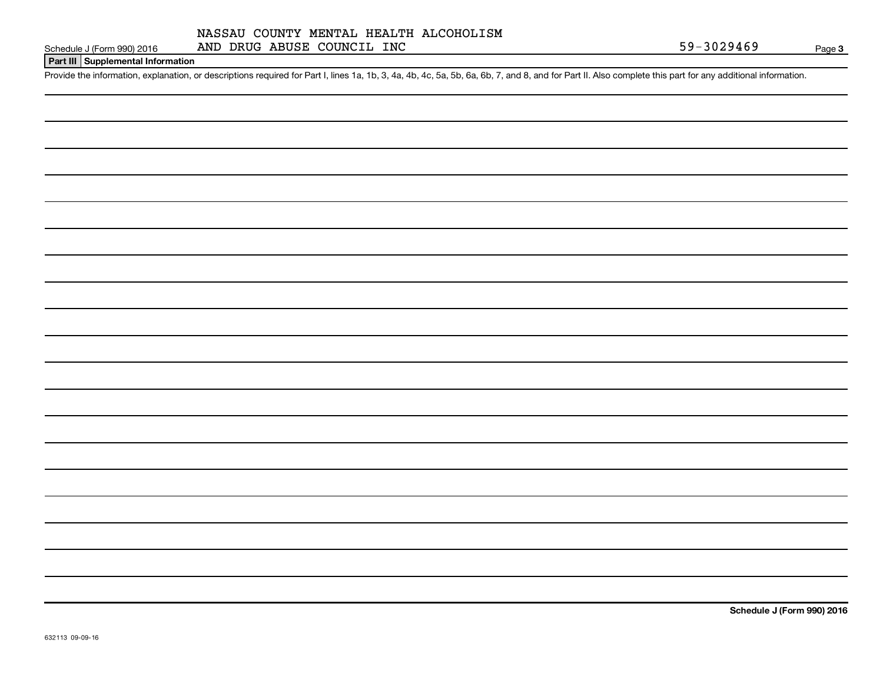NASSAU COUNTY MENTAL HEALTH ALCOHOLISM AND DRUG ABUSE COUNCIL INC

59-3029469

Schedule J (Form 990) 2016

**Part III Supplemental Information**

Provide the information, explanation, or descriptions required for Part I, lines 1a, 1b, 3, 4a, 4b, 4c, 5a, 5b, 6a, 6b, 7, and 8, and for Part II. Also complete this part for any additional information.

**Schedule J (Form 990) 2016**

632113 09-09-16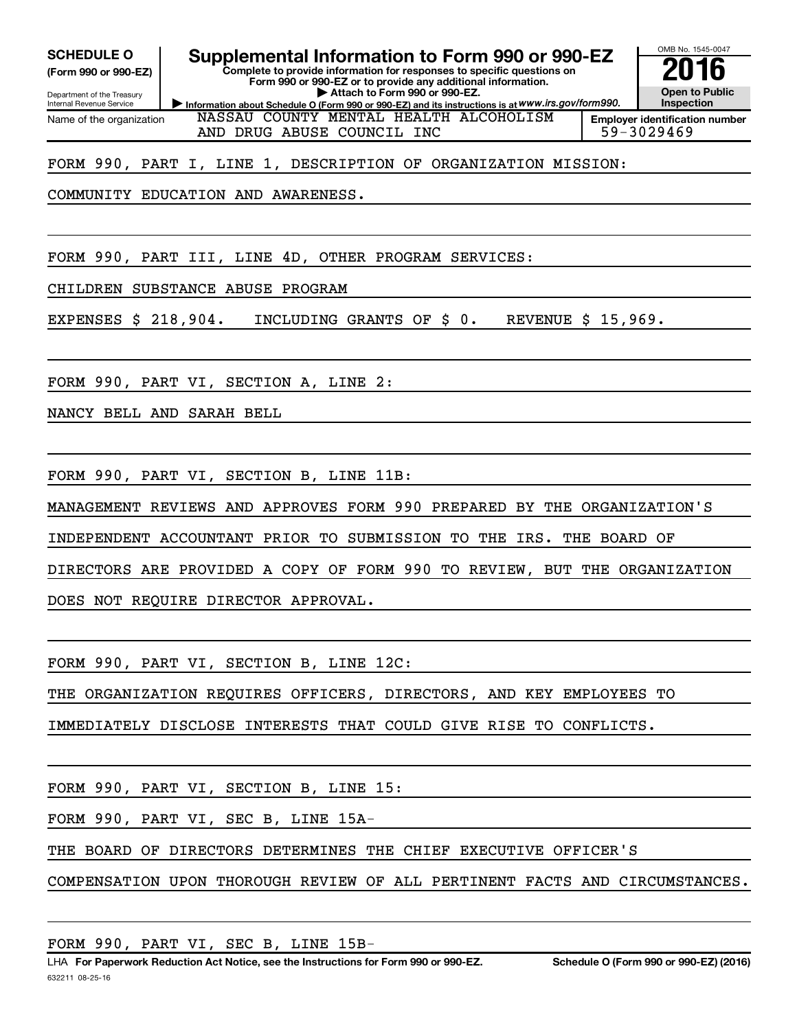**SCHEDULE O**
**(Form 990 or 990-EZ)**

Department of the Treasury
Internal Revenue Service

# Supplemental Information to Form 990 or 990-EZ

**Complete to provide information for responses to specific questions on Form 990 or 990-EZ or to provide any additional information.**
**▶ Attach to Form 990 or 990-EZ.**
**▶ Information about Schedule O (Form 990 or 990-EZ) and its instructions is at *www.irs.gov/form990.***

OMB No. 1545-0047
**2016**
**Open to Public Inspection**

| Name of the organization | Employer identification number |
|---|---|
| NASSAU COUNTY MENTAL HEALTH ALCOHOLISM AND DRUG ABUSE COUNCIL INC | 59-3029469 |

FORM 990, PART I, LINE 1, DESCRIPTION OF ORGANIZATION MISSION:

COMMUNITY EDUCATION AND AWARENESS.

FORM 990, PART III, LINE 4D, OTHER PROGRAM SERVICES:

CHILDREN SUBSTANCE ABUSE PROGRAM

EXPENSES $ 218,904. INCLUDING GRANTS OF $ 0. REVENUE $ 15,969.

FORM 990, PART VI, SECTION A, LINE 2:

NANCY BELL AND SARAH BELL

FORM 990, PART VI, SECTION B, LINE 11B:

MANAGEMENT REVIEWS AND APPROVES FORM 990 PREPARED BY THE ORGANIZATION'S INDEPENDENT ACCOUNTANT PRIOR TO SUBMISSION TO THE IRS. THE BOARD OF DIRECTORS ARE PROVIDED A COPY OF FORM 990 TO REVIEW, BUT THE ORGANIZATION DOES NOT REQUIRE DIRECTOR APPROVAL.

FORM 990, PART VI, SECTION B, LINE 12C:

THE ORGANIZATION REQUIRES OFFICERS, DIRECTORS, AND KEY EMPLOYEES TO IMMEDIATELY DISCLOSE INTERESTS THAT COULD GIVE RISE TO CONFLICTS.

FORM 990, PART VI, SECTION B, LINE 15:

FORM 990, PART VI, SEC B, LINE 15A-

THE BOARD OF DIRECTORS DETERMINES THE CHIEF EXECUTIVE OFFICER'S COMPENSATION UPON THOROUGH REVIEW OF ALL PERTINENT FACTS AND CIRCUMSTANCES.

FORM 990, PART VI, SEC B, LINE 15B-

LHA **For Paperwork Reduction Act Notice, see the Instructions for Form 990 or 990-EZ.** **Schedule O (Form 990 or 990-EZ) (2016)**

632211 08-25-16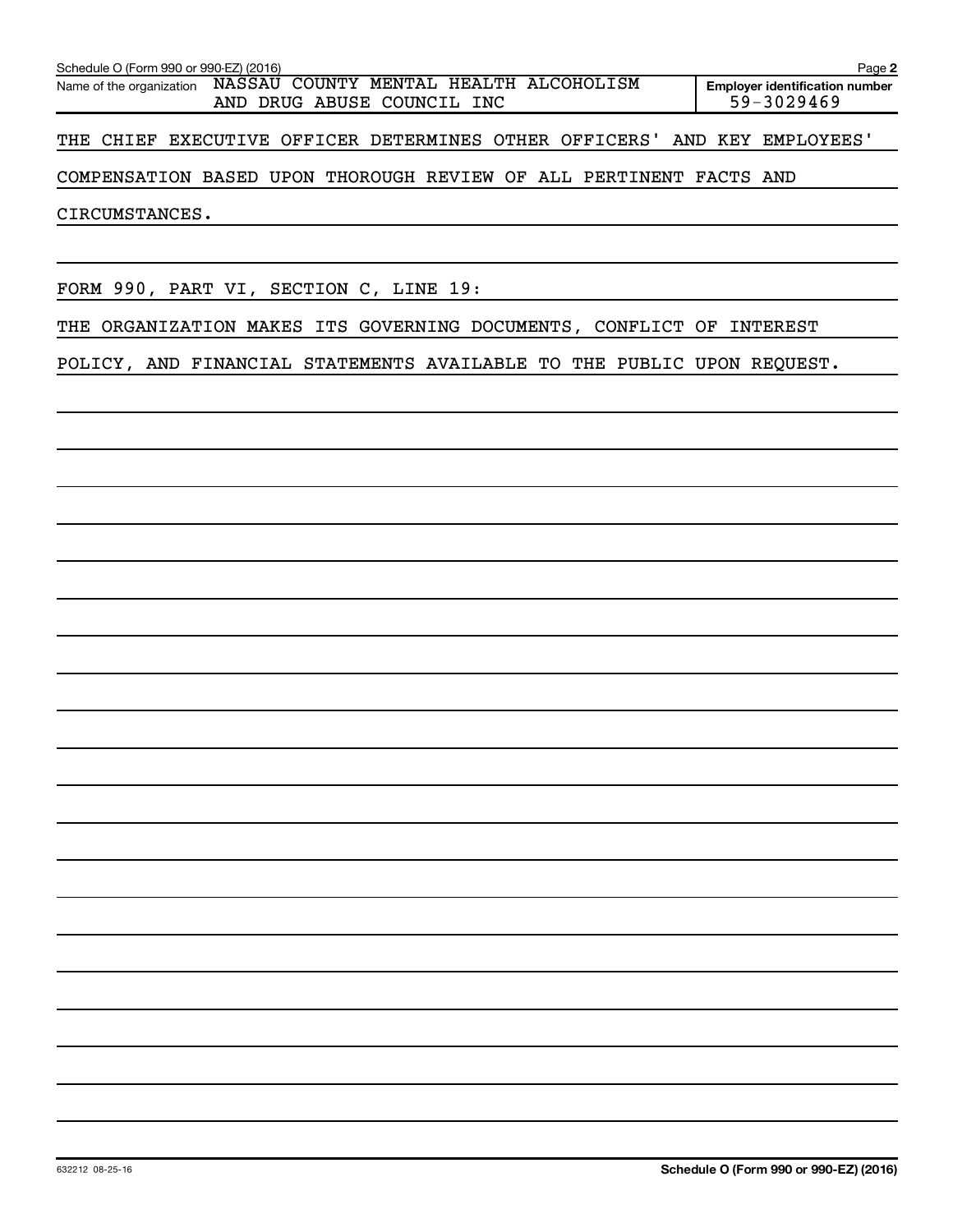Schedule O (Form 990 or 990-EZ) (2016)

Name of the organization NASSAU COUNTY MENTAL HEALTH ALCOHOLISM AND DRUG ABUSE COUNCIL INC

**Employer identification number** 59-3029469

THE CHIEF EXECUTIVE OFFICER DETERMINES OTHER OFFICERS' AND KEY EMPLOYEES' COMPENSATION BASED UPON THOROUGH REVIEW OF ALL PERTINENT FACTS AND CIRCUMSTANCES.

FORM 990, PART VI, SECTION C, LINE 19:

THE ORGANIZATION MAKES ITS GOVERNING DOCUMENTS, CONFLICT OF INTEREST POLICY, AND FINANCIAL STATEMENTS AVAILABLE TO THE PUBLIC UPON REQUEST.

632212 08-25-16

**Schedule O (Form 990 or 990-EZ) (2016)**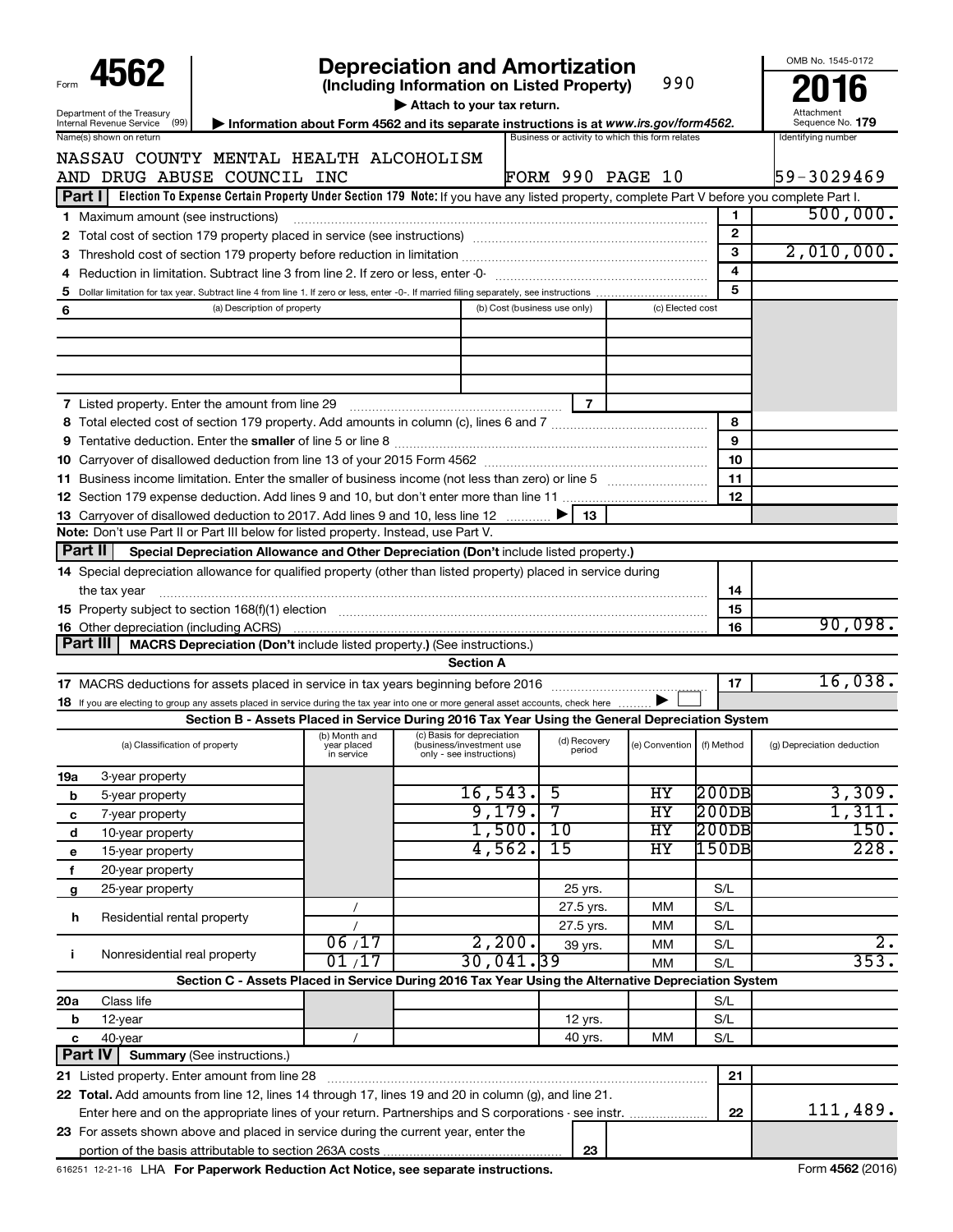# Form 4562

**Depreciation and Amortization**
**(Including Information on Listed Property)** 990

▶ Attach to your tax return.

Department of the Treasury
Internal Revenue Service (99)

▶ Information about Form 4562 and its separate instructions is at *www.irs.gov/form4562*.

OMB No. 1545-0172

**2016**

Attachment Sequence No. **179**

| Name(s) shown on return | Business or activity to which this form relates | Identifying number |
|---|---|---|
| NASSAU COUNTY MENTAL HEALTH ALCOHOLISM AND DRUG ABUSE COUNCIL INC | FORM 990 PAGE 10 | 59-3029469 |

## Part I Election To Expense Certain Property Under Section 179

**Note:** If you have any listed property, complete Part V before you complete Part I.

| | | | |
|---|---|---|---|
| 1 | Maximum amount (see instructions) | 1 | 500,000. |
| 2 | Total cost of section 179 property placed in service (see instructions) | 2 | |
| 3 | Threshold cost of section 179 property before reduction in limitation | 3 | 2,010,000. |
| 4 | Reduction in limitation. Subtract line 3 from line 2. If zero or less, enter -0- | 4 | |
| 5 | Dollar limitation for tax year. Subtract line 4 from line 1. If zero or less, enter -0-. If married filing separately, see instructions | 5 | |

| 6 | (a) Description of property | (b) Cost (business use only) | (c) Elected cost |
|---|---|---|---|
| | | | |
| | | | |
| | | | |
| | | | |

| | | | |
|---|---|---|---|
| 7 | Listed property. Enter the amount from line 29 | 7 | |
| 8 | Total elected cost of section 179 property. Add amounts in column (c), lines 6 and 7 | 8 | |
| 9 | Tentative deduction. Enter the **smaller** of line 5 or line 8 | 9 | |
| 10 | Carryover of disallowed deduction from line 13 of your 2015 Form 4562 | 10 | |
| 11 | Business income limitation. Enter the smaller of business income (not less than zero) or line 5 | 11 | |
| 12 | Section 179 expense deduction. Add lines 9 and 10, but don't enter more than line 11 | 12 | |
| 13 | Carryover of disallowed deduction to 2017. Add lines 9 and 10, less line 12 ▶ | 13 | |

**Note:** Don't use Part II or Part III below for listed property. Instead, use Part V.

## Part II Special Depreciation Allowance and Other Depreciation (Don't include listed property.)

| | | | |
|---|---|---|---|
| 14 | Special depreciation allowance for qualified property (other than listed property) placed in service during the tax year | 14 | |
| 15 | Property subject to section 168(f)(1) election | 15 | |
| 16 | Other depreciation (including ACRS) | 16 | 90,098. |

## Part III MACRS Depreciation (Don't include listed property.) (See instructions.)

### Section A

| | | | |
|---|---|---|---|
| 17 | MACRS deductions for assets placed in service in tax years beginning before 2016 | 17 | 16,038. |
| 18 | If you are electing to group any assets placed in service during the tax year into one or more general asset accounts, check here ▶ ☐ | | |

### Section B - Assets Placed in Service During 2016 Tax Year Using the General Depreciation System

| | (a) Classification of property | (b) Month and year placed in service | (c) Basis for depreciation (business/investment use only - see instructions) | (d) Recovery period | (e) Convention | (f) Method | (g) Depreciation deduction |
|---|---|---|---|---|---|---|---|
| 19a | 3-year property | | | | | | |
| b | 5-year property | | 16,543. | 5 | HY | 200DB | 3,309. |
| c | 7-year property | | 9,179. | 7 | HY | 200DB | 1,311. |
| d | 10-year property | | 1,500. | 10 | HY | 200DB | 150. |
| e | 15-year property | | 4,562. | 15 | HY | 150DB | 228. |
| f | 20-year property | | | | | | |
| g | 25-year property | | | 25 yrs. | | S/L | |
| h | Residential rental property | / | | 27.5 yrs. | MM | S/L | |
| | | / | | 27.5 yrs. | MM | S/L | |
| i | Nonresidential real property | 06 / 17 | 2,200. | 39 yrs. | MM | S/L | 2. |
| | | 01 / 17 | 30,041. | 39 | MM | S/L | 353. |

### Section C - Assets Placed in Service During 2016 Tax Year Using the Alternative Depreciation System

| | | | | | | | |
|---|---|---|---|---|---|---|---|
| 20a | Class life | | | | | S/L | |
| b | 12-year | | | 12 yrs. | | S/L | |
| c | 40-year | / | | 40 yrs. | MM | S/L | |

## Part IV Summary (See instructions.)

| | | | |
|---|---|---|---|
| 21 | Listed property. Enter amount from line 28 | 21 | |
| 22 | **Total.** Add amounts from line 12, lines 14 through 17, lines 19 and 20 in column (g), and line 21. Enter here and on the appropriate lines of your return. Partnerships and S corporations - see instr. | 22 | 111,489. |
| 23 | For assets shown above and placed in service during the current year, enter the portion of the basis attributable to section 263A costs | 23 | |

616251 12-21-16 LHA **For Paperwork Reduction Act Notice, see separate instructions.** Form **4562** (2016)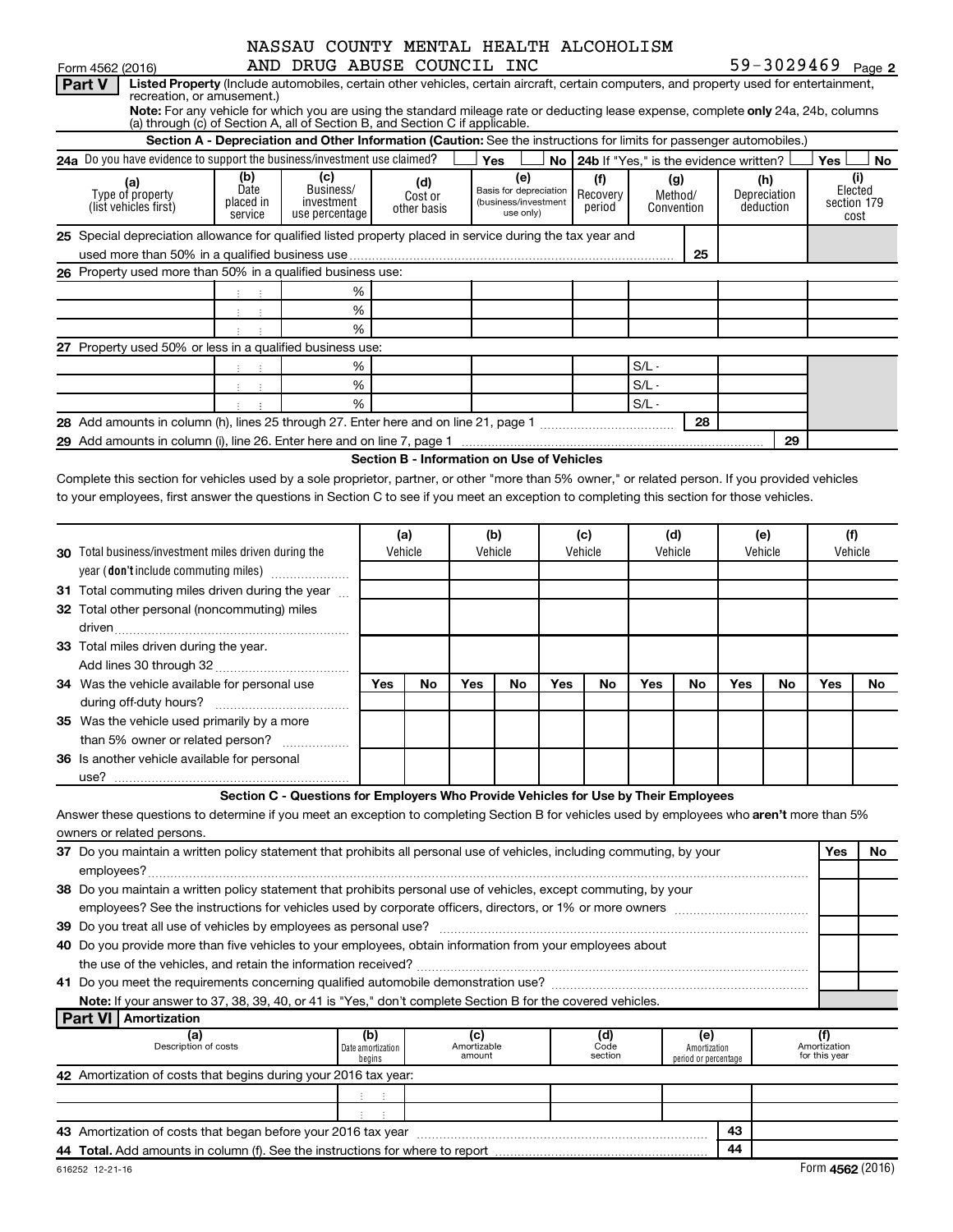NASSAU COUNTY MENTAL HEALTH ALCOHOLISM AND DRUG ABUSE COUNCIL INC

Form 4562 (2016) 59-3029469 Page 2

## Part V Listed Property

(Include automobiles, certain other vehicles, certain aircraft, certain computers, and property used for entertainment, recreation, or amusement.)

**Note:** For any vehicle for which you are using the standard mileage rate or deducting lease expense, complete **only** 24a, 24b, columns (a) through (c) of Section A, all of Section B, and Section C if applicable.

### Section A - Depreciation and Other Information (Caution: See the instructions for limits for passenger automobiles.)

24a Do you have evidence to support the business/investment use claimed? Yes No | 24b If "Yes," is the evidence written? Yes No

| (a) Type of property (list vehicles first) | (b) Date placed in service | (c) Business/investment use percentage | (d) Cost or other basis | (e) Basis for depreciation (business/investment use only) | (f) Recovery period | (g) Method/Convention | (h) Depreciation deduction | (i) Elected section 179 cost |
|---|---|---|---|---|---|---|---|---|
| **25** Special depreciation allowance for qualified listed property placed in service during the tax year and used more than 50% in a qualified business use | | | | | | 25 | | |
| **26** Property used more than 50% in a qualified business use: | | | | | | | | |
| | | % | | | | | | |
| | | % | | | | | | |
| | | % | | | | | | |
| **27** Property used 50% or less in a qualified business use: | | | | | | | | |
| | | % | | | | S/L - | | |
| | | % | | | | S/L - | | |
| | | % | | | | S/L - | | |
| **28** Add amounts in column (h), lines 25 through 27. Enter here and on line 21, page 1 | | | | | | 28 | | |
| **29** Add amounts in column (i), line 26. Enter here and on line 7, page 1 | | | | | | | 29 | |

### Section B - Information on Use of Vehicles

Complete this section for vehicles used by a sole proprietor, partner, or other "more than 5% owner," or related person. If you provided vehicles to your employees, first answer the questions in Section C to see if you meet an exception to completing this section for those vehicles.

| | (a) Vehicle | | (b) Vehicle | | (c) Vehicle | | (d) Vehicle | | (e) Vehicle | | (f) Vehicle | |
|---|---|---|---|---|---|---|---|---|---|---|---|---|
| **30** Total business/investment miles driven during the year (**don't** include commuting miles) | | | | | | | | | | | | |
| **31** Total commuting miles driven during the year | | | | | | | | | | | | |
| **32** Total other personal (noncommuting) miles driven | | | | | | | | | | | | |
| **33** Total miles driven during the year. Add lines 30 through 32 | | | | | | | | | | | | |
| | Yes | No | Yes | No | Yes | No | Yes | No | Yes | No | Yes | No |
| **34** Was the vehicle available for personal use during off-duty hours? | | | | | | | | | | | | |
| **35** Was the vehicle used primarily by a more than 5% owner or related person? | | | | | | | | | | | | |
| **36** Is another vehicle available for personal use? | | | | | | | | | | | | |

### Section C - Questions for Employers Who Provide Vehicles for Use by Their Employees

Answer these questions to determine if you meet an exception to completing Section B for vehicles used by employees who **aren't** more than 5% owners or related persons.

| | Yes | No |
|---|---|---|
| **37** Do you maintain a written policy statement that prohibits all personal use of vehicles, including commuting, by your employees? | | |
| **38** Do you maintain a written policy statement that prohibits personal use of vehicles, except commuting, by your employees? See the instructions for vehicles used by corporate officers, directors, or 1% or more owners | | |
| **39** Do you treat all use of vehicles by employees as personal use? | | |
| **40** Do you provide more than five vehicles to your employees, obtain information from your employees about the use of the vehicles, and retain the information received? | | |
| **41** Do you meet the requirements concerning qualified automobile demonstration use? | | |

**Note:** If your answer to 37, 38, 39, 40, or 41 is "Yes," don't complete Section B for the covered vehicles.

## Part VI Amortization

| (a) Description of costs | (b) Date amortization begins | (c) Amortizable amount | (d) Code section | (e) Amortization period or percentage | (f) Amortization for this year |
|---|---|---|---|---|---|
| **42** Amortization of costs that begins during your 2016 tax year: | | | | | |
| | | | | | |
| | | | | | |
| **43** Amortization of costs that began before your 2016 tax year | | | | 43 | |
| **44 Total.** Add amounts in column (f). See the instructions for where to report | | | | 44 | |

616252 12-21-16 Form **4562** (2016)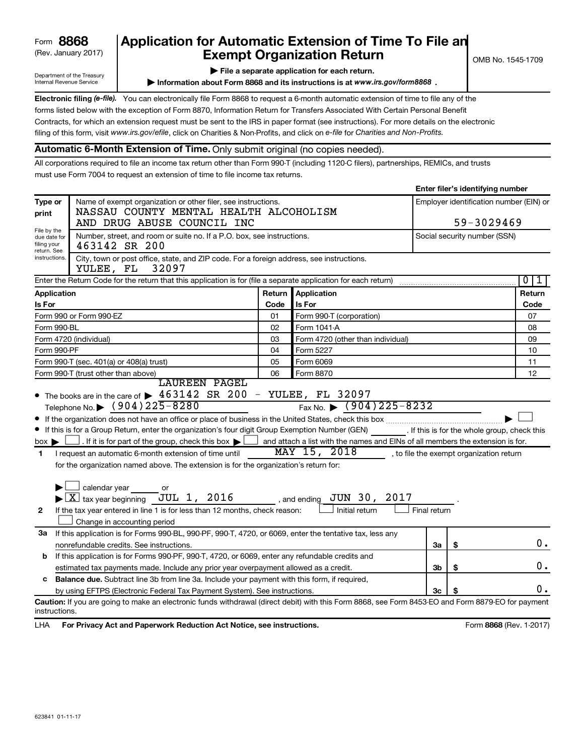Form **8868** (Rev. January 2017)

Department of the Treasury Internal Revenue Service

# Application for Automatic Extension of Time To File an Exempt Organization Return

OMB No. 1545-1709

▶ File a separate application for each return.

▶ Information about Form 8868 and its instructions is at *www.irs.gov/form8868* .

**Electronic filing** ***(e-file).*** You can electronically file Form 8868 to request a 6-month automatic extension of time to file any of the forms listed below with the exception of Form 8870, Information Return for Transfers Associated With Certain Personal Benefit Contracts, for which an extension request must be sent to the IRS in paper format (see instructions). For more details on the electronic filing of this form, visit *www.irs.gov/efile*, click on Charities & Non-Profits, and click on *e-file* for *Charities and Non-Profits.*

## Automatic 6-Month Extension of Time. Only submit original (no copies needed).

All corporations required to file an income tax return other than Form 990-T (including 1120-C filers), partnerships, REMICs, and trusts must use Form 7004 to request an extension of time to file income tax returns.

**Enter filer's identifying number**

| | | |
|---|---|---|
| **Type or print** | Name of exempt organization or other filer, see instructions.<br>NASSAU COUNTY MENTAL HEALTH ALCOHOLISM AND DRUG ABUSE COUNCIL INC | Employer identification number (EIN) or<br>59-3029469 |
| File by the due date for filing your return. See instructions. | Number, street, and room or suite no. If a P.O. box, see instructions.<br>463142 SR 200 | Social security number (SSN) |
| | City, town or post office, state, and ZIP code. For a foreign address, see instructions.<br>YULEE, FL 32097 | |

Enter the Return Code for the return that this application is for (file a separate application for each return) .......... 0 1

| Application Is For | Return Code | Application Is For | Return Code |
|---|---|---|---|
| Form 990 or Form 990-EZ | 01 | Form 990-T (corporation) | 07 |
| Form 990-BL | 02 | Form 1041-A | 08 |
| Form 4720 (individual) | 03 | Form 4720 (other than individual) | 09 |
| Form 990-PF | 04 | Form 5227 | 10 |
| Form 990-T (sec. 401(a) or 408(a) trust) | 05 | Form 6069 | 11 |
| Form 990-T (trust other than above) | 06 | Form 8870 | 12 |

- The books are in the care of ▶ LAUREEN PAGEL 463142 SR 200 - YULEE, FL 32097
  Telephone No. ▶ (904)225-8280 Fax No. ▶ (904)225-8232
- If the organization does not have an office or place of business in the United States, check this box .......... ▶ ☐
- If this is for a Group Return, enter the organization's four digit Group Exemption Number (GEN) ________. If this is for the whole group, check this box ▶ ☐. If it is for part of the group, check this box ▶ ☐ and attach a list with the names and EINs of all members the extension is for.

**1** I request an automatic 6-month extension of time until MAY 15, 2018 , to file the exempt organization return for the organization named above. The extension is for the organization's return for:

▶ ☐ calendar year ______ or

▶ ☒ tax year beginning JUL 1, 2016 , and ending JUN 30, 2017 .

**2** If the tax year entered in line 1 is for less than 12 months, check reason: ☐ Initial return ☐ Final return ☐ Change in accounting period

| | | | |
|---|---|---|---|
| **3a** If this application is for Forms 990-BL, 990-PF, 990-T, 4720, or 6069, enter the tentative tax, less any nonrefundable credits. See instructions. | **3a** | $ | 0. |
| **b** If this application is for Forms 990-PF, 990-T, 4720, or 6069, enter any refundable credits and estimated tax payments made. Include any prior year overpayment allowed as a credit. | **3b** | $ | 0. |
| **c** **Balance due.** Subtract line 3b from line 3a. Include your payment with this form, if required, by using EFTPS (Electronic Federal Tax Payment System). See instructions. | **3c** | $ | 0. |

**Caution:** If you are going to make an electronic funds withdrawal (direct debit) with this Form 8868, see Form 8453-EO and Form 8879-EO for payment instructions.

LHA **For Privacy Act and Paperwork Reduction Act Notice, see instructions.** Form **8868** (Rev. 1-2017)

623841 01-11-17